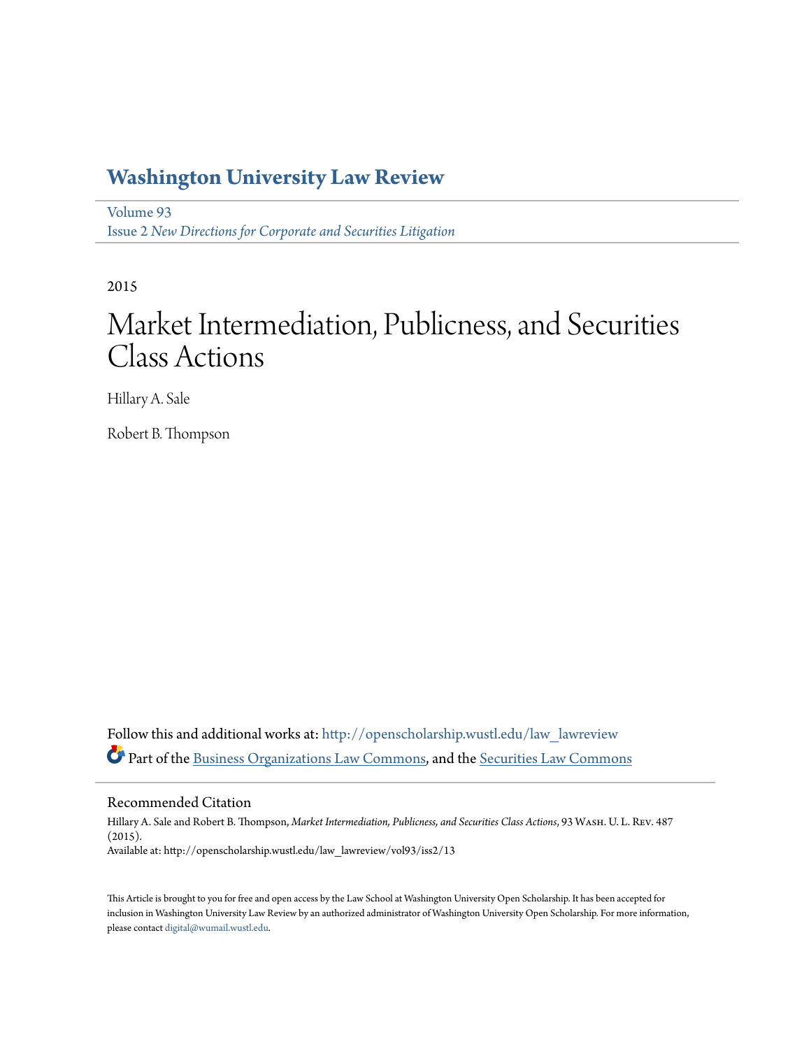# Washington University Law Review

Volume 93
Issue 2 *New Directions for Corporate and Securities Litigation*

2015

# Market Intermediation, Publicness, and Securities Class Actions

Hillary A. Sale

Robert B. Thompson

Follow this and additional works at: http://openscholarship.wustl.edu/law_lawreview

Part of the Business Organizations Law Commons, and the Securities Law Commons

## Recommended Citation

Hillary A. Sale and Robert B. Thompson, *Market Intermediation, Publicness, and Securities Class Actions*, 93 Wash. U. L. Rev. 487 (2015).
Available at: http://openscholarship.wustl.edu/law_lawreview/vol93/iss2/13

This Article is brought to you for free and open access by the Law School at Washington University Open Scholarship. It has been accepted for inclusion in Washington University Law Review by an authorized administrator of Washington University Open Scholarship. For more information, please contact digital@wumail.wustl.edu.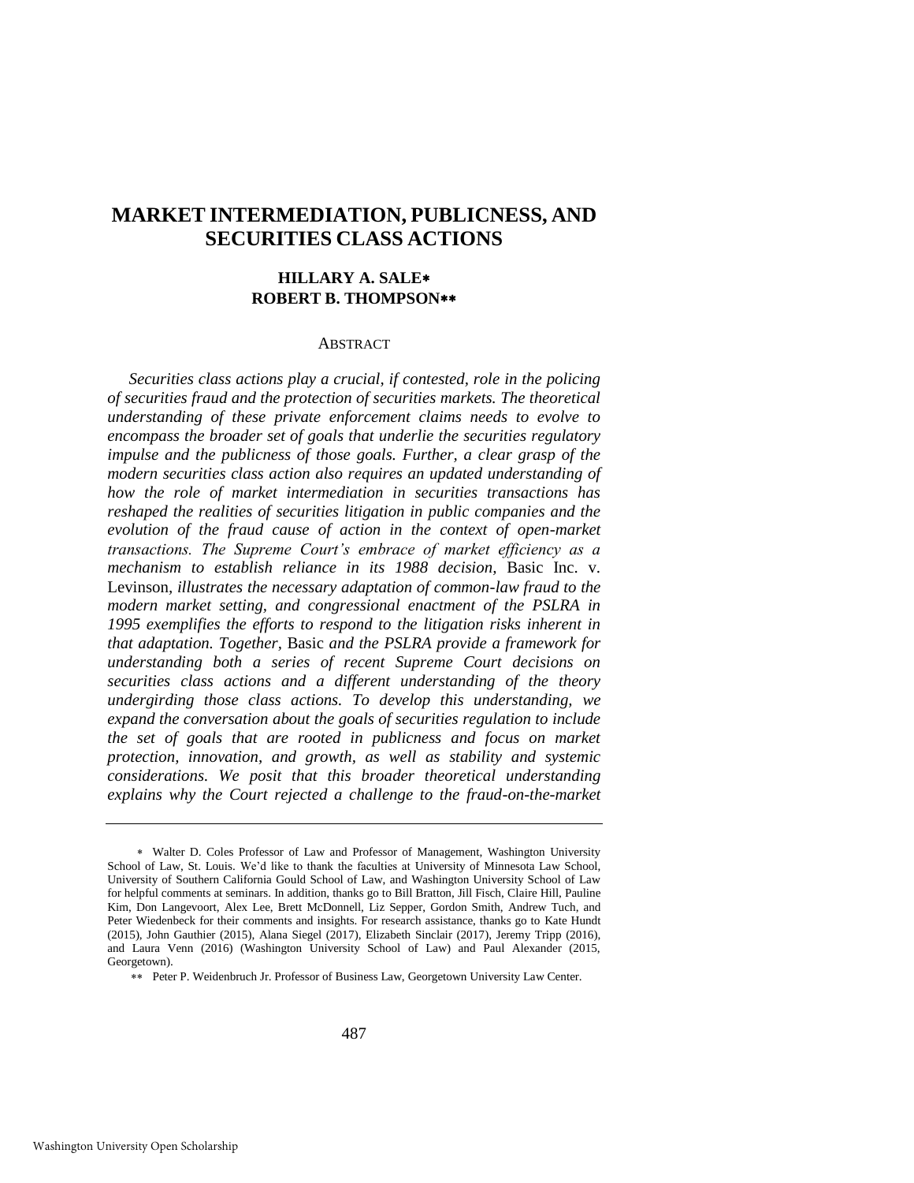# MARKET INTERMEDIATION, PUBLICNESS, AND SECURITIES CLASS ACTIONS

**HILLARY A. SALE***
**ROBERT B. THOMPSON****

ABSTRACT

*Securities class actions play a crucial, if contested, role in the policing of securities fraud and the protection of securities markets. The theoretical understanding of these private enforcement claims needs to evolve to encompass the broader set of goals that underlie the securities regulatory impulse and the publicness of those goals. Further, a clear grasp of the modern securities class action also requires an updated understanding of how the role of market intermediation in securities transactions has reshaped the realities of securities litigation in public companies and the evolution of the fraud cause of action in the context of open-market transactions. The Supreme Court's embrace of market efficiency as a mechanism to establish reliance in its 1988 decision,* Basic Inc. v. Levinson, *illustrates the necessary adaptation of common-law fraud to the modern market setting, and congressional enactment of the PSLRA in 1995 exemplifies the efforts to respond to the litigation risks inherent in that adaptation. Together,* Basic *and the PSLRA provide a framework for understanding both a series of recent Supreme Court decisions on securities class actions and a different understanding of the theory undergirding those class actions. To develop this understanding, we expand the conversation about the goals of securities regulation to include the set of goals that are rooted in publicness and focus on market protection, innovation, and growth, as well as stability and systemic considerations. We posit that this broader theoretical understanding explains why the Court rejected a challenge to the fraud-on-the-market*

---

* Walter D. Coles Professor of Law and Professor of Management, Washington University School of Law, St. Louis. We'd like to thank the faculties at University of Minnesota Law School, University of Southern California Gould School of Law, and Washington University School of Law for helpful comments at seminars. In addition, thanks go to Bill Bratton, Jill Fisch, Claire Hill, Pauline Kim, Don Langevoort, Alex Lee, Brett McDonnell, Liz Sepper, Gordon Smith, Andrew Tuch, and Peter Wiedenbeck for their comments and insights. For research assistance, thanks go to Kate Hundt (2015), John Gauthier (2015), Alana Siegel (2017), Elizabeth Sinclair (2017), Jeremy Tripp (2016), and Laura Venn (2016) (Washington University School of Law) and Paul Alexander (2015, Georgetown).

** Peter P. Weidenbruch Jr. Professor of Business Law, Georgetown University Law Center.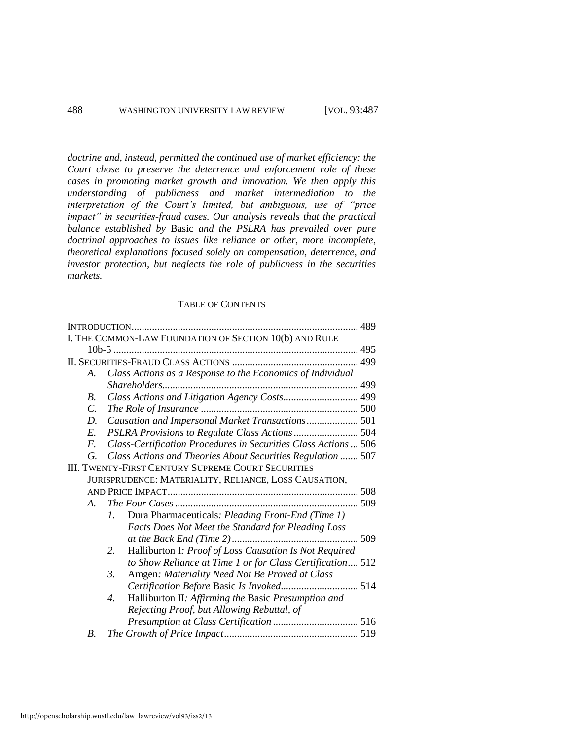*doctrine and, instead, permitted the continued use of market efficiency: the Court chose to preserve the deterrence and enforcement role of these cases in promoting market growth and innovation. We then apply this understanding of publicness and market intermediation to the interpretation of the Court's limited, but ambiguous, use of "price impact" in securities-fraud cases. Our analysis reveals that the practical balance established by* Basic *and the PSLRA has prevailed over pure doctrinal approaches to issues like reliance or other, more incomplete, theoretical explanations focused solely on compensation, deterrence, and investor protection, but neglects the role of publicness in the securities markets.*

TABLE OF CONTENTS

INTRODUCTION ........ 489

I. THE COMMON-LAW FOUNDATION OF SECTION 10(b) AND RULE 10b-5 ........ 495

II. SECURITIES-FRAUD CLASS ACTIONS ........ 499

- A. *Class Actions as a Response to the Economics of Individual Shareholders* ........ 499
- B. *Class Actions and Litigation Agency Costs* ........ 499
- C. *The Role of Insurance* ........ 500
- D. *Causation and Impersonal Market Transactions* ........ 501
- E. *PSLRA Provisions to Regulate Class Actions* ........ 504
- F. *Class-Certification Procedures in Securities Class Actions* ... 506
- G. *Class Actions and Theories About Securities Regulation* ....... 507

III. TWENTY-FIRST CENTURY SUPREME COURT SECURITIES JURISPRUDENCE: MATERIALITY, RELIANCE, LOSS CAUSATION, AND PRICE IMPACT ........ 508

- A. *The Four Cases* ........ 509
  1. Dura Pharmaceuticals*: Pleading Front-End (Time 1) Facts Does Not Meet the Standard for Pleading Loss at the Back End (Time 2)* ........ 509
  2. Halliburton I*: Proof of Loss Causation Is Not Required to Show Reliance at Time 1 or for Class Certification* .... 512
  3. Amgen*: Materiality Need Not Be Proved at Class Certification Before* Basic *Is Invoked* ........ 514
  4. Halliburton II*: Affirming the* Basic *Presumption and Rejecting Proof, but Allowing Rebuttal, of Presumption at Class Certification* ........ 516
- B. *The Growth of Price Impact* ........ 519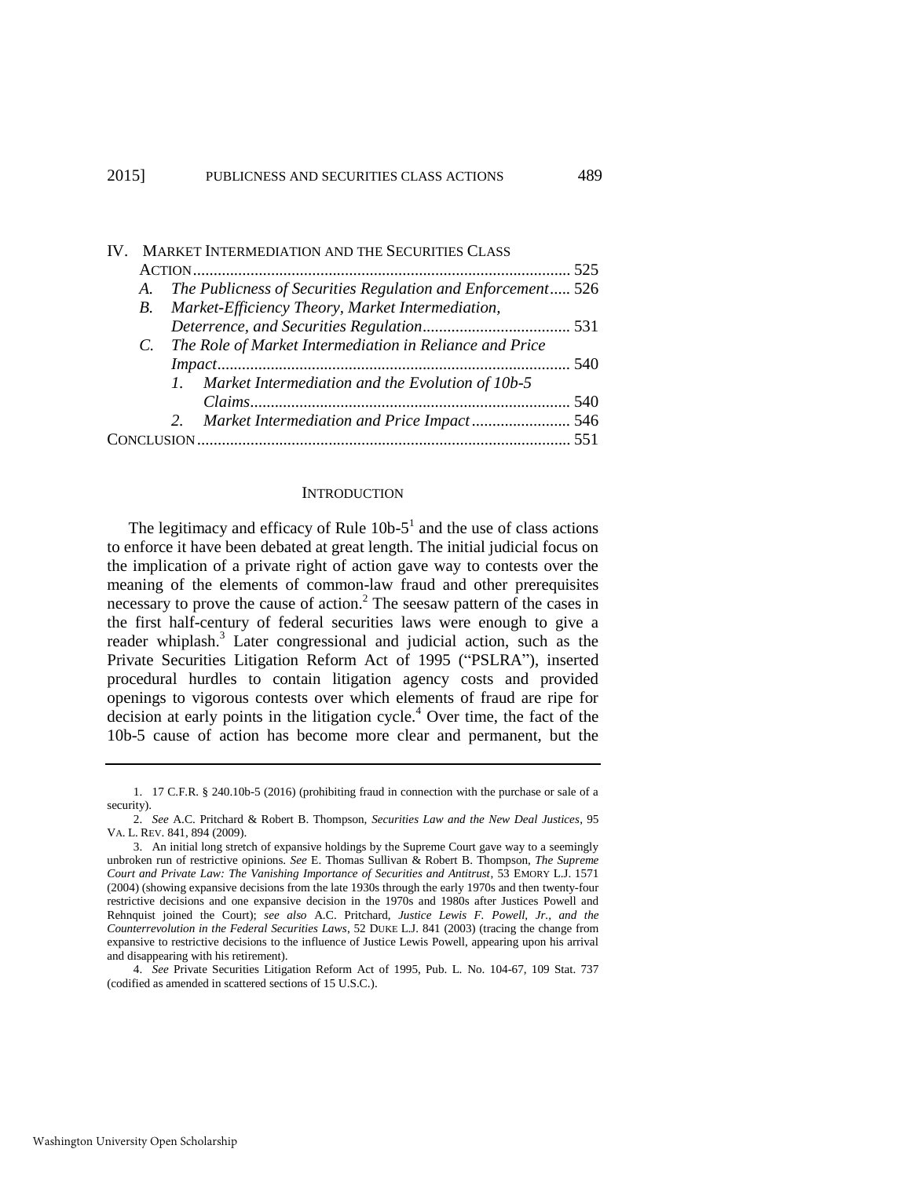IV. MARKET INTERMEDIATION AND THE SECURITIES CLASS ACTION ... 525
- A. *The Publicness of Securities Regulation and Enforcement* ... 526
- B. *Market-Efficiency Theory, Market Intermediation, Deterrence, and Securities Regulation* ... 531
- C. *The Role of Market Intermediation in Reliance and Price Impact* ... 540
  - 1. *Market Intermediation and the Evolution of 10b-5 Claims* ... 540
  - 2. *Market Intermediation and Price Impact* ... 546

CONCLUSION ... 551

## INTRODUCTION

The legitimacy and efficacy of Rule 10b-5[1] and the use of class actions to enforce it have been debated at great length. The initial judicial focus on the implication of a private right of action gave way to contests over the meaning of the elements of common-law fraud and other prerequisites necessary to prove the cause of action.[2] The seesaw pattern of the cases in the first half-century of federal securities laws were enough to give a reader whiplash.[3] Later congressional and judicial action, such as the Private Securities Litigation Reform Act of 1995 ("PSLRA"), inserted procedural hurdles to contain litigation agency costs and provided openings to vigorous contests over which elements of fraud are ripe for decision at early points in the litigation cycle.[4] Over time, the fact of the 10b-5 cause of action has become more clear and permanent, but the

---

1. 17 C.F.R. § 240.10b-5 (2016) (prohibiting fraud in connection with the purchase or sale of a security).

2. *See* A.C. Pritchard & Robert B. Thompson, *Securities Law and the New Deal Justices*, 95 VA. L. REV. 841, 894 (2009).

3. An initial long stretch of expansive holdings by the Supreme Court gave way to a seemingly unbroken run of restrictive opinions. *See* E. Thomas Sullivan & Robert B. Thompson, *The Supreme Court and Private Law: The Vanishing Importance of Securities and Antitrust*, 53 EMORY L.J. 1571 (2004) (showing expansive decisions from the late 1930s through the early 1970s and then twenty-four restrictive decisions and one expansive decision in the 1970s and 1980s after Justices Powell and Rehnquist joined the Court); *see also* A.C. Pritchard, *Justice Lewis F. Powell, Jr., and the Counterrevolution in the Federal Securities Laws*, 52 DUKE L.J. 841 (2003) (tracing the change from expansive to restrictive decisions to the influence of Justice Lewis Powell, appearing upon his arrival and disappearing with his retirement).

4. *See* Private Securities Litigation Reform Act of 1995, Pub. L. No. 104-67, 109 Stat. 737 (codified as amended in scattered sections of 15 U.S.C.).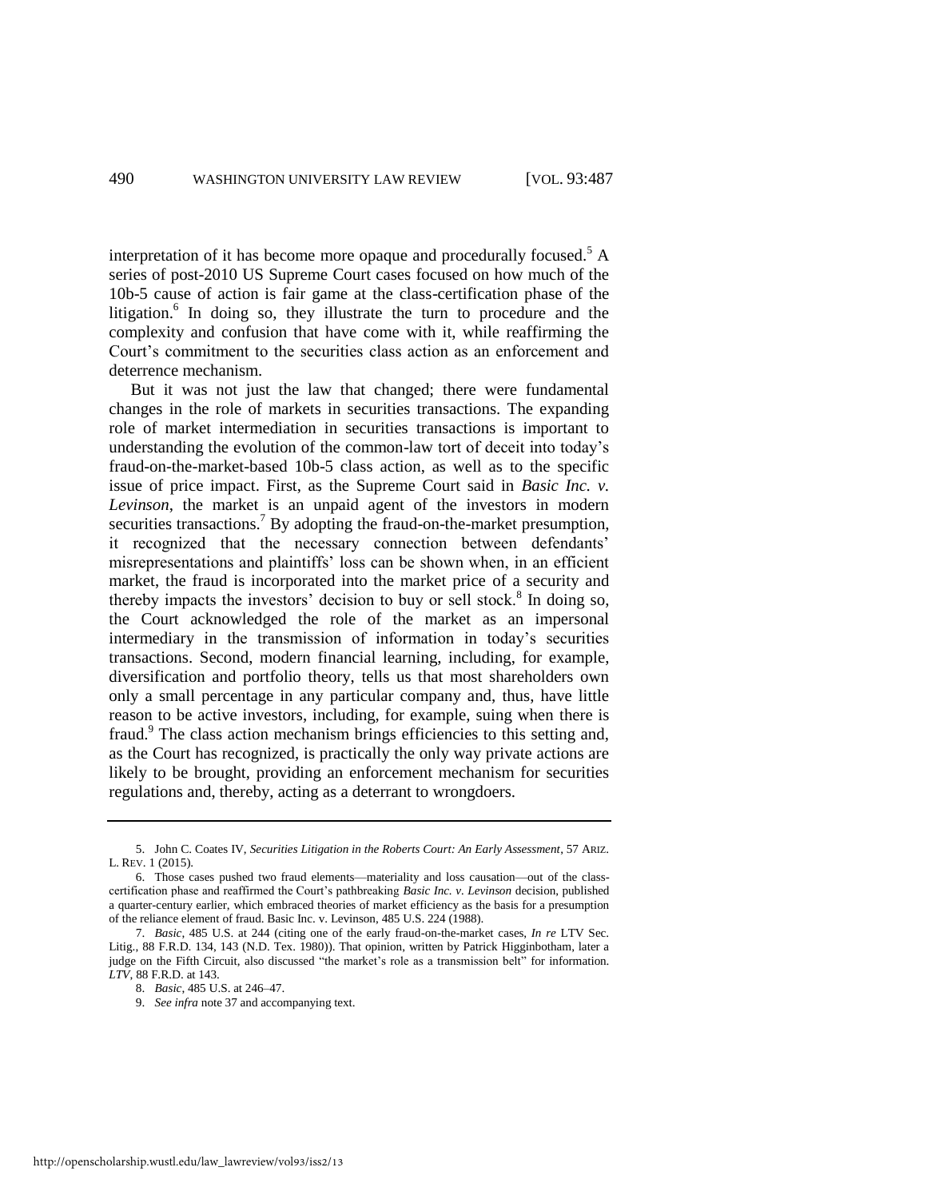interpretation of it has become more opaque and procedurally focused.[5] A series of post-2010 US Supreme Court cases focused on how much of the 10b-5 cause of action is fair game at the class-certification phase of the litigation.[6] In doing so, they illustrate the turn to procedure and the complexity and confusion that have come with it, while reaffirming the Court's commitment to the securities class action as an enforcement and deterrence mechanism.

But it was not just the law that changed; there were fundamental changes in the role of markets in securities transactions. The expanding role of market intermediation in securities transactions is important to understanding the evolution of the common-law tort of deceit into today's fraud-on-the-market-based 10b-5 class action, as well as to the specific issue of price impact. First, as the Supreme Court said in *Basic Inc. v. Levinson*, the market is an unpaid agent of the investors in modern securities transactions.[7] By adopting the fraud-on-the-market presumption, it recognized that the necessary connection between defendants' misrepresentations and plaintiffs' loss can be shown when, in an efficient market, the fraud is incorporated into the market price of a security and thereby impacts the investors' decision to buy or sell stock.[8] In doing so, the Court acknowledged the role of the market as an impersonal intermediary in the transmission of information in today's securities transactions. Second, modern financial learning, including, for example, diversification and portfolio theory, tells us that most shareholders own only a small percentage in any particular company and, thus, have little reason to be active investors, including, for example, suing when there is fraud.[9] The class action mechanism brings efficiencies to this setting and, as the Court has recognized, is practically the only way private actions are likely to be brought, providing an enforcement mechanism for securities regulations and, thereby, acting as a deterrant to wrongdoers.

---

5. John C. Coates IV, *Securities Litigation in the Roberts Court: An Early Assessment*, 57 ARIZ. L. REV. 1 (2015).

6. Those cases pushed two fraud elements—materiality and loss causation—out of the class-certification phase and reaffirmed the Court's pathbreaking *Basic Inc. v. Levinson* decision, published a quarter-century earlier, which embraced theories of market efficiency as the basis for a presumption of the reliance element of fraud. Basic Inc. v. Levinson, 485 U.S. 224 (1988).

7. *Basic*, 485 U.S. at 244 (citing one of the early fraud-on-the-market cases, *In re* LTV Sec. Litig., 88 F.R.D. 134, 143 (N.D. Tex. 1980)). That opinion, written by Patrick Higginbotham, later a judge on the Fifth Circuit, also discussed "the market's role as a transmission belt" for information. *LTV*, 88 F.R.D. at 143.

8. *Basic*, 485 U.S. at 246–47.

9. *See infra* note 37 and accompanying text.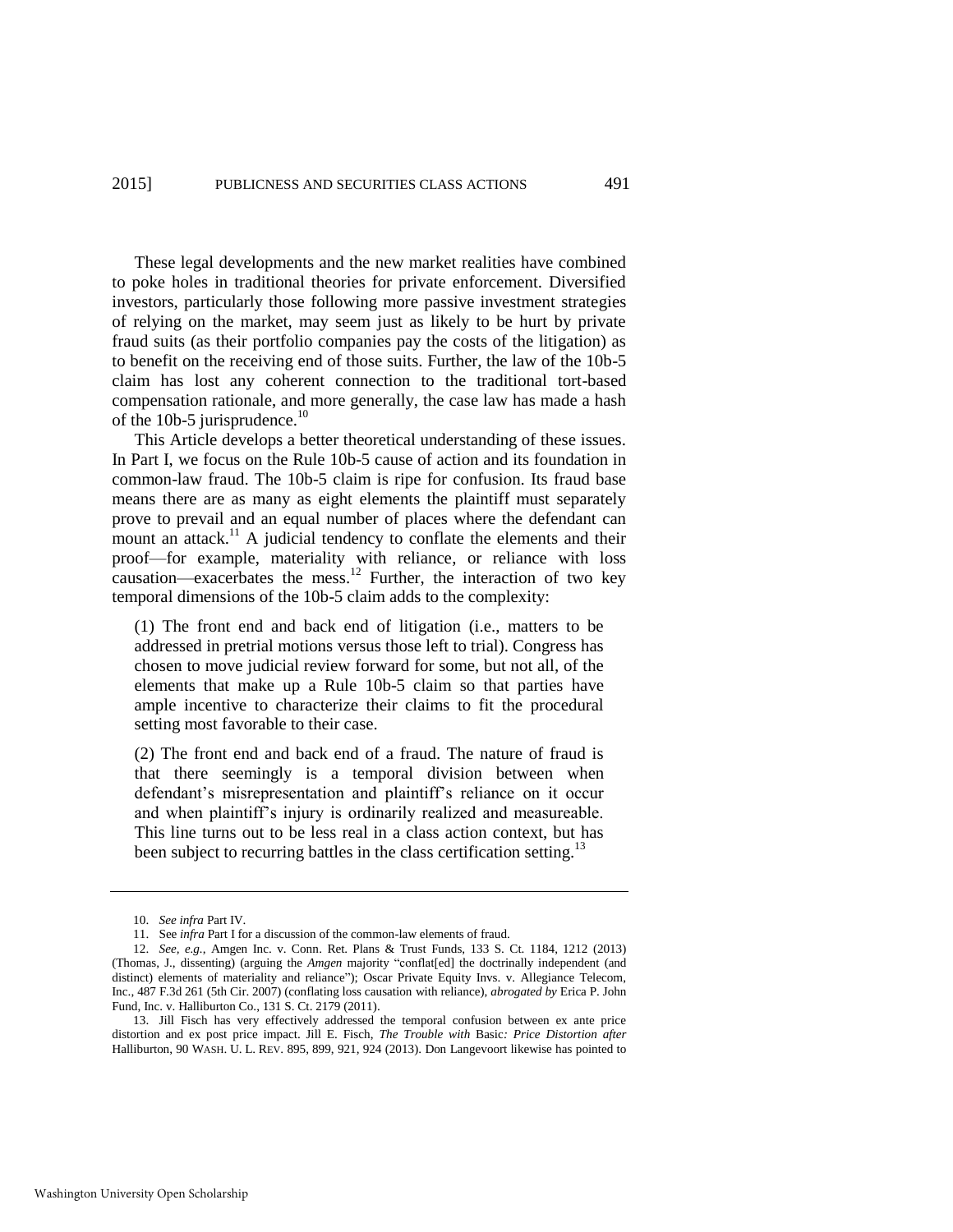These legal developments and the new market realities have combined to poke holes in traditional theories for private enforcement. Diversified investors, particularly those following more passive investment strategies of relying on the market, may seem just as likely to be hurt by private fraud suits (as their portfolio companies pay the costs of the litigation) as to benefit on the receiving end of those suits. Further, the law of the 10b-5 claim has lost any coherent connection to the traditional tort-based compensation rationale, and more generally, the case law has made a hash of the 10b-5 jurisprudence.[10]

This Article develops a better theoretical understanding of these issues. In Part I, we focus on the Rule 10b-5 cause of action and its foundation in common-law fraud. The 10b-5 claim is ripe for confusion. Its fraud base means there are as many as eight elements the plaintiff must separately prove to prevail and an equal number of places where the defendant can mount an attack.[11] A judicial tendency to conflate the elements and their proof—for example, materiality with reliance, or reliance with loss causation—exacerbates the mess.[12] Further, the interaction of two key temporal dimensions of the 10b-5 claim adds to the complexity:

> (1) The front end and back end of litigation (i.e., matters to be addressed in pretrial motions versus those left to trial). Congress has chosen to move judicial review forward for some, but not all, of the elements that make up a Rule 10b-5 claim so that parties have ample incentive to characterize their claims to fit the procedural setting most favorable to their case.
>
> (2) The front end and back end of a fraud. The nature of fraud is that there seemingly is a temporal division between when defendant's misrepresentation and plaintiff's reliance on it occur and when plaintiff's injury is ordinarily realized and measureable. This line turns out to be less real in a class action context, but has been subject to recurring battles in the class certification setting.[13]

---

10. *See infra* Part IV.

11. See *infra* Part I for a discussion of the common-law elements of fraud.

12. *See, e.g.*, Amgen Inc. v. Conn. Ret. Plans & Trust Funds, 133 S. Ct. 1184, 1212 (2013) (Thomas, J., dissenting) (arguing the *Amgen* majority "conflat[ed] the doctrinally independent (and distinct) elements of materiality and reliance"); Oscar Private Equity Invs. v. Allegiance Telecom, Inc., 487 F.3d 261 (5th Cir. 2007) (conflating loss causation with reliance), *abrogated by* Erica P. John Fund, Inc. v. Halliburton Co., 131 S. Ct. 2179 (2011).

13. Jill Fisch has very effectively addressed the temporal confusion between ex ante price distortion and ex post price impact. Jill E. Fisch, *The Trouble with* Basic*: Price Distortion after* Halliburton, 90 WASH. U. L. REV. 895, 899, 921, 924 (2013). Don Langevoort likewise has pointed to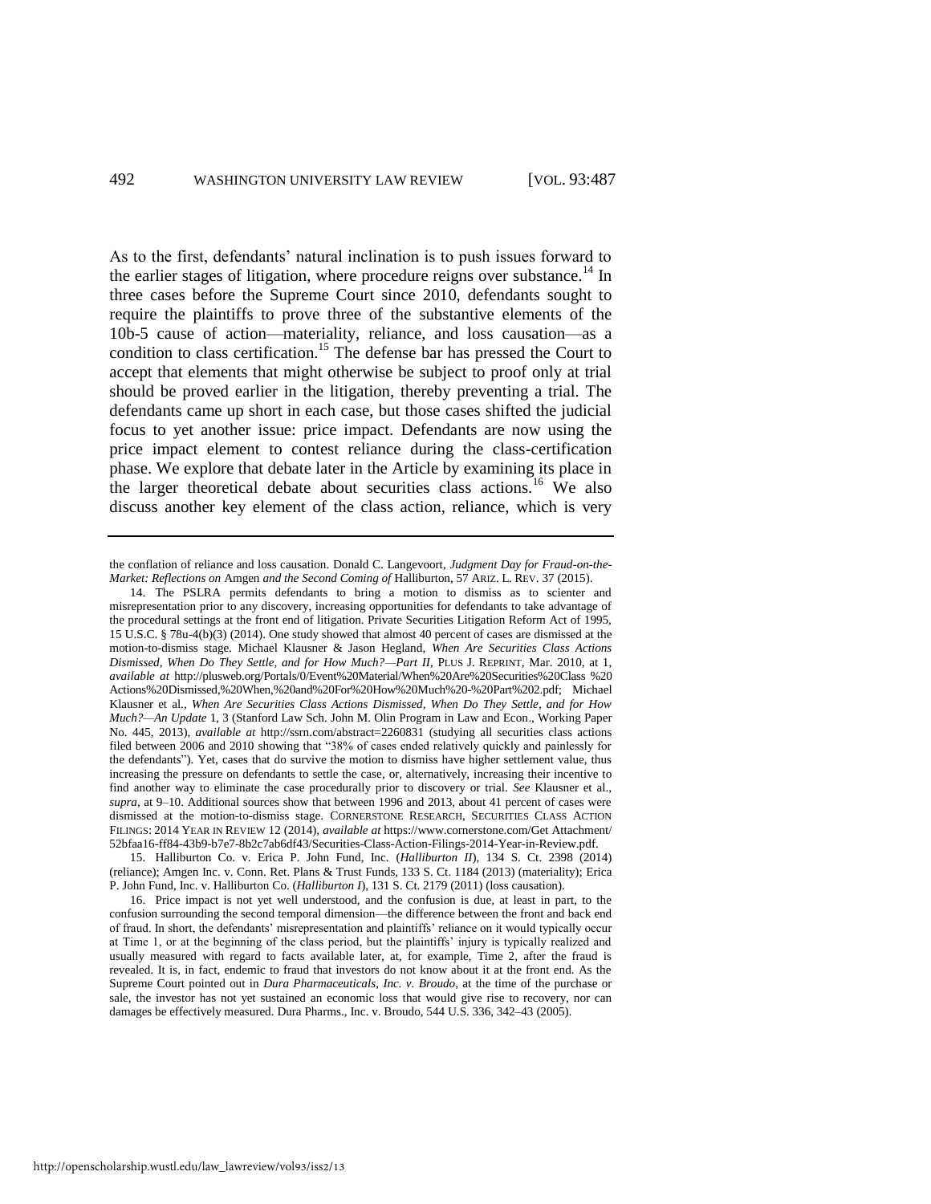As to the first, defendants' natural inclination is to push issues forward to the earlier stages of litigation, where procedure reigns over substance.[14] In three cases before the Supreme Court since 2010, defendants sought to require the plaintiffs to prove three of the substantive elements of the 10b-5 cause of action—materiality, reliance, and loss causation—as a condition to class certification.[15] The defense bar has pressed the Court to accept that elements that might otherwise be subject to proof only at trial should be proved earlier in the litigation, thereby preventing a trial. The defendants came up short in each case, but those cases shifted the judicial focus to yet another issue: price impact. Defendants are now using the price impact element to contest reliance during the class-certification phase. We explore that debate later in the Article by examining its place in the larger theoretical debate about securities class actions.[16] We also discuss another key element of the class action, reliance, which is very

---

the conflation of reliance and loss causation. Donald C. Langevoort, *Judgment Day for Fraud-on-the-Market: Reflections on* Amgen *and the Second Coming of* Halliburton, 57 ARIZ. L. REV. 37 (2015).

14. The PSLRA permits defendants to bring a motion to dismiss as to scienter and misrepresentation prior to any discovery, increasing opportunities for defendants to take advantage of the procedural settings at the front end of litigation. Private Securities Litigation Reform Act of 1995, 15 U.S.C. § 78u-4(b)(3) (2014). One study showed that almost 40 percent of cases are dismissed at the motion-to-dismiss stage. Michael Klausner & Jason Hegland, *When Are Securities Class Actions Dismissed, When Do They Settle, and for How Much?—Part II*, PLUS J. REPRINT, Mar. 2010, at 1, *available at* http://plusweb.org/Portals/0/Event%20Material/When%20Are%20Securities%20Class %20 Actions%20Dismissed,%20When,%20and%20For%20How%20Much%20-%20Part%202.pdf; Michael Klausner et al., *When Are Securities Class Actions Dismissed, When Do They Settle, and for How Much?—An Update* 1, 3 (Stanford Law Sch. John M. Olin Program in Law and Econ., Working Paper No. 445, 2013), *available at* http://ssrn.com/abstract=2260831 (studying all securities class actions filed between 2006 and 2010 showing that "38% of cases ended relatively quickly and painlessly for the defendants"). Yet, cases that do survive the motion to dismiss have higher settlement value, thus increasing the pressure on defendants to settle the case, or, alternatively, increasing their incentive to find another way to eliminate the case procedurally prior to discovery or trial. *See* Klausner et al., *supra*, at 9–10. Additional sources show that between 1996 and 2013, about 41 percent of cases were dismissed at the motion-to-dismiss stage. CORNERSTONE RESEARCH, SECURITIES CLASS ACTION FILINGS: 2014 YEAR IN REVIEW 12 (2014), *available at* https://www.cornerstone.com/Get Attachment/ 52bfaa16-ff84-43b9-b7e7-8b2c7ab6df43/Securities-Class-Action-Filings-2014-Year-in-Review.pdf.

15. Halliburton Co. v. Erica P. John Fund, Inc. (*Halliburton II*), 134 S. Ct. 2398 (2014) (reliance); Amgen Inc. v. Conn. Ret. Plans & Trust Funds, 133 S. Ct. 1184 (2013) (materiality); Erica P. John Fund, Inc. v. Halliburton Co. (*Halliburton I*), 131 S. Ct. 2179 (2011) (loss causation).

16. Price impact is not yet well understood, and the confusion is due, at least in part, to the confusion surrounding the second temporal dimension—the difference between the front and back end of fraud. In short, the defendants' misrepresentation and plaintiffs' reliance on it would typically occur at Time 1, or at the beginning of the class period, but the plaintiffs' injury is typically realized and usually measured with regard to facts available later, at, for example, Time 2, after the fraud is revealed. It is, in fact, endemic to fraud that investors do not know about it at the front end. As the Supreme Court pointed out in *Dura Pharmaceuticals, Inc. v. Broudo*, at the time of the purchase or sale, the investor has not yet sustained an economic loss that would give rise to recovery, nor can damages be effectively measured. Dura Pharms., Inc. v. Broudo, 544 U.S. 336, 342–43 (2005).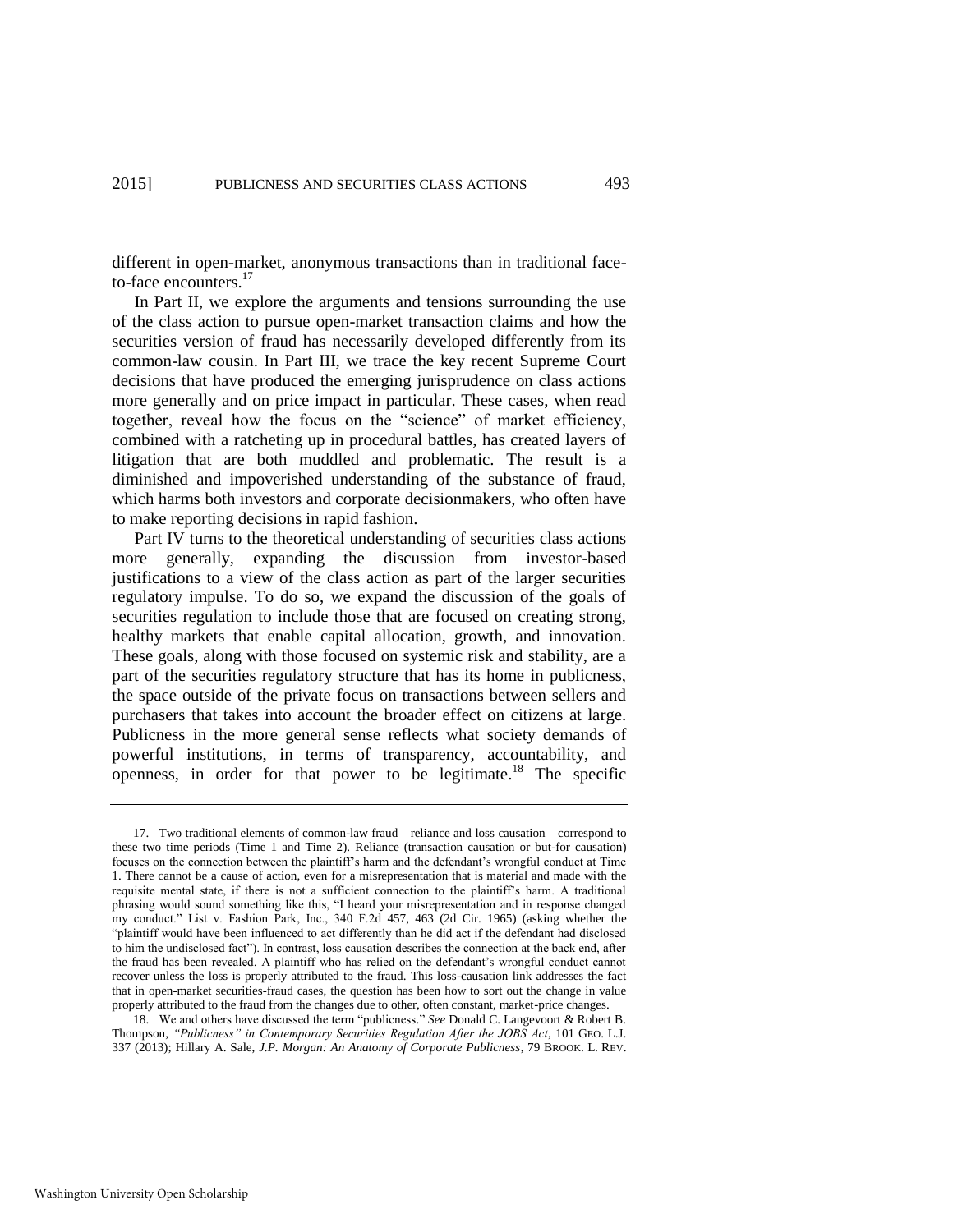different in open-market, anonymous transactions than in traditional face-to-face encounters.[17]

In Part II, we explore the arguments and tensions surrounding the use of the class action to pursue open-market transaction claims and how the securities version of fraud has necessarily developed differently from its common-law cousin. In Part III, we trace the key recent Supreme Court decisions that have produced the emerging jurisprudence on class actions more generally and on price impact in particular. These cases, when read together, reveal how the focus on the "science" of market efficiency, combined with a ratcheting up in procedural battles, has created layers of litigation that are both muddled and problematic. The result is a diminished and impoverished understanding of the substance of fraud, which harms both investors and corporate decisionmakers, who often have to make reporting decisions in rapid fashion.

Part IV turns to the theoretical understanding of securities class actions more generally, expanding the discussion from investor-based justifications to a view of the class action as part of the larger securities regulatory impulse. To do so, we expand the discussion of the goals of securities regulation to include those that are focused on creating strong, healthy markets that enable capital allocation, growth, and innovation. These goals, along with those focused on systemic risk and stability, are a part of the securities regulatory structure that has its home in publicness, the space outside of the private focus on transactions between sellers and purchasers that takes into account the broader effect on citizens at large. Publicness in the more general sense reflects what society demands of powerful institutions, in terms of transparency, accountability, and openness, in order for that power to be legitimate.[18] The specific

---

17. Two traditional elements of common-law fraud—reliance and loss causation—correspond to these two time periods (Time 1 and Time 2). Reliance (transaction causation or but-for causation) focuses on the connection between the plaintiff's harm and the defendant's wrongful conduct at Time 1. There cannot be a cause of action, even for a misrepresentation that is material and made with the requisite mental state, if there is not a sufficient connection to the plaintiff's harm. A traditional phrasing would sound something like this, "I heard your misrepresentation and in response changed my conduct." List v. Fashion Park, Inc., 340 F.2d 457, 463 (2d Cir. 1965) (asking whether the "plaintiff would have been influenced to act differently than he did act if the defendant had disclosed to him the undisclosed fact"). In contrast, loss causation describes the connection at the back end, after the fraud has been revealed. A plaintiff who has relied on the defendant's wrongful conduct cannot recover unless the loss is properly attributed to the fraud. This loss-causation link addresses the fact that in open-market securities-fraud cases, the question has been how to sort out the change in value properly attributed to the fraud from the changes due to other, often constant, market-price changes.

18. We and others have discussed the term "publicness." *See* Donald C. Langevoort & Robert B. Thompson, *"Publicness" in Contemporary Securities Regulation After the JOBS Act*, 101 GEO. L.J. 337 (2013); Hillary A. Sale, *J.P. Morgan: An Anatomy of Corporate Publicness*, 79 BROOK. L. REV.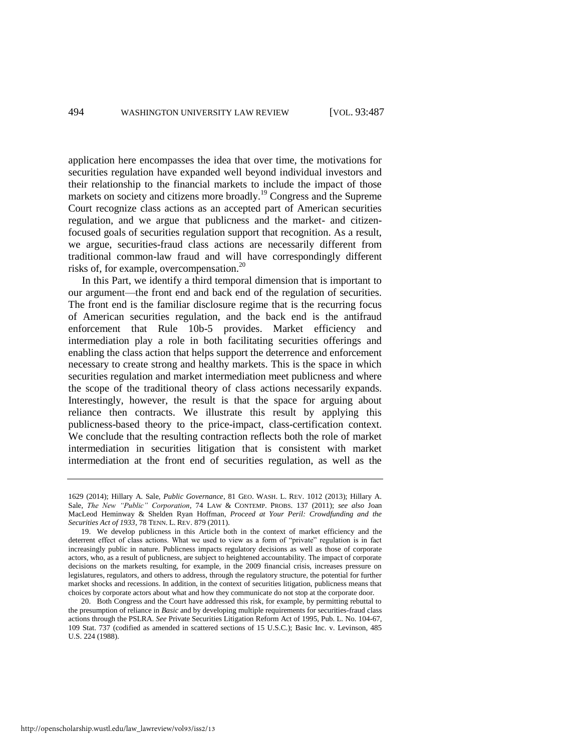application here encompasses the idea that over time, the motivations for securities regulation have expanded well beyond individual investors and their relationship to the financial markets to include the impact of those markets on society and citizens more broadly.[19] Congress and the Supreme Court recognize class actions as an accepted part of American securities regulation, and we argue that publicness and the market- and citizen-focused goals of securities regulation support that recognition. As a result, we argue, securities-fraud class actions are necessarily different from traditional common-law fraud and will have correspondingly different risks of, for example, overcompensation.[20]

In this Part, we identify a third temporal dimension that is important to our argument—the front end and back end of the regulation of securities. The front end is the familiar disclosure regime that is the recurring focus of American securities regulation, and the back end is the antifraud enforcement that Rule 10b-5 provides. Market efficiency and intermediation play a role in both facilitating securities offerings and enabling the class action that helps support the deterrence and enforcement necessary to create strong and healthy markets. This is the space in which securities regulation and market intermediation meet publicness and where the scope of the traditional theory of class actions necessarily expands. Interestingly, however, the result is that the space for arguing about reliance then contracts. We illustrate this result by applying this publicness-based theory to the price-impact, class-certification context. We conclude that the resulting contraction reflects both the role of market intermediation in securities litigation that is consistent with market intermediation at the front end of securities regulation, as well as the

---

1629 (2014); Hillary A. Sale, *Public Governance*, 81 GEO. WASH. L. REV. 1012 (2013); Hillary A. Sale, *The New "Public" Corporation*, 74 LAW & CONTEMP. PROBS. 137 (2011); *see also* Joan MacLeod Heminway & Shelden Ryan Hoffman, *Proceed at Your Peril: Crowdfunding and the Securities Act of 1933*, 78 TENN. L. REV. 879 (2011).

19. We develop publicness in this Article both in the context of market efficiency and the deterrent effect of class actions. What we used to view as a form of "private" regulation is in fact increasingly public in nature. Publicness impacts regulatory decisions as well as those of corporate actors, who, as a result of publicness, are subject to heightened accountability. The impact of corporate decisions on the markets resulting, for example, in the 2009 financial crisis, increases pressure on legislatures, regulators, and others to address, through the regulatory structure, the potential for further market shocks and recessions. In addition, in the context of securities litigation, publicness means that choices by corporate actors about what and how they communicate do not stop at the corporate door.

20. Both Congress and the Court have addressed this risk, for example, by permitting rebuttal to the presumption of reliance in *Basic* and by developing multiple requirements for securities-fraud class actions through the PSLRA. *See* Private Securities Litigation Reform Act of 1995, Pub. L. No. 104-67, 109 Stat. 737 (codified as amended in scattered sections of 15 U.S.C.); Basic Inc. v. Levinson, 485 U.S. 224 (1988).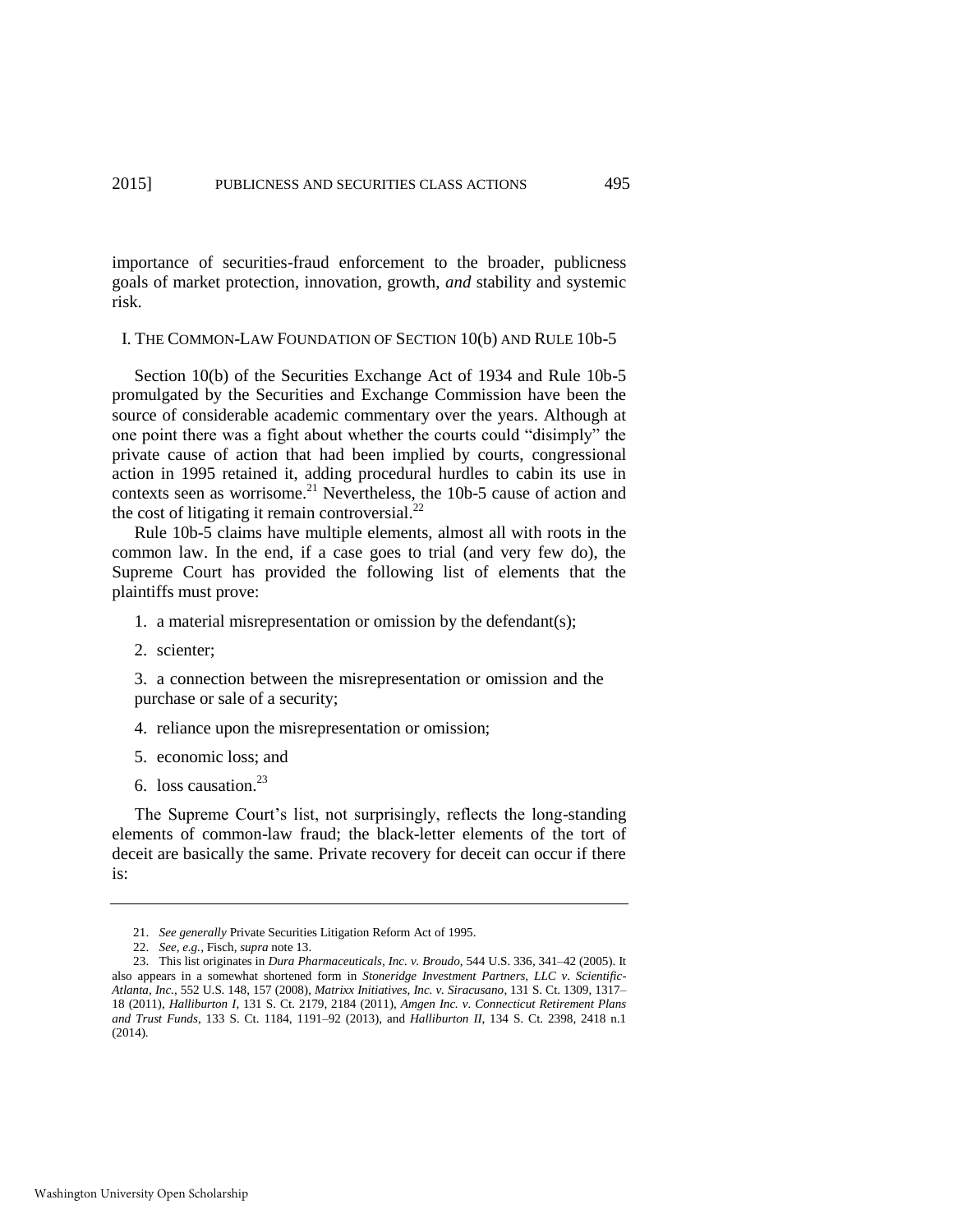importance of securities-fraud enforcement to the broader, publicness goals of market protection, innovation, growth, *and* stability and systemic risk.

## I. The Common-Law Foundation of Section 10(b) and Rule 10b-5

Section 10(b) of the Securities Exchange Act of 1934 and Rule 10b-5 promulgated by the Securities and Exchange Commission have been the source of considerable academic commentary over the years. Although at one point there was a fight about whether the courts could "disimply" the private cause of action that had been implied by courts, congressional action in 1995 retained it, adding procedural hurdles to cabin its use in contexts seen as worrisome.[21] Nevertheless, the 10b-5 cause of action and the cost of litigating it remain controversial.[22]

Rule 10b-5 claims have multiple elements, almost all with roots in the common law. In the end, if a case goes to trial (and very few do), the Supreme Court has provided the following list of elements that the plaintiffs must prove:

1. a material misrepresentation or omission by the defendant(s);
2. scienter;
3. a connection between the misrepresentation or omission and the purchase or sale of a security;
4. reliance upon the misrepresentation or omission;
5. economic loss; and
6. loss causation.[23]

The Supreme Court's list, not surprisingly, reflects the long-standing elements of common-law fraud; the black-letter elements of the tort of deceit are basically the same. Private recovery for deceit can occur if there is:

---

21. *See generally* Private Securities Litigation Reform Act of 1995.

22. *See, e.g.*, Fisch, *supra* note 13.

23. This list originates in *Dura Pharmaceuticals, Inc. v. Broudo*, 544 U.S. 336, 341–42 (2005). It also appears in a somewhat shortened form in *Stoneridge Investment Partners, LLC v. Scientific-Atlanta, Inc.*, 552 U.S. 148, 157 (2008), *Matrixx Initiatives, Inc. v. Siracusano*, 131 S. Ct. 1309, 1317–18 (2011), *Halliburton I*, 131 S. Ct. 2179, 2184 (2011), *Amgen Inc. v. Connecticut Retirement Plans and Trust Funds*, 133 S. Ct. 1184, 1191–92 (2013), and *Halliburton II*, 134 S. Ct. 2398, 2418 n.1 (2014).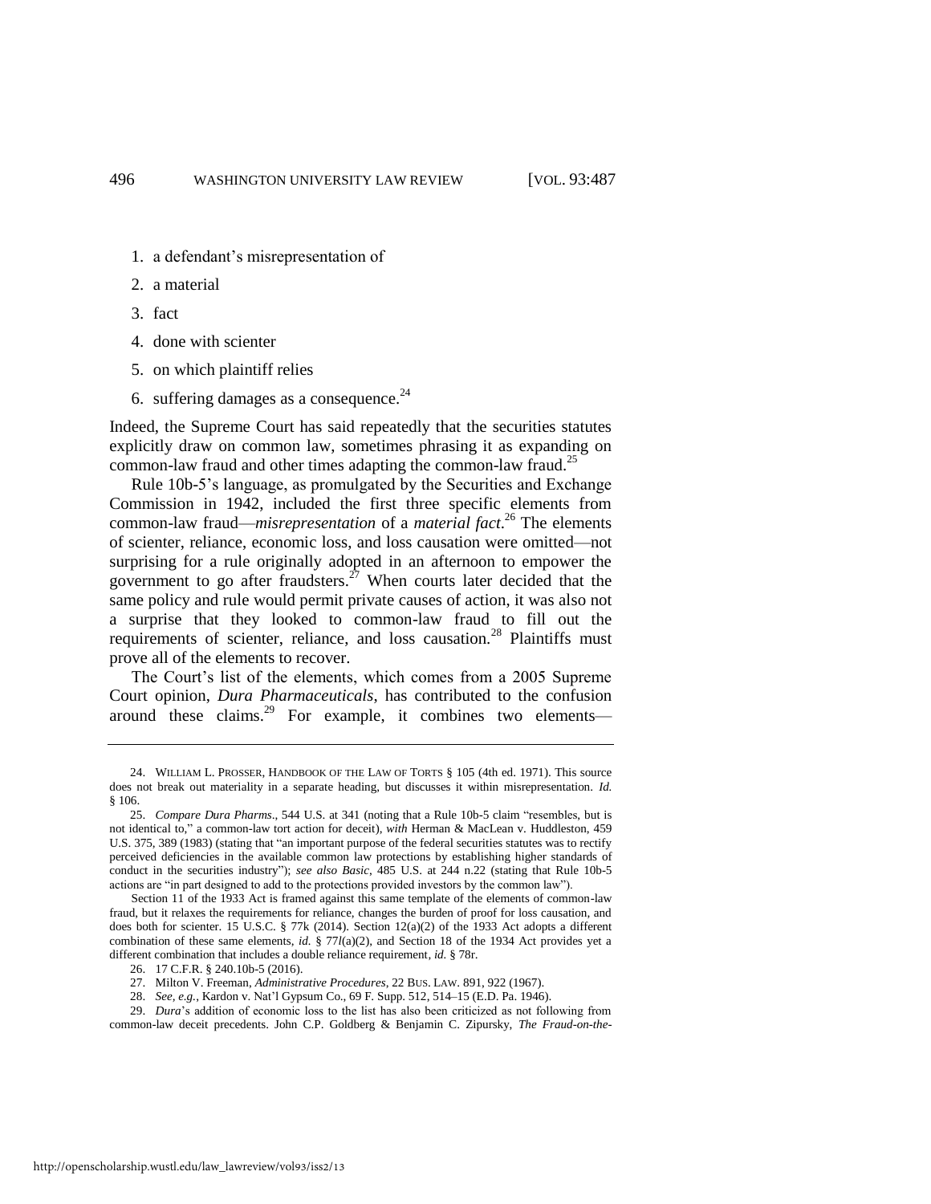1. a defendant's misrepresentation of
2. a material
3. fact
4. done with scienter
5. on which plaintiff relies
6. suffering damages as a consequence.[24]

Indeed, the Supreme Court has said repeatedly that the securities statutes explicitly draw on common law, sometimes phrasing it as expanding on common-law fraud and other times adapting the common-law fraud.[25]

Rule 10b-5's language, as promulgated by the Securities and Exchange Commission in 1942, included the first three specific elements from common-law fraud—*misrepresentation* of a *material fact*.[26] The elements of scienter, reliance, economic loss, and loss causation were omitted—not surprising for a rule originally adopted in an afternoon to empower the government to go after fraudsters.[27] When courts later decided that the same policy and rule would permit private causes of action, it was also not a surprise that they looked to common-law fraud to fill out the requirements of scienter, reliance, and loss causation.[28] Plaintiffs must prove all of the elements to recover.

The Court's list of the elements, which comes from a 2005 Supreme Court opinion, *Dura Pharmaceuticals*, has contributed to the confusion around these claims.[29] For example, it combines two elements—

---

24. WILLIAM L. PROSSER, HANDBOOK OF THE LAW OF TORTS § 105 (4th ed. 1971). This source does not break out materiality in a separate heading, but discusses it within misrepresentation. *Id.* § 106.

25. *Compare Dura Pharms*., 544 U.S. at 341 (noting that a Rule 10b-5 claim "resembles, but is not identical to," a common-law tort action for deceit), *with* Herman & MacLean v. Huddleston, 459 U.S. 375, 389 (1983) (stating that "an important purpose of the federal securities statutes was to rectify perceived deficiencies in the available common law protections by establishing higher standards of conduct in the securities industry"); *see also Basic*, 485 U.S. at 244 n.22 (stating that Rule 10b-5 actions are "in part designed to add to the protections provided investors by the common law").

Section 11 of the 1933 Act is framed against this same template of the elements of common-law fraud, but it relaxes the requirements for reliance, changes the burden of proof for loss causation, and does both for scienter. 15 U.S.C. § 77k (2014). Section 12(a)(2) of the 1933 Act adopts a different combination of these same elements, *id.* § 77*l*(a)(2), and Section 18 of the 1934 Act provides yet a different combination that includes a double reliance requirement, *id.* § 78r.

26. 17 C.F.R. § 240.10b-5 (2016).

27. Milton V. Freeman, *Administrative Procedures*, 22 BUS. LAW. 891, 922 (1967).

28. *See, e.g.*, Kardon v. Nat'l Gypsum Co., 69 F. Supp. 512, 514–15 (E.D. Pa. 1946).

29. *Dura*'s addition of economic loss to the list has also been criticized as not following from common-law deceit precedents. John C.P. Goldberg & Benjamin C. Zipursky, *The Fraud-on-the-*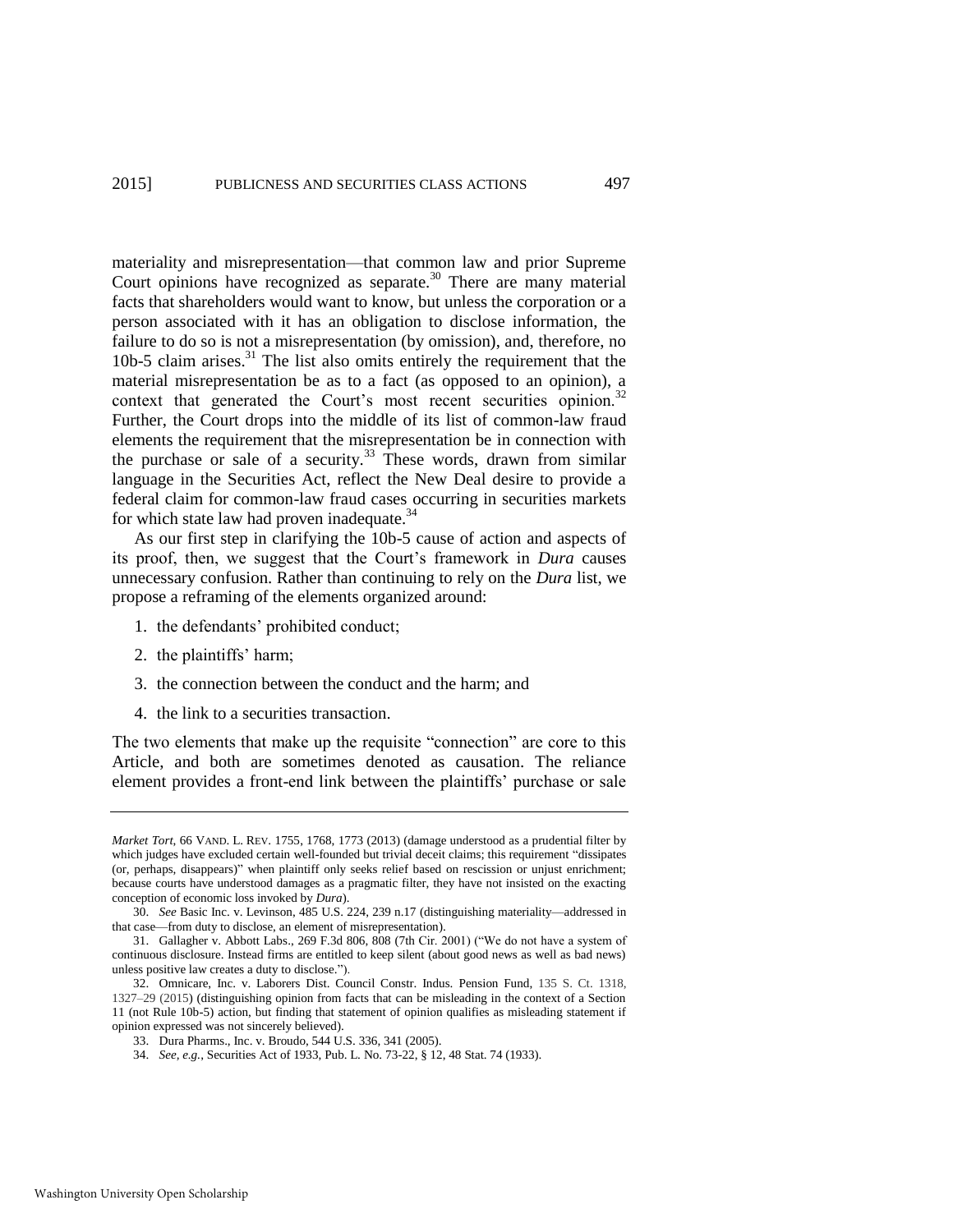materiality and misrepresentation—that common law and prior Supreme Court opinions have recognized as separate.[30] There are many material facts that shareholders would want to know, but unless the corporation or a person associated with it has an obligation to disclose information, the failure to do so is not a misrepresentation (by omission), and, therefore, no 10b-5 claim arises.[31] The list also omits entirely the requirement that the material misrepresentation be as to a fact (as opposed to an opinion), a context that generated the Court's most recent securities opinion.[32] Further, the Court drops into the middle of its list of common-law fraud elements the requirement that the misrepresentation be in connection with the purchase or sale of a security.[33] These words, drawn from similar language in the Securities Act, reflect the New Deal desire to provide a federal claim for common-law fraud cases occurring in securities markets for which state law had proven inadequate.[34]

As our first step in clarifying the 10b-5 cause of action and aspects of its proof, then, we suggest that the Court's framework in *Dura* causes unnecessary confusion. Rather than continuing to rely on the *Dura* list, we propose a reframing of the elements organized around:

1. the defendants' prohibited conduct;
2. the plaintiffs' harm;
3. the connection between the conduct and the harm; and
4. the link to a securities transaction.

The two elements that make up the requisite "connection" are core to this Article, and both are sometimes denoted as causation. The reliance element provides a front-end link between the plaintiffs' purchase or sale

---

*Market Tort*, 66 VAND. L. REV. 1755, 1768, 1773 (2013) (damage understood as a prudential filter by which judges have excluded certain well-founded but trivial deceit claims; this requirement "dissipates (or, perhaps, disappears)" when plaintiff only seeks relief based on rescission or unjust enrichment; because courts have understood damages as a pragmatic filter, they have not insisted on the exacting conception of economic loss invoked by *Dura*).

30. *See* Basic Inc. v. Levinson, 485 U.S. 224, 239 n.17 (distinguishing materiality—addressed in that case—from duty to disclose, an element of misrepresentation).

31. Gallagher v. Abbott Labs., 269 F.3d 806, 808 (7th Cir. 2001) ("We do not have a system of continuous disclosure. Instead firms are entitled to keep silent (about good news as well as bad news) unless positive law creates a duty to disclose.").

32. Omnicare, Inc. v. Laborers Dist. Council Constr. Indus. Pension Fund, 135 S. Ct. 1318, 1327–29 (2015) (distinguishing opinion from facts that can be misleading in the context of a Section 11 (not Rule 10b-5) action, but finding that statement of opinion qualifies as misleading statement if opinion expressed was not sincerely believed).

33. Dura Pharms., Inc. v. Broudo, 544 U.S. 336, 341 (2005).

34. *See, e.g.*, Securities Act of 1933, Pub. L. No. 73-22, § 12, 48 Stat. 74 (1933).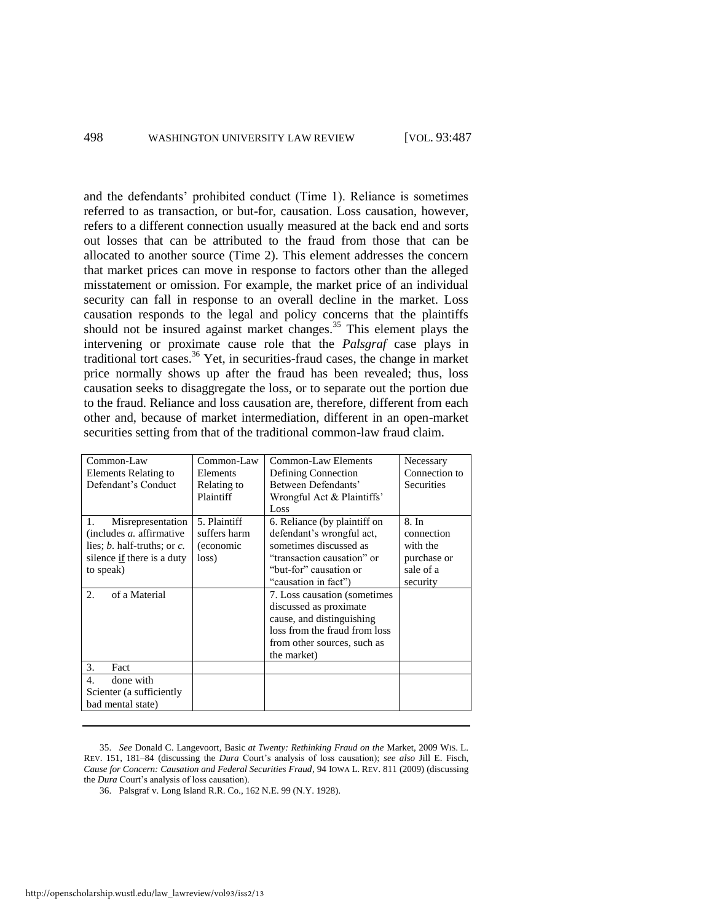and the defendants' prohibited conduct (Time 1). Reliance is sometimes referred to as transaction, or but-for, causation. Loss causation, however, refers to a different connection usually measured at the back end and sorts out losses that can be attributed to the fraud from those that can be allocated to another source (Time 2). This element addresses the concern that market prices can move in response to factors other than the alleged misstatement or omission. For example, the market price of an individual security can fall in response to an overall decline in the market. Loss causation responds to the legal and policy concerns that the plaintiffs should not be insured against market changes.[35] This element plays the intervening or proximate cause role that the *Palsgraf* case plays in traditional tort cases.[36] Yet, in securities-fraud cases, the change in market price normally shows up after the fraud has been revealed; thus, loss causation seeks to disaggregate the loss, or to separate out the portion due to the fraud. Reliance and loss causation are, therefore, different from each other and, because of market intermediation, different in an open-market securities setting from that of the traditional common-law fraud claim.

| Common-Law Elements Relating to Defendant's Conduct | Common-Law Elements Relating to Plaintiff | Common-Law Elements Defining Connection Between Defendants' Wrongful Act & Plaintiffs' Loss | Necessary Connection to Securities |
|---|---|---|---|
| 1. Misrepresentation (includes *a.* affirmative lies; *b.* half-truths; or *c.* silence <u>if</u> there is a duty to speak) | 5. Plaintiff suffers harm (economic loss) | 6. Reliance (by plaintiff on defendant's wrongful act, sometimes discussed as "transaction causation" or "but-for" causation or "causation in fact") | 8. In connection with the purchase or sale of a security |
| 2. of a Material | | 7. Loss causation (sometimes discussed as proximate cause, and distinguishing loss from the fraud from loss from other sources, such as the market) | |
| 3. Fact | | | |
| 4. done with Scienter (a sufficiently bad mental state) | | | |

35. *See* Donald C. Langevoort, Basic *at Twenty: Rethinking Fraud on the* Market, 2009 WIS. L. REV. 151, 181–84 (discussing the *Dura* Court's analysis of loss causation); *see also* Jill E. Fisch, *Cause for Concern: Causation and Federal Securities Fraud*, 94 IOWA L. REV. 811 (2009) (discussing the *Dura* Court's analysis of loss causation).

36. Palsgraf v. Long Island R.R. Co., 162 N.E. 99 (N.Y. 1928).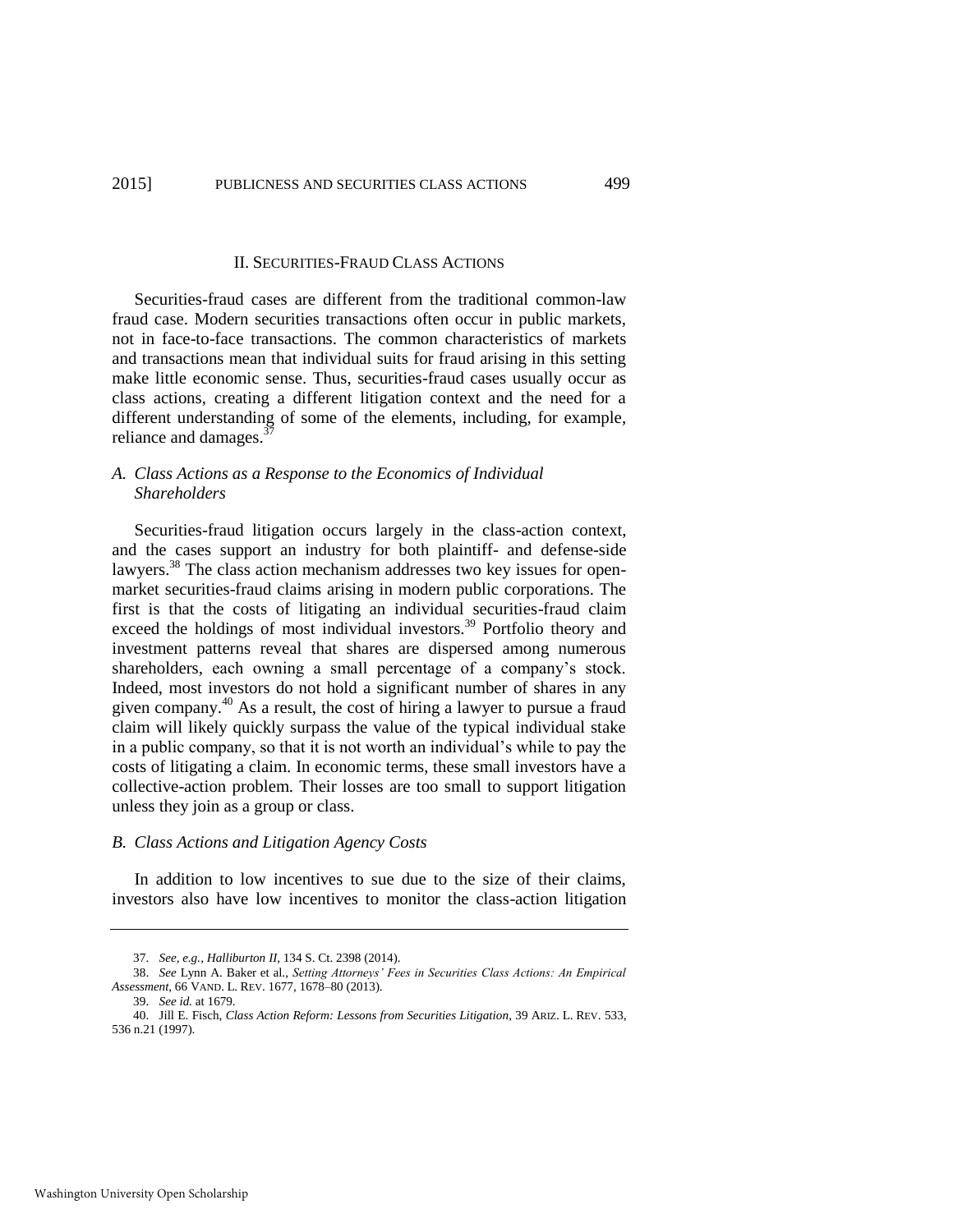## II. SECURITIES-FRAUD CLASS ACTIONS

Securities-fraud cases are different from the traditional common-law fraud case. Modern securities transactions often occur in public markets, not in face-to-face transactions. The common characteristics of markets and transactions mean that individual suits for fraud arising in this setting make little economic sense. Thus, securities-fraud cases usually occur as class actions, creating a different litigation context and the need for a different understanding of some of the elements, including, for example, reliance and damages.[37]

### *A. Class Actions as a Response to the Economics of Individual Shareholders*

Securities-fraud litigation occurs largely in the class-action context, and the cases support an industry for both plaintiff- and defense-side lawyers.[38] The class action mechanism addresses two key issues for open-market securities-fraud claims arising in modern public corporations. The first is that the costs of litigating an individual securities-fraud claim exceed the holdings of most individual investors.[39] Portfolio theory and investment patterns reveal that shares are dispersed among numerous shareholders, each owning a small percentage of a company's stock. Indeed, most investors do not hold a significant number of shares in any given company.[40] As a result, the cost of hiring a lawyer to pursue a fraud claim will likely quickly surpass the value of the typical individual stake in a public company, so that it is not worth an individual's while to pay the costs of litigating a claim. In economic terms, these small investors have a collective-action problem. Their losses are too small to support litigation unless they join as a group or class.

### *B. Class Actions and Litigation Agency Costs*

In addition to low incentives to sue due to the size of their claims, investors also have low incentives to monitor the class-action litigation

---

37. *See, e.g.*, *Halliburton II*, 134 S. Ct. 2398 (2014).

38. *See* Lynn A. Baker et al., *Setting Attorneys' Fees in Securities Class Actions: An Empirical Assessment*, 66 VAND. L. REV. 1677, 1678–80 (2013).

39. *See id.* at 1679.

40. Jill E. Fisch, *Class Action Reform: Lessons from Securities Litigation*, 39 ARIZ. L. REV. 533, 536 n.21 (1997).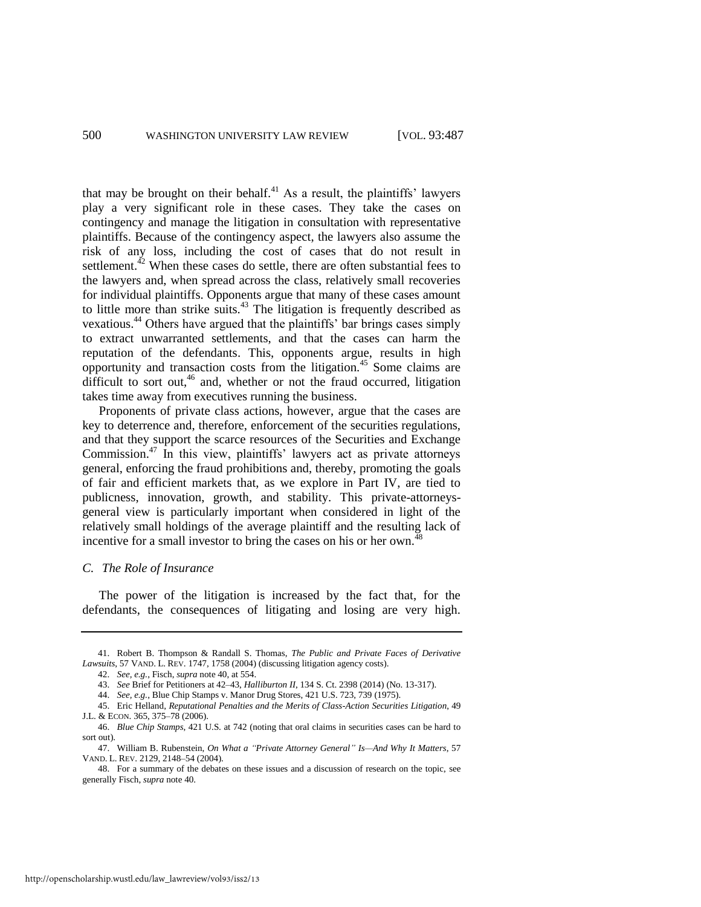that may be brought on their behalf.[41] As a result, the plaintiffs' lawyers play a very significant role in these cases. They take the cases on contingency and manage the litigation in consultation with representative plaintiffs. Because of the contingency aspect, the lawyers also assume the risk of any loss, including the cost of cases that do not result in settlement.[42] When these cases do settle, there are often substantial fees to the lawyers and, when spread across the class, relatively small recoveries for individual plaintiffs. Opponents argue that many of these cases amount to little more than strike suits.[43] The litigation is frequently described as vexatious.[44] Others have argued that the plaintiffs' bar brings cases simply to extract unwarranted settlements, and that the cases can harm the reputation of the defendants. This, opponents argue, results in high opportunity and transaction costs from the litigation.[45] Some claims are difficult to sort out,[46] and, whether or not the fraud occurred, litigation takes time away from executives running the business.

Proponents of private class actions, however, argue that the cases are key to deterrence and, therefore, enforcement of the securities regulations, and that they support the scarce resources of the Securities and Exchange Commission.[47] In this view, plaintiffs' lawyers act as private attorneys general, enforcing the fraud prohibitions and, thereby, promoting the goals of fair and efficient markets that, as we explore in Part IV, are tied to publicness, innovation, growth, and stability. This private-attorneys-general view is particularly important when considered in light of the relatively small holdings of the average plaintiff and the resulting lack of incentive for a small investor to bring the cases on his or her own.[48]

### *C. The Role of Insurance*

The power of the litigation is increased by the fact that, for the defendants, the consequences of litigating and losing are very high.

---

41. Robert B. Thompson & Randall S. Thomas, *The Public and Private Faces of Derivative Lawsuits*, 57 VAND. L. REV. 1747, 1758 (2004) (discussing litigation agency costs).

42. *See, e.g.*, Fisch, *supra* note 40, at 554.

43. *See* Brief for Petitioners at 42–43, *Halliburton II*, 134 S. Ct. 2398 (2014) (No. 13-317).

44. *See, e.g.*, Blue Chip Stamps v. Manor Drug Stores, 421 U.S. 723, 739 (1975).

45. Eric Helland, *Reputational Penalties and the Merits of Class-Action Securities Litigation*, 49 J.L. & ECON. 365, 375–78 (2006).

46. *Blue Chip Stamps*, 421 U.S. at 742 (noting that oral claims in securities cases can be hard to sort out).

47. William B. Rubenstein, *On What a "Private Attorney General" Is—And Why It Matters*, 57 VAND. L. REV. 2129, 2148–54 (2004).

48. For a summary of the debates on these issues and a discussion of research on the topic, see generally Fisch, *supra* note 40.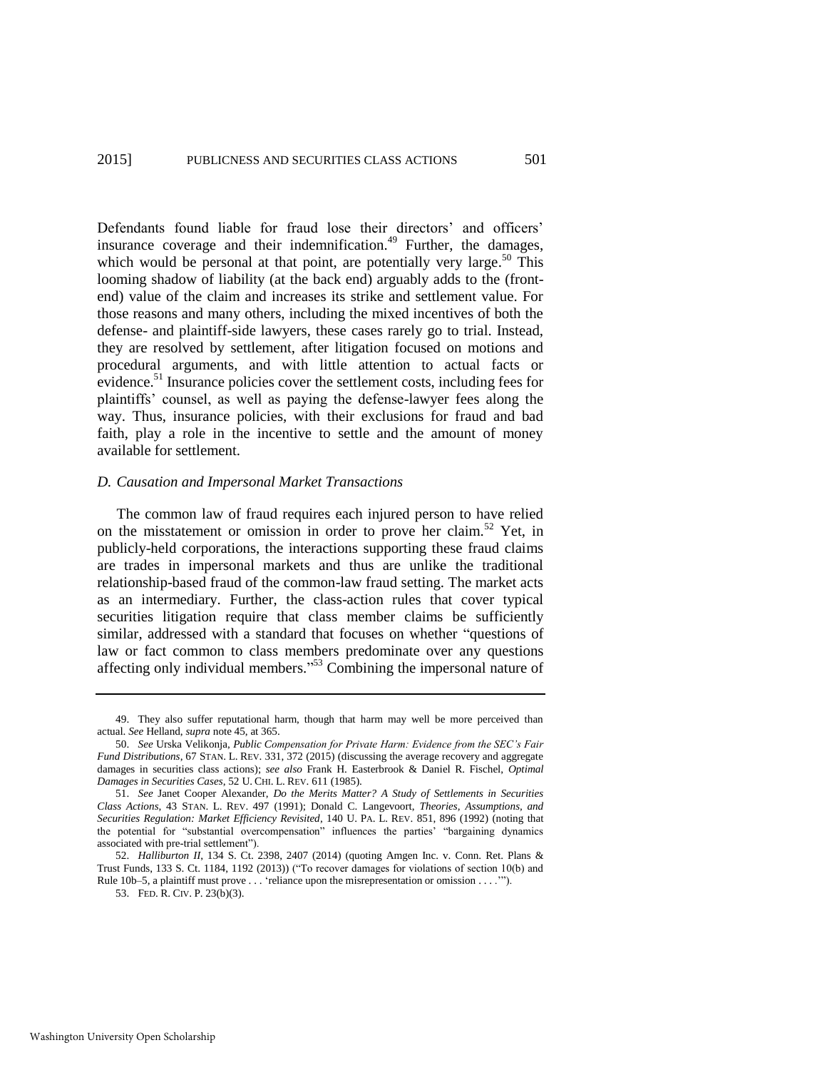Defendants found liable for fraud lose their directors' and officers' insurance coverage and their indemnification.[49] Further, the damages, which would be personal at that point, are potentially very large.[50] This looming shadow of liability (at the back end) arguably adds to the (front-end) value of the claim and increases its strike and settlement value. For those reasons and many others, including the mixed incentives of both the defense- and plaintiff-side lawyers, these cases rarely go to trial. Instead, they are resolved by settlement, after litigation focused on motions and procedural arguments, and with little attention to actual facts or evidence.[51] Insurance policies cover the settlement costs, including fees for plaintiffs' counsel, as well as paying the defense-lawyer fees along the way. Thus, insurance policies, with their exclusions for fraud and bad faith, play a role in the incentive to settle and the amount of money available for settlement.

### *D. Causation and Impersonal Market Transactions*

The common law of fraud requires each injured person to have relied on the misstatement or omission in order to prove her claim.[52] Yet, in publicly-held corporations, the interactions supporting these fraud claims are trades in impersonal markets and thus are unlike the traditional relationship-based fraud of the common-law fraud setting. The market acts as an intermediary. Further, the class-action rules that cover typical securities litigation require that class member claims be sufficiently similar, addressed with a standard that focuses on whether "questions of law or fact common to class members predominate over any questions affecting only individual members."[53] Combining the impersonal nature of

---

49. They also suffer reputational harm, though that harm may well be more perceived than actual. *See* Helland, *supra* note 45, at 365.

50. *See* Urska Velikonja, *Public Compensation for Private Harm: Evidence from the SEC's Fair Fund Distributions*, 67 STAN. L. REV. 331, 372 (2015) (discussing the average recovery and aggregate damages in securities class actions); *see also* Frank H. Easterbrook & Daniel R. Fischel, *Optimal Damages in Securities Cases*, 52 U. CHI. L. REV. 611 (1985).

51. *See* Janet Cooper Alexander, *Do the Merits Matter? A Study of Settlements in Securities Class Actions*, 43 STAN. L. REV. 497 (1991); Donald C. Langevoort, *Theories, Assumptions, and Securities Regulation: Market Efficiency Revisited*, 140 U. PA. L. REV. 851, 896 (1992) (noting that the potential for "substantial overcompensation" influences the parties' "bargaining dynamics associated with pre-trial settlement").

52. *Halliburton II*, 134 S. Ct. 2398, 2407 (2014) (quoting Amgen Inc. v. Conn. Ret. Plans & Trust Funds, 133 S. Ct. 1184, 1192 (2013)) ("To recover damages for violations of section 10(b) and Rule 10b–5, a plaintiff must prove . . . 'reliance upon the misrepresentation or omission . . . .'").

53. FED. R. CIV. P. 23(b)(3).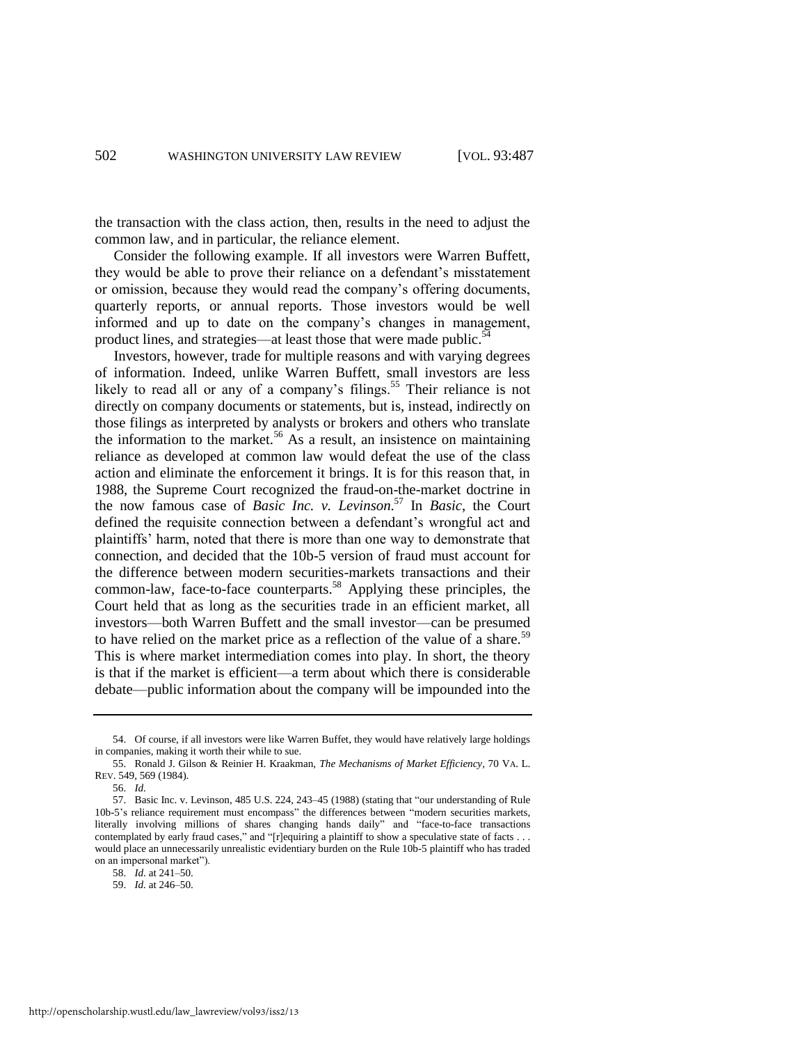the transaction with the class action, then, results in the need to adjust the common law, and in particular, the reliance element.

Consider the following example. If all investors were Warren Buffett, they would be able to prove their reliance on a defendant's misstatement or omission, because they would read the company's offering documents, quarterly reports, or annual reports. Those investors would be well informed and up to date on the company's changes in management, product lines, and strategies—at least those that were made public.[54]

Investors, however, trade for multiple reasons and with varying degrees of information. Indeed, unlike Warren Buffett, small investors are less likely to read all or any of a company's filings.[55] Their reliance is not directly on company documents or statements, but is, instead, indirectly on those filings as interpreted by analysts or brokers and others who translate the information to the market.[56] As a result, an insistence on maintaining reliance as developed at common law would defeat the use of the class action and eliminate the enforcement it brings. It is for this reason that, in 1988, the Supreme Court recognized the fraud-on-the-market doctrine in the now famous case of *Basic Inc. v. Levinson*.[57] In *Basic*, the Court defined the requisite connection between a defendant's wrongful act and plaintiffs' harm, noted that there is more than one way to demonstrate that connection, and decided that the 10b-5 version of fraud must account for the difference between modern securities-markets transactions and their common-law, face-to-face counterparts.[58] Applying these principles, the Court held that as long as the securities trade in an efficient market, all investors—both Warren Buffett and the small investor—can be presumed to have relied on the market price as a reflection of the value of a share.[59] This is where market intermediation comes into play. In short, the theory is that if the market is efficient—a term about which there is considerable debate—public information about the company will be impounded into the

---

54. Of course, if all investors were like Warren Buffet, they would have relatively large holdings in companies, making it worth their while to sue.

55. Ronald J. Gilson & Reinier H. Kraakman, *The Mechanisms of Market Efficiency*, 70 VA. L. REV. 549, 569 (1984).

56. *Id.*

57. Basic Inc. v. Levinson, 485 U.S. 224, 243–45 (1988) (stating that "our understanding of Rule 10b-5's reliance requirement must encompass" the differences between "modern securities markets, literally involving millions of shares changing hands daily" and "face-to-face transactions contemplated by early fraud cases," and "[r]equiring a plaintiff to show a speculative state of facts . . . would place an unnecessarily unrealistic evidentiary burden on the Rule 10b-5 plaintiff who has traded on an impersonal market").

58. *Id.* at 241–50.

59. *Id.* at 246–50.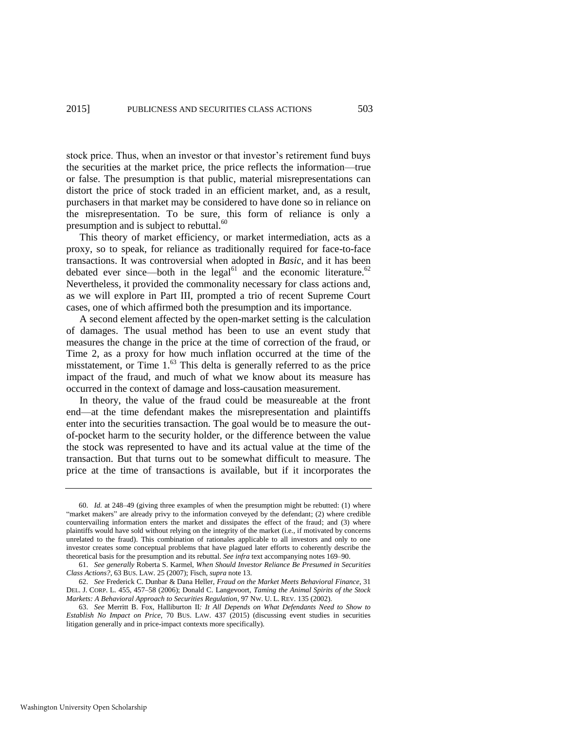stock price. Thus, when an investor or that investor's retirement fund buys the securities at the market price, the price reflects the information—true or false. The presumption is that public, material misrepresentations can distort the price of stock traded in an efficient market, and, as a result, purchasers in that market may be considered to have done so in reliance on the misrepresentation. To be sure, this form of reliance is only a presumption and is subject to rebuttal.[60]

This theory of market efficiency, or market intermediation, acts as a proxy, so to speak, for reliance as traditionally required for face-to-face transactions. It was controversial when adopted in *Basic*, and it has been debated ever since—both in the legal[61] and the economic literature.[62] Nevertheless, it provided the commonality necessary for class actions and, as we will explore in Part III, prompted a trio of recent Supreme Court cases, one of which affirmed both the presumption and its importance.

A second element affected by the open-market setting is the calculation of damages. The usual method has been to use an event study that measures the change in the price at the time of correction of the fraud, or Time 2, as a proxy for how much inflation occurred at the time of the misstatement, or Time 1.[63] This delta is generally referred to as the price impact of the fraud, and much of what we know about its measure has occurred in the context of damage and loss-causation measurement.

In theory, the value of the fraud could be measureable at the front end—at the time defendant makes the misrepresentation and plaintiffs enter into the securities transaction. The goal would be to measure the out-of-pocket harm to the security holder, or the difference between the value the stock was represented to have and its actual value at the time of the transaction. But that turns out to be somewhat difficult to measure. The price at the time of transactions is available, but if it incorporates the

---

60. *Id.* at 248–49 (giving three examples of when the presumption might be rebutted: (1) where "market makers" are already privy to the information conveyed by the defendant; (2) where credible countervailing information enters the market and dissipates the effect of the fraud; and (3) where plaintiffs would have sold without relying on the integrity of the market (i.e., if motivated by concerns unrelated to the fraud). This combination of rationales applicable to all investors and only to one investor creates some conceptual problems that have plagued later efforts to coherently describe the theoretical basis for the presumption and its rebuttal. *See infra* text accompanying notes 169–90.

61. *See generally* Roberta S. Karmel, *When Should Investor Reliance Be Presumed in Securities Class Actions?*, 63 BUS. LAW. 25 (2007); Fisch, *supra* note 13.

62. *See* Frederick C. Dunbar & Dana Heller, *Fraud on the Market Meets Behavioral Finance*, 31 DEL. J. CORP. L. 455, 457–58 (2006); Donald C. Langevoort, *Taming the Animal Spirits of the Stock Markets: A Behavioral Approach to Securities Regulation*, 97 NW. U. L. REV. 135 (2002).

63. *See* Merritt B. Fox, Halliburton II*: It All Depends on What Defendants Need to Show to Establish No Impact on Price*, 70 BUS. LAW. 437 (2015) (discussing event studies in securities litigation generally and in price-impact contexts more specifically).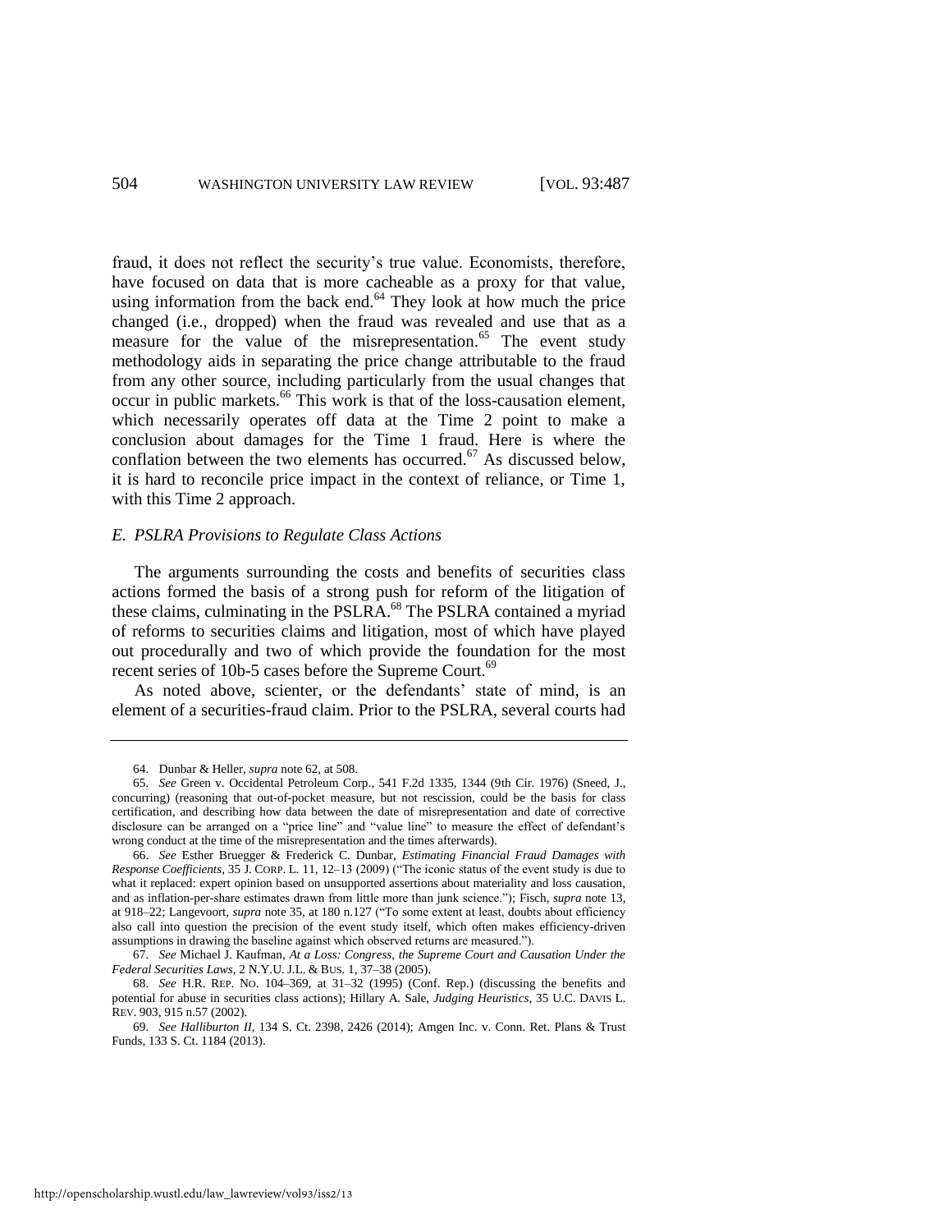fraud, it does not reflect the security's true value. Economists, therefore, have focused on data that is more cacheable as a proxy for that value, using information from the back end.[64] They look at how much the price changed (i.e., dropped) when the fraud was revealed and use that as a measure for the value of the misrepresentation.[65] The event study methodology aids in separating the price change attributable to the fraud from any other source, including particularly from the usual changes that occur in public markets.[66] This work is that of the loss-causation element, which necessarily operates off data at the Time 2 point to make a conclusion about damages for the Time 1 fraud. Here is where the conflation between the two elements has occurred.[67] As discussed below, it is hard to reconcile price impact in the context of reliance, or Time 1, with this Time 2 approach.

### *E. PSLRA Provisions to Regulate Class Actions*

The arguments surrounding the costs and benefits of securities class actions formed the basis of a strong push for reform of the litigation of these claims, culminating in the PSLRA.[68] The PSLRA contained a myriad of reforms to securities claims and litigation, most of which have played out procedurally and two of which provide the foundation for the most recent series of 10b-5 cases before the Supreme Court.[69]

As noted above, scienter, or the defendants' state of mind, is an element of a securities-fraud claim. Prior to the PSLRA, several courts had

---

64. Dunbar & Heller, *supra* note 62, at 508.

65. *See* Green v. Occidental Petroleum Corp., 541 F.2d 1335, 1344 (9th Cir. 1976) (Sneed, J., concurring) (reasoning that out-of-pocket measure, but not rescission, could be the basis for class certification, and describing how data between the date of misrepresentation and date of corrective disclosure can be arranged on a "price line" and "value line" to measure the effect of defendant's wrong conduct at the time of the misrepresentation and the times afterwards).

66. *See* Esther Bruegger & Frederick C. Dunbar, *Estimating Financial Fraud Damages with Response Coefficients*, 35 J. CORP. L. 11, 12–13 (2009) ("The iconic status of the event study is due to what it replaced: expert opinion based on unsupported assertions about materiality and loss causation, and as inflation-per-share estimates drawn from little more than junk science."); Fisch, *supra* note 13, at 918–22; Langevoort, *supra* note 35, at 180 n.127 ("To some extent at least, doubts about efficiency also call into question the precision of the event study itself, which often makes efficiency-driven assumptions in drawing the baseline against which observed returns are measured.").

67. *See* Michael J. Kaufman, *At a Loss: Congress, the Supreme Court and Causation Under the Federal Securities Laws*, 2 N.Y.U. J.L. & BUS. 1, 37–38 (2005).

68. *See* H.R. REP. NO. 104–369, at 31–32 (1995) (Conf. Rep.) (discussing the benefits and potential for abuse in securities class actions); Hillary A. Sale, *Judging Heuristics*, 35 U.C. DAVIS L. REV. 903, 915 n.57 (2002).

69. *See Halliburton II*, 134 S. Ct. 2398, 2426 (2014); Amgen Inc. v. Conn. Ret. Plans & Trust Funds, 133 S. Ct. 1184 (2013).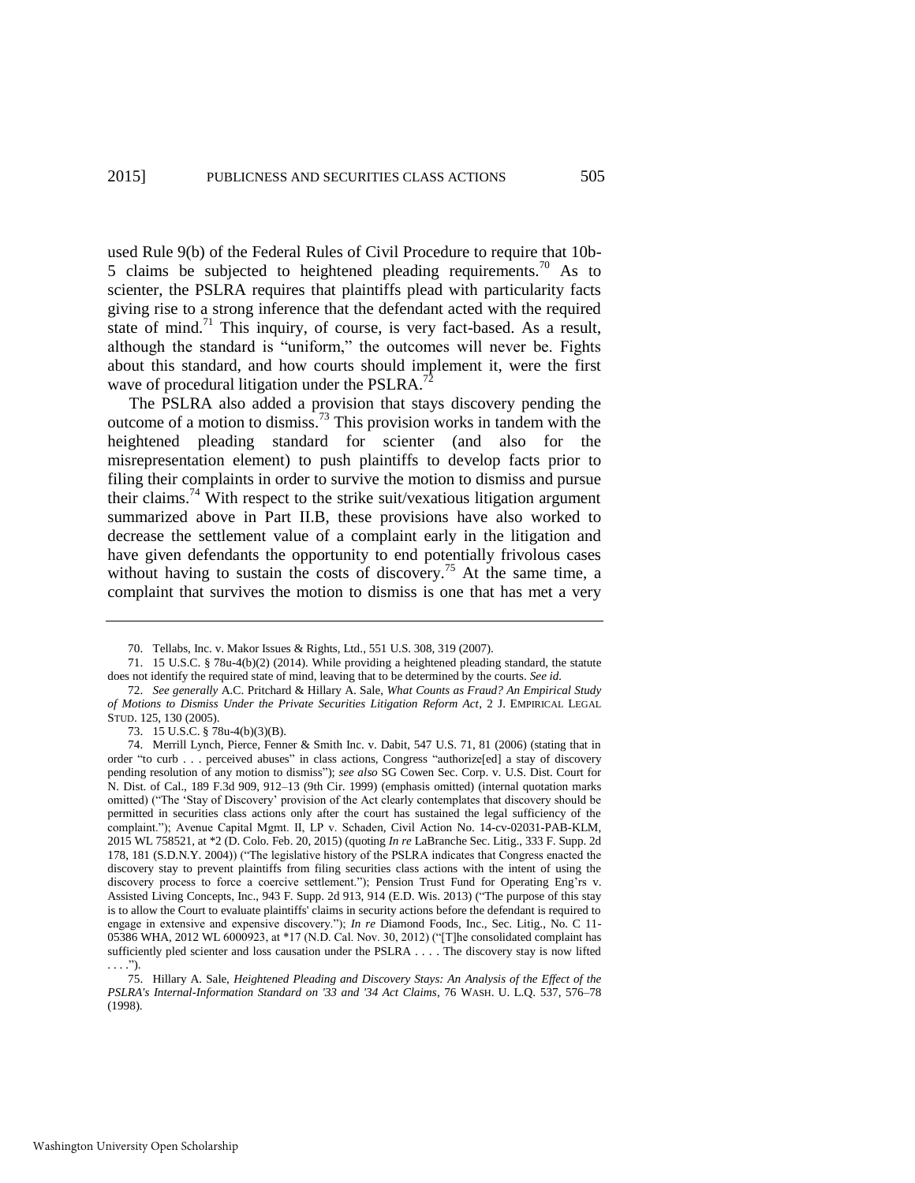used Rule 9(b) of the Federal Rules of Civil Procedure to require that 10b-5 claims be subjected to heightened pleading requirements.[70] As to scienter, the PSLRA requires that plaintiffs plead with particularity facts giving rise to a strong inference that the defendant acted with the required state of mind.[71] This inquiry, of course, is very fact-based. As a result, although the standard is "uniform," the outcomes will never be. Fights about this standard, and how courts should implement it, were the first wave of procedural litigation under the PSLRA.[72]

The PSLRA also added a provision that stays discovery pending the outcome of a motion to dismiss.[73] This provision works in tandem with the heightened pleading standard for scienter (and also for the misrepresentation element) to push plaintiffs to develop facts prior to filing their complaints in order to survive the motion to dismiss and pursue their claims.[74] With respect to the strike suit/vexatious litigation argument summarized above in Part II.B, these provisions have also worked to decrease the settlement value of a complaint early in the litigation and have given defendants the opportunity to end potentially frivolous cases without having to sustain the costs of discovery.[75] At the same time, a complaint that survives the motion to dismiss is one that has met a very

---

70. Tellabs, Inc. v. Makor Issues & Rights, Ltd., 551 U.S. 308, 319 (2007).

71. 15 U.S.C. § 78u-4(b)(2) (2014). While providing a heightened pleading standard, the statute does not identify the required state of mind, leaving that to be determined by the courts. *See id.*

72. *See generally* A.C. Pritchard & Hillary A. Sale, *What Counts as Fraud? An Empirical Study of Motions to Dismiss Under the Private Securities Litigation Reform Act*, 2 J. EMPIRICAL LEGAL STUD. 125, 130 (2005).

73. 15 U.S.C. § 78u-4(b)(3)(B).

74. Merrill Lynch, Pierce, Fenner & Smith Inc. v. Dabit, 547 U.S. 71, 81 (2006) (stating that in order "to curb . . . perceived abuses" in class actions, Congress "authorize[ed] a stay of discovery pending resolution of any motion to dismiss"); *see also* SG Cowen Sec. Corp. v. U.S. Dist. Court for N. Dist. of Cal., 189 F.3d 909, 912–13 (9th Cir. 1999) (emphasis omitted) (internal quotation marks omitted) ("The 'Stay of Discovery' provision of the Act clearly contemplates that discovery should be permitted in securities class actions only after the court has sustained the legal sufficiency of the complaint."); Avenue Capital Mgmt. II, LP v. Schaden, Civil Action No. 14-cv-02031-PAB-KLM, 2015 WL 758521, at *2 (D. Colo. Feb. 20, 2015) (quoting *In re* LaBranche Sec. Litig., 333 F. Supp. 2d 178, 181 (S.D.N.Y. 2004)) ("The legislative history of the PSLRA indicates that Congress enacted the discovery stay to prevent plaintiffs from filing securities class actions with the intent of using the discovery process to force a coercive settlement."); Pension Trust Fund for Operating Eng'rs v. Assisted Living Concepts, Inc., 943 F. Supp. 2d 913, 914 (E.D. Wis. 2013) ("The purpose of this stay is to allow the Court to evaluate plaintiffs' claims in security actions before the defendant is required to engage in extensive and expensive discovery."); *In re* Diamond Foods, Inc., Sec. Litig., No. C 11-05386 WHA, 2012 WL 6000923, at *17 (N.D. Cal. Nov. 30, 2012) ("[T]he consolidated complaint has sufficiently pled scienter and loss causation under the PSLRA . . . . The discovery stay is now lifted . . . .").

75. Hillary A. Sale, *Heightened Pleading and Discovery Stays: An Analysis of the Effect of the PSLRA's Internal-Information Standard on '33 and '34 Act Claims*, 76 WASH. U. L.Q. 537, 576–78 (1998).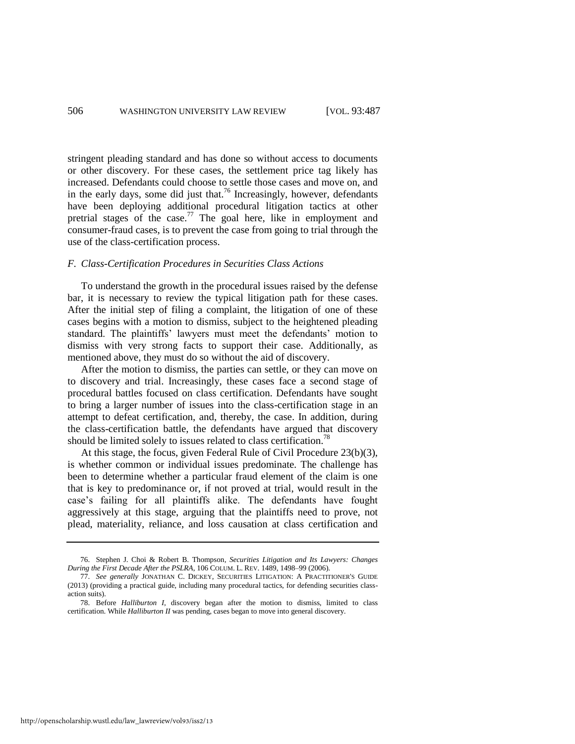stringent pleading standard and has done so without access to documents or other discovery. For these cases, the settlement price tag likely has increased. Defendants could choose to settle those cases and move on, and in the early days, some did just that.[76] Increasingly, however, defendants have been deploying additional procedural litigation tactics at other pretrial stages of the case.[77] The goal here, like in employment and consumer-fraud cases, is to prevent the case from going to trial through the use of the class-certification process.

### *F. Class-Certification Procedures in Securities Class Actions*

To understand the growth in the procedural issues raised by the defense bar, it is necessary to review the typical litigation path for these cases. After the initial step of filing a complaint, the litigation of one of these cases begins with a motion to dismiss, subject to the heightened pleading standard. The plaintiffs' lawyers must meet the defendants' motion to dismiss with very strong facts to support their case. Additionally, as mentioned above, they must do so without the aid of discovery.

After the motion to dismiss, the parties can settle, or they can move on to discovery and trial. Increasingly, these cases face a second stage of procedural battles focused on class certification. Defendants have sought to bring a larger number of issues into the class-certification stage in an attempt to defeat certification, and, thereby, the case. In addition, during the class-certification battle, the defendants have argued that discovery should be limited solely to issues related to class certification.[78]

At this stage, the focus, given Federal Rule of Civil Procedure 23(b)(3), is whether common or individual issues predominate. The challenge has been to determine whether a particular fraud element of the claim is one that is key to predominance or, if not proved at trial, would result in the case's failing for all plaintiffs alike. The defendants have fought aggressively at this stage, arguing that the plaintiffs need to prove, not plead, materiality, reliance, and loss causation at class certification and

---

76. Stephen J. Choi & Robert B. Thompson, *Securities Litigation and Its Lawyers: Changes During the First Decade After the PSLRA*, 106 COLUM. L. REV. 1489, 1498–99 (2006).

77. *See generally* JONATHAN C. DICKEY, SECURITIES LITIGATION: A PRACTITIONER'S GUIDE (2013) (providing a practical guide, including many procedural tactics, for defending securities class-action suits).

78. Before *Halliburton I*, discovery began after the motion to dismiss, limited to class certification. While *Halliburton II* was pending, cases began to move into general discovery.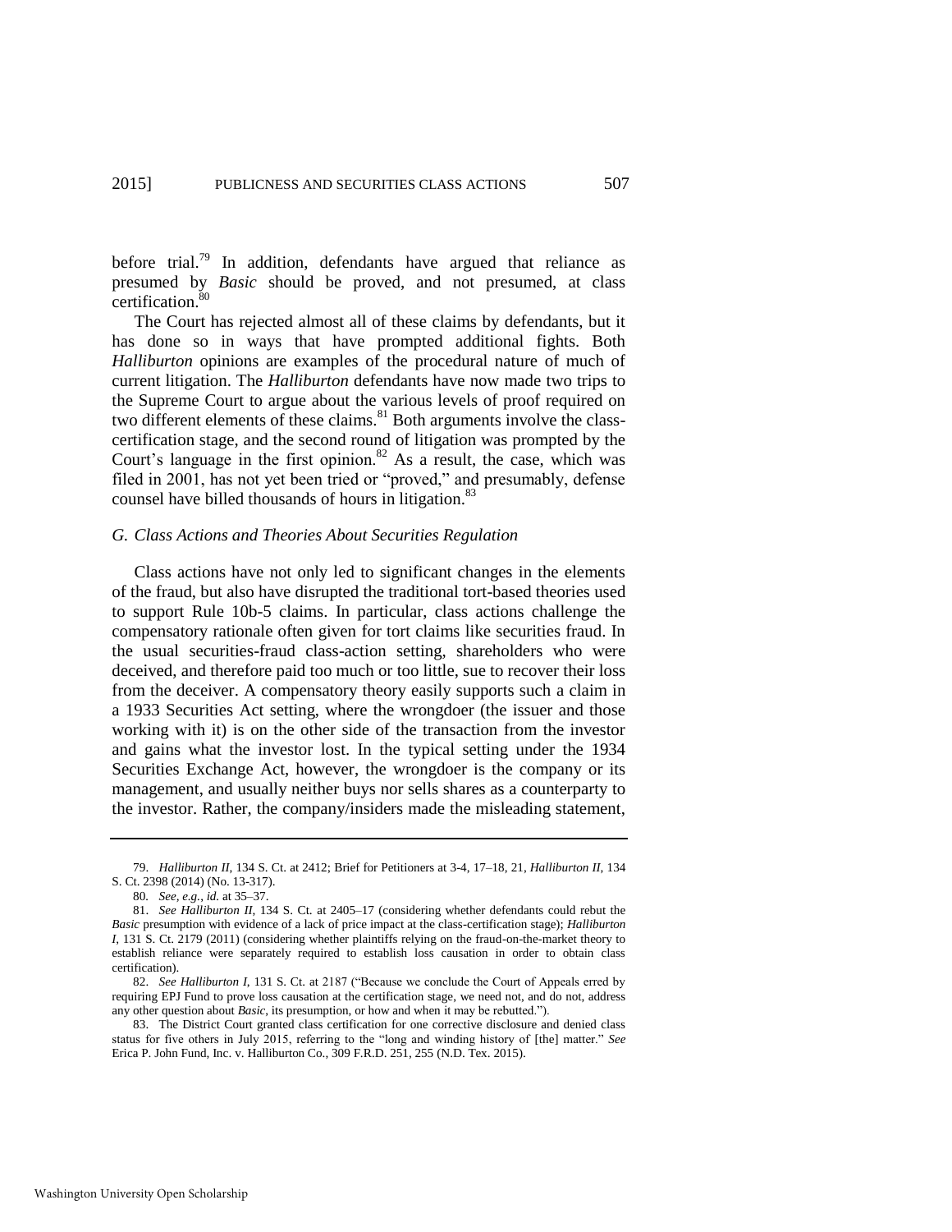before trial.[79] In addition, defendants have argued that reliance as presumed by *Basic* should be proved, and not presumed, at class certification.[80]

The Court has rejected almost all of these claims by defendants, but it has done so in ways that have prompted additional fights. Both *Halliburton* opinions are examples of the procedural nature of much of current litigation. The *Halliburton* defendants have now made two trips to the Supreme Court to argue about the various levels of proof required on two different elements of these claims.[81] Both arguments involve the class-certification stage, and the second round of litigation was prompted by the Court's language in the first opinion.[82] As a result, the case, which was filed in 2001, has not yet been tried or "proved," and presumably, defense counsel have billed thousands of hours in litigation.[83]

### *G. Class Actions and Theories About Securities Regulation*

Class actions have not only led to significant changes in the elements of the fraud, but also have disrupted the traditional tort-based theories used to support Rule 10b-5 claims. In particular, class actions challenge the compensatory rationale often given for tort claims like securities fraud. In the usual securities-fraud class-action setting, shareholders who were deceived, and therefore paid too much or too little, sue to recover their loss from the deceiver. A compensatory theory easily supports such a claim in a 1933 Securities Act setting, where the wrongdoer (the issuer and those working with it) is on the other side of the transaction from the investor and gains what the investor lost. In the typical setting under the 1934 Securities Exchange Act, however, the wrongdoer is the company or its management, and usually neither buys nor sells shares as a counterparty to the investor. Rather, the company/insiders made the misleading statement,

---

79. *Halliburton II*, 134 S. Ct. at 2412; Brief for Petitioners at 3-4, 17–18, 21, *Halliburton II*, 134 S. Ct. 2398 (2014) (No. 13-317).

80. *See, e.g.*, *id.* at 35–37.

81. *See Halliburton II*, 134 S. Ct. at 2405–17 (considering whether defendants could rebut the *Basic* presumption with evidence of a lack of price impact at the class-certification stage); *Halliburton I*, 131 S. Ct. 2179 (2011) (considering whether plaintiffs relying on the fraud-on-the-market theory to establish reliance were separately required to establish loss causation in order to obtain class certification).

82. *See Halliburton I*, 131 S. Ct. at 2187 ("Because we conclude the Court of Appeals erred by requiring EPJ Fund to prove loss causation at the certification stage, we need not, and do not, address any other question about *Basic*, its presumption, or how and when it may be rebutted.").

83. The District Court granted class certification for one corrective disclosure and denied class status for five others in July 2015, referring to the "long and winding history of [the] matter." *See* Erica P. John Fund, Inc. v. Halliburton Co., 309 F.R.D. 251, 255 (N.D. Tex. 2015).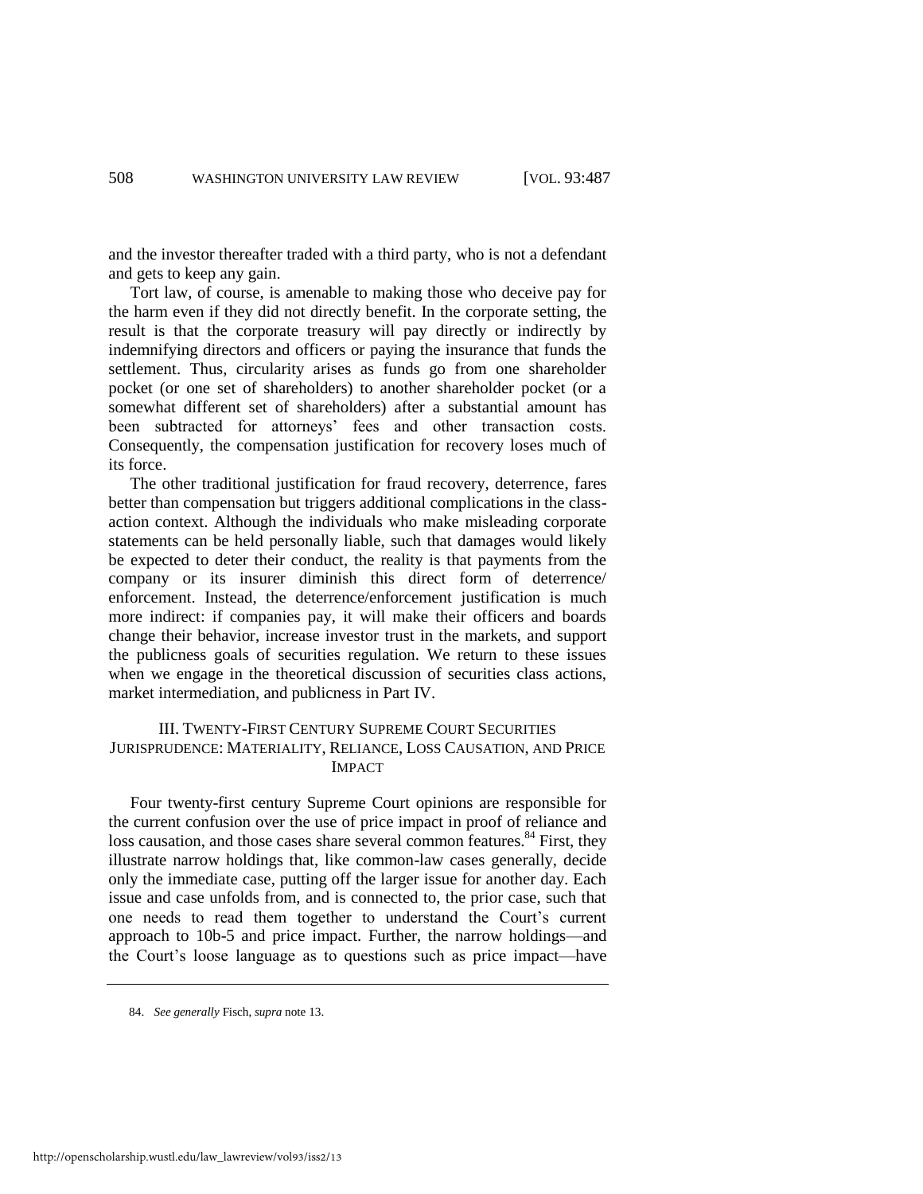and the investor thereafter traded with a third party, who is not a defendant and gets to keep any gain.

Tort law, of course, is amenable to making those who deceive pay for the harm even if they did not directly benefit. In the corporate setting, the result is that the corporate treasury will pay directly or indirectly by indemnifying directors and officers or paying the insurance that funds the settlement. Thus, circularity arises as funds go from one shareholder pocket (or one set of shareholders) to another shareholder pocket (or a somewhat different set of shareholders) after a substantial amount has been subtracted for attorneys' fees and other transaction costs. Consequently, the compensation justification for recovery loses much of its force.

The other traditional justification for fraud recovery, deterrence, fares better than compensation but triggers additional complications in the class-action context. Although the individuals who make misleading corporate statements can be held personally liable, such that damages would likely be expected to deter their conduct, the reality is that payments from the company or its insurer diminish this direct form of deterrence/enforcement. Instead, the deterrence/enforcement justification is much more indirect: if companies pay, it will make their officers and boards change their behavior, increase investor trust in the markets, and support the publicness goals of securities regulation. We return to these issues when we engage in the theoretical discussion of securities class actions, market intermediation, and publicness in Part IV.

## III. TWENTY-FIRST CENTURY SUPREME COURT SECURITIES JURISPRUDENCE: MATERIALITY, RELIANCE, LOSS CAUSATION, AND PRICE IMPACT

Four twenty-first century Supreme Court opinions are responsible for the current confusion over the use of price impact in proof of reliance and loss causation, and those cases share several common features.[84] First, they illustrate narrow holdings that, like common-law cases generally, decide only the immediate case, putting off the larger issue for another day. Each issue and case unfolds from, and is connected to, the prior case, such that one needs to read them together to understand the Court's current approach to 10b-5 and price impact. Further, the narrow holdings—and the Court's loose language as to questions such as price impact—have

84. *See generally* Fisch, *supra* note 13.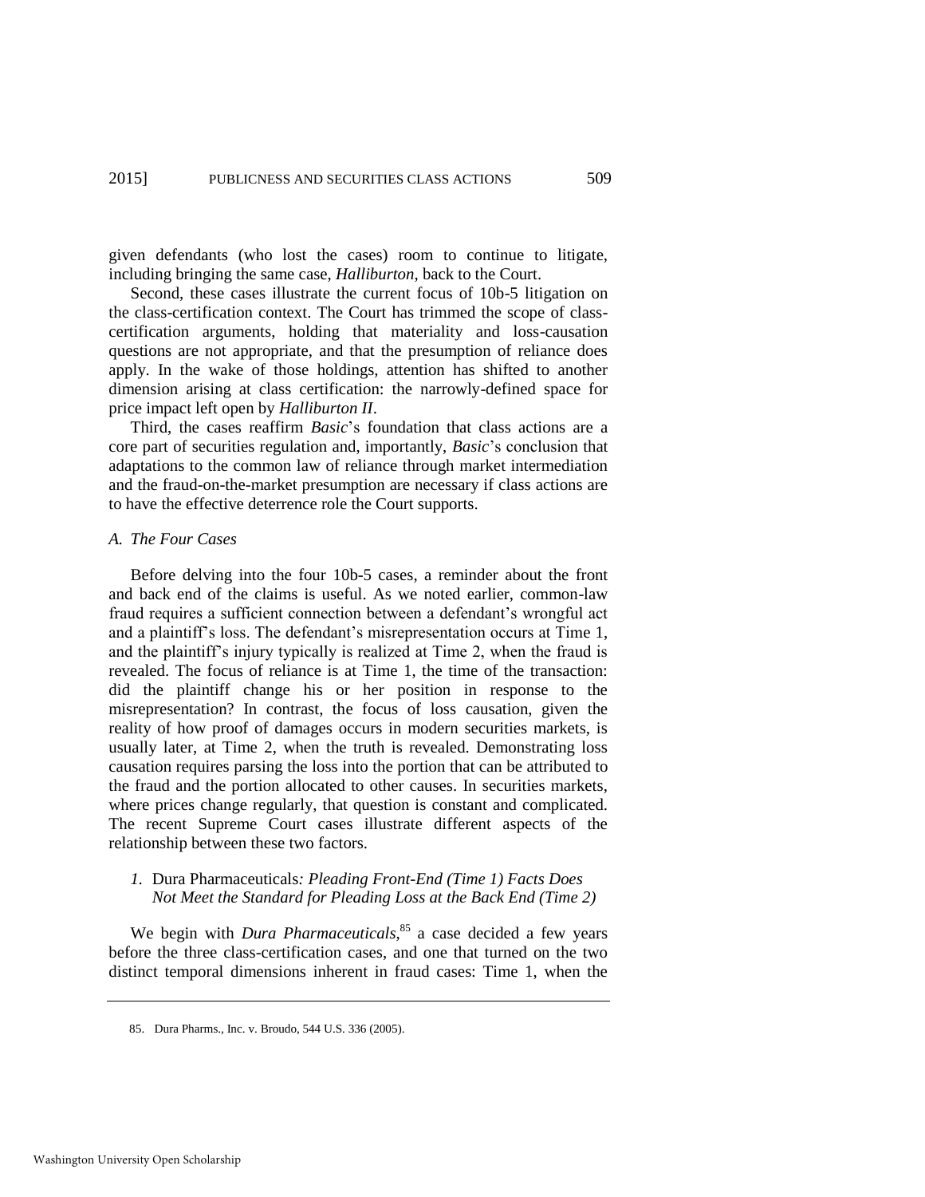given defendants (who lost the cases) room to continue to litigate, including bringing the same case, *Halliburton*, back to the Court.

Second, these cases illustrate the current focus of 10b-5 litigation on the class-certification context. The Court has trimmed the scope of class-certification arguments, holding that materiality and loss-causation questions are not appropriate, and that the presumption of reliance does apply. In the wake of those holdings, attention has shifted to another dimension arising at class certification: the narrowly-defined space for price impact left open by *Halliburton II*.

Third, the cases reaffirm *Basic*'s foundation that class actions are a core part of securities regulation and, importantly, *Basic*'s conclusion that adaptations to the common law of reliance through market intermediation and the fraud-on-the-market presumption are necessary if class actions are to have the effective deterrence role the Court supports.

### *A. The Four Cases*

Before delving into the four 10b-5 cases, a reminder about the front and back end of the claims is useful. As we noted earlier, common-law fraud requires a sufficient connection between a defendant's wrongful act and a plaintiff's loss. The defendant's misrepresentation occurs at Time 1, and the plaintiff's injury typically is realized at Time 2, when the fraud is revealed. The focus of reliance is at Time 1, the time of the transaction: did the plaintiff change his or her position in response to the misrepresentation? In contrast, the focus of loss causation, given the reality of how proof of damages occurs in modern securities markets, is usually later, at Time 2, when the truth is revealed. Demonstrating loss causation requires parsing the loss into the portion that can be attributed to the fraud and the portion allocated to other causes. In securities markets, where prices change regularly, that question is constant and complicated. The recent Supreme Court cases illustrate different aspects of the relationship between these two factors.

#### *1.* Dura Pharmaceuticals*: Pleading Front-End (Time 1) Facts Does Not Meet the Standard for Pleading Loss at the Back End (Time 2)*

We begin with *Dura Pharmaceuticals*,[85] a case decided a few years before the three class-certification cases, and one that turned on the two distinct temporal dimensions inherent in fraud cases: Time 1, when the

85. Dura Pharms., Inc. v. Broudo, 544 U.S. 336 (2005).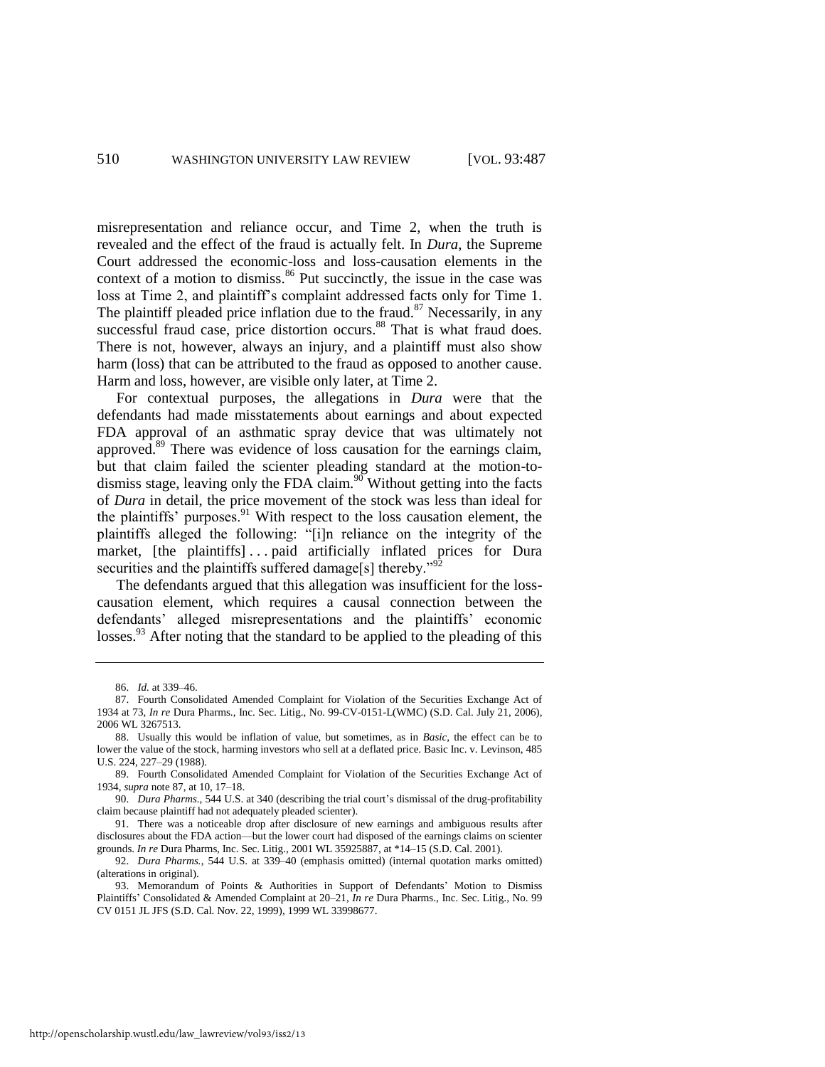misrepresentation and reliance occur, and Time 2, when the truth is revealed and the effect of the fraud is actually felt. In *Dura*, the Supreme Court addressed the economic-loss and loss-causation elements in the context of a motion to dismiss.[86] Put succinctly, the issue in the case was loss at Time 2, and plaintiff's complaint addressed facts only for Time 1. The plaintiff pleaded price inflation due to the fraud.[87] Necessarily, in any successful fraud case, price distortion occurs.[88] That is what fraud does. There is not, however, always an injury, and a plaintiff must also show harm (loss) that can be attributed to the fraud as opposed to another cause. Harm and loss, however, are visible only later, at Time 2.

For contextual purposes, the allegations in *Dura* were that the defendants had made misstatements about earnings and about expected FDA approval of an asthmatic spray device that was ultimately not approved.[89] There was evidence of loss causation for the earnings claim, but that claim failed the scienter pleading standard at the motion-to-dismiss stage, leaving only the FDA claim.[90] Without getting into the facts of *Dura* in detail, the price movement of the stock was less than ideal for the plaintiffs' purposes.[91] With respect to the loss causation element, the plaintiffs alleged the following: "[i]n reliance on the integrity of the market, [the plaintiffs] . . . paid artificially inflated prices for Dura securities and the plaintiffs suffered damage[s] thereby."[92]

The defendants argued that this allegation was insufficient for the loss-causation element, which requires a causal connection between the defendants' alleged misrepresentations and the plaintiffs' economic losses.[93] After noting that the standard to be applied to the pleading of this

---

86. *Id.* at 339–46.

87. Fourth Consolidated Amended Complaint for Violation of the Securities Exchange Act of 1934 at 73, *In re* Dura Pharms., Inc. Sec. Litig., No. 99-CV-0151-L(WMC) (S.D. Cal. July 21, 2006), 2006 WL 3267513.

88. Usually this would be inflation of value, but sometimes, as in *Basic*, the effect can be to lower the value of the stock, harming investors who sell at a deflated price. Basic Inc. v. Levinson, 485 U.S. 224, 227–29 (1988).

89. Fourth Consolidated Amended Complaint for Violation of the Securities Exchange Act of 1934, *supra* note 87, at 10, 17–18.

90. *Dura Pharms.*, 544 U.S. at 340 (describing the trial court's dismissal of the drug-profitability claim because plaintiff had not adequately pleaded scienter).

91. There was a noticeable drop after disclosure of new earnings and ambiguous results after disclosures about the FDA action—but the lower court had disposed of the earnings claims on scienter grounds. *In re* Dura Pharms, Inc. Sec. Litig., 2001 WL 35925887, at \*14–15 (S.D. Cal. 2001).

92. *Dura Pharms.*, 544 U.S. at 339–40 (emphasis omitted) (internal quotation marks omitted) (alterations in original).

93. Memorandum of Points & Authorities in Support of Defendants' Motion to Dismiss Plaintiffs' Consolidated & Amended Complaint at 20–21, *In re* Dura Pharms., Inc. Sec. Litig., No. 99 CV 0151 JL JFS (S.D. Cal. Nov. 22, 1999), 1999 WL 33998677.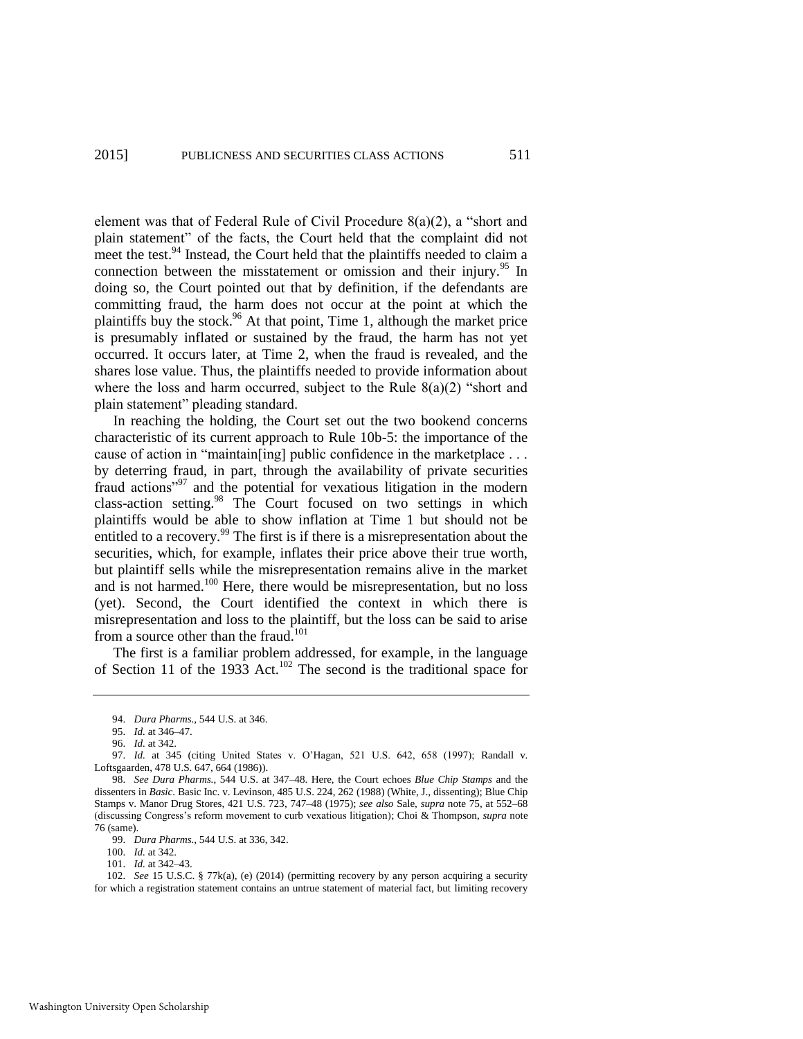element was that of Federal Rule of Civil Procedure 8(a)(2), a "short and plain statement" of the facts, the Court held that the complaint did not meet the test.[94] Instead, the Court held that the plaintiffs needed to claim a connection between the misstatement or omission and their injury.[95] In doing so, the Court pointed out that by definition, if the defendants are committing fraud, the harm does not occur at the point at which the plaintiffs buy the stock.[96] At that point, Time 1, although the market price is presumably inflated or sustained by the fraud, the harm has not yet occurred. It occurs later, at Time 2, when the fraud is revealed, and the shares lose value. Thus, the plaintiffs needed to provide information about where the loss and harm occurred, subject to the Rule 8(a)(2) "short and plain statement" pleading standard.

In reaching the holding, the Court set out the two bookend concerns characteristic of its current approach to Rule 10b-5: the importance of the cause of action in "maintain[ing] public confidence in the marketplace . . . by deterring fraud, in part, through the availability of private securities fraud actions"[97] and the potential for vexatious litigation in the modern class-action setting.[98] The Court focused on two settings in which plaintiffs would be able to show inflation at Time 1 but should not be entitled to a recovery.[99] The first is if there is a misrepresentation about the securities, which, for example, inflates their price above their true worth, but plaintiff sells while the misrepresentation remains alive in the market and is not harmed.[100] Here, there would be misrepresentation, but no loss (yet). Second, the Court identified the context in which there is misrepresentation and loss to the plaintiff, but the loss can be said to arise from a source other than the fraud.[101]

The first is a familiar problem addressed, for example, in the language of Section 11 of the 1933 Act.[102] The second is the traditional space for

---

94. *Dura Pharms.*, 544 U.S. at 346.

95. *Id.* at 346–47.

96. *Id.* at 342.

97. *Id.* at 345 (citing United States v. O'Hagan, 521 U.S. 642, 658 (1997); Randall v. Loftsgaarden, 478 U.S. 647, 664 (1986)).

98. *See Dura Pharms.*, 544 U.S. at 347–48. Here, the Court echoes *Blue Chip Stamps* and the dissenters in *Basic*. Basic Inc. v. Levinson, 485 U.S. 224, 262 (1988) (White, J., dissenting); Blue Chip Stamps v. Manor Drug Stores, 421 U.S. 723, 747–48 (1975); *see also* Sale, *supra* note 75, at 552–68 (discussing Congress's reform movement to curb vexatious litigation); Choi & Thompson, *supra* note 76 (same).

99. *Dura Pharms.*, 544 U.S. at 336, 342.

100. *Id.* at 342.

101. *Id.* at 342–43.

102. *See* 15 U.S.C. § 77k(a), (e) (2014) (permitting recovery by any person acquiring a security for which a registration statement contains an untrue statement of material fact, but limiting recovery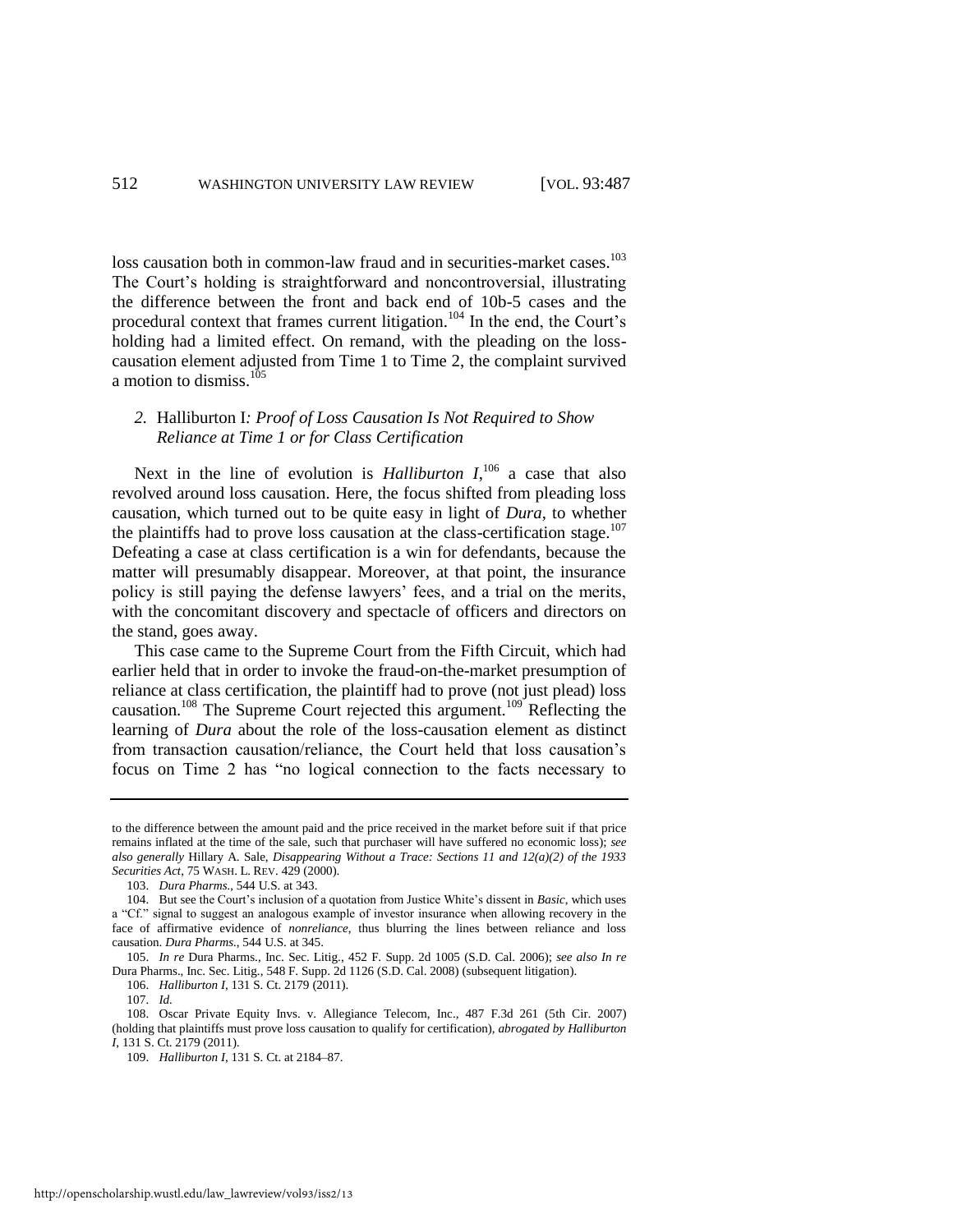loss causation both in common-law fraud and in securities-market cases.[103] The Court's holding is straightforward and noncontroversial, illustrating the difference between the front and back end of 10b-5 cases and the procedural context that frames current litigation.[104] In the end, the Court's holding had a limited effect. On remand, with the pleading on the loss-causation element adjusted from Time 1 to Time 2, the complaint survived a motion to dismiss.[105]

### *2.* Halliburton I*: Proof of Loss Causation Is Not Required to Show Reliance at Time 1 or for Class Certification*

Next in the line of evolution is *Halliburton I*,[106] a case that also revolved around loss causation. Here, the focus shifted from pleading loss causation, which turned out to be quite easy in light of *Dura*, to whether the plaintiffs had to prove loss causation at the class-certification stage.[107] Defeating a case at class certification is a win for defendants, because the matter will presumably disappear. Moreover, at that point, the insurance policy is still paying the defense lawyers' fees, and a trial on the merits, with the concomitant discovery and spectacle of officers and directors on the stand, goes away.

This case came to the Supreme Court from the Fifth Circuit, which had earlier held that in order to invoke the fraud-on-the-market presumption of reliance at class certification, the plaintiff had to prove (not just plead) loss causation.[108] The Supreme Court rejected this argument.[109] Reflecting the learning of *Dura* about the role of the loss-causation element as distinct from transaction causation/reliance, the Court held that loss causation's focus on Time 2 has "no logical connection to the facts necessary to

---

to the difference between the amount paid and the price received in the market before suit if that price remains inflated at the time of the sale, such that purchaser will have suffered no economic loss); *see also generally* Hillary A. Sale, *Disappearing Without a Trace: Sections 11 and 12(a)(2) of the 1933 Securities Act*, 75 WASH. L. REV. 429 (2000).

103. *Dura Pharms.*, 544 U.S. at 343.

104. But see the Court's inclusion of a quotation from Justice White's dissent in *Basic*, which uses a "Cf." signal to suggest an analogous example of investor insurance when allowing recovery in the face of affirmative evidence of *nonreliance*, thus blurring the lines between reliance and loss causation. *Dura Pharms.*, 544 U.S. at 345.

105. *In re* Dura Pharms., Inc. Sec. Litig., 452 F. Supp. 2d 1005 (S.D. Cal. 2006); *see also In re* Dura Pharms., Inc. Sec. Litig., 548 F. Supp. 2d 1126 (S.D. Cal. 2008) (subsequent litigation).

106. *Halliburton I*, 131 S. Ct. 2179 (2011).

107. *Id.*

108. Oscar Private Equity Invs. v. Allegiance Telecom, Inc., 487 F.3d 261 (5th Cir. 2007) (holding that plaintiffs must prove loss causation to qualify for certification), *abrogated by Halliburton I*, 131 S. Ct. 2179 (2011).

109. *Halliburton I*, 131 S. Ct. at 2184–87.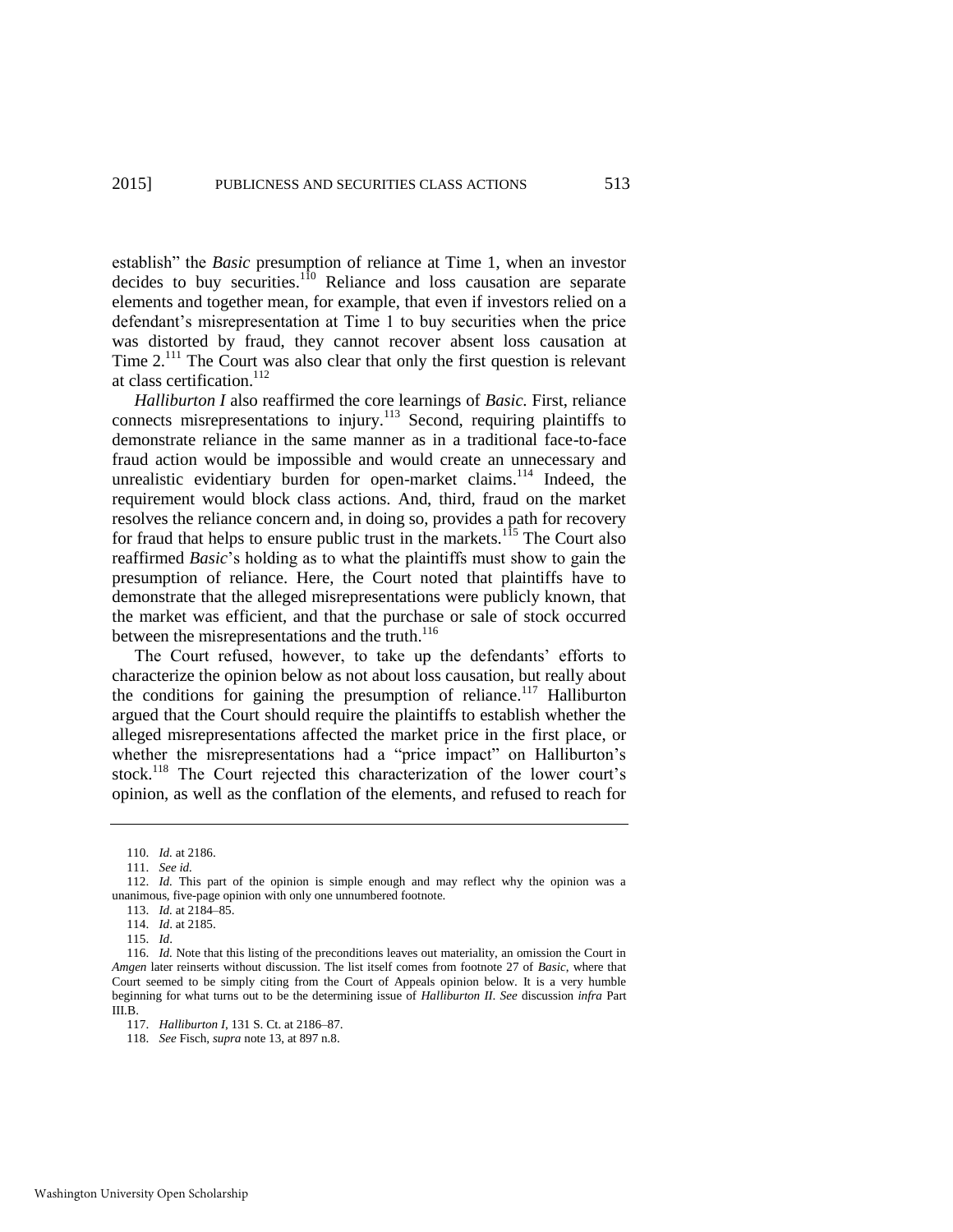establish" the *Basic* presumption of reliance at Time 1, when an investor decides to buy securities.[110] Reliance and loss causation are separate elements and together mean, for example, that even if investors relied on a defendant's misrepresentation at Time 1 to buy securities when the price was distorted by fraud, they cannot recover absent loss causation at Time 2.[111] The Court was also clear that only the first question is relevant at class certification.[112]

*Halliburton I* also reaffirmed the core learnings of *Basic*. First, reliance connects misrepresentations to injury.[113] Second, requiring plaintiffs to demonstrate reliance in the same manner as in a traditional face-to-face fraud action would be impossible and would create an unnecessary and unrealistic evidentiary burden for open-market claims.[114] Indeed, the requirement would block class actions. And, third, fraud on the market resolves the reliance concern and, in doing so, provides a path for recovery for fraud that helps to ensure public trust in the markets.[115] The Court also reaffirmed *Basic*'s holding as to what the plaintiffs must show to gain the presumption of reliance. Here, the Court noted that plaintiffs have to demonstrate that the alleged misrepresentations were publicly known, that the market was efficient, and that the purchase or sale of stock occurred between the misrepresentations and the truth.[116]

The Court refused, however, to take up the defendants' efforts to characterize the opinion below as not about loss causation, but really about the conditions for gaining the presumption of reliance.[117] Halliburton argued that the Court should require the plaintiffs to establish whether the alleged misrepresentations affected the market price in the first place, or whether the misrepresentations had a "price impact" on Halliburton's stock.[118] The Court rejected this characterization of the lower court's opinion, as well as the conflation of the elements, and refused to reach for

---

110. *Id.* at 2186.

111. *See id.*

112. *Id.* This part of the opinion is simple enough and may reflect why the opinion was a unanimous, five-page opinion with only one unnumbered footnote.

113. *Id.* at 2184–85.

114. *Id*. at 2185.

115. *Id*.

116. *Id.* Note that this listing of the preconditions leaves out materiality, an omission the Court in *Amgen* later reinserts without discussion. The list itself comes from footnote 27 of *Basic*, where that Court seemed to be simply citing from the Court of Appeals opinion below. It is a very humble beginning for what turns out to be the determining issue of *Halliburton II*. *See* discussion *infra* Part III.B.

117. *Halliburton I*, 131 S. Ct. at 2186–87.

118. *See* Fisch, *supra* note 13, at 897 n.8.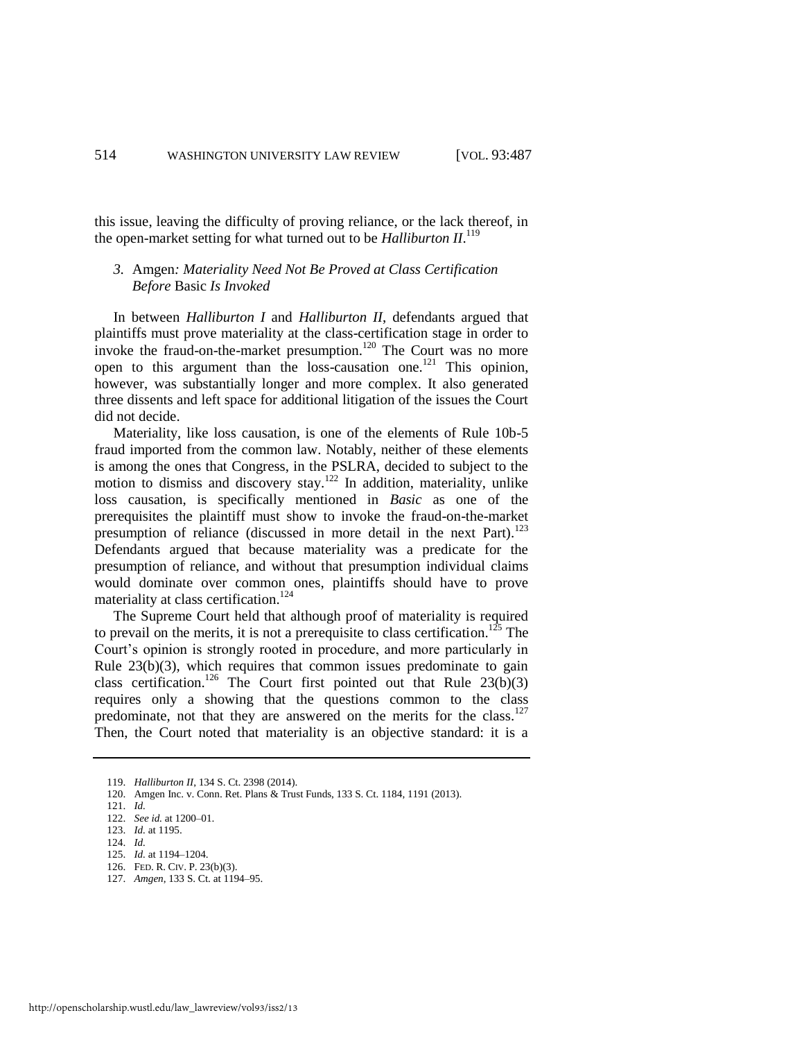this issue, leaving the difficulty of proving reliance, or the lack thereof, in the open-market setting for what turned out to be *Halliburton II*.[119]

### *3.* Amgen*: Materiality Need Not Be Proved at Class Certification Before* Basic *Is Invoked*

In between *Halliburton I* and *Halliburton II*, defendants argued that plaintiffs must prove materiality at the class-certification stage in order to invoke the fraud-on-the-market presumption.[120] The Court was no more open to this argument than the loss-causation one.[121] This opinion, however, was substantially longer and more complex. It also generated three dissents and left space for additional litigation of the issues the Court did not decide.

Materiality, like loss causation, is one of the elements of Rule 10b-5 fraud imported from the common law. Notably, neither of these elements is among the ones that Congress, in the PSLRA, decided to subject to the motion to dismiss and discovery stay.[122] In addition, materiality, unlike loss causation, is specifically mentioned in *Basic* as one of the prerequisites the plaintiff must show to invoke the fraud-on-the-market presumption of reliance (discussed in more detail in the next Part).[123] Defendants argued that because materiality was a predicate for the presumption of reliance, and without that presumption individual claims would dominate over common ones, plaintiffs should have to prove materiality at class certification.[124]

The Supreme Court held that although proof of materiality is required to prevail on the merits, it is not a prerequisite to class certification.[125] The Court's opinion is strongly rooted in procedure, and more particularly in Rule 23(b)(3), which requires that common issues predominate to gain class certification.[126] The Court first pointed out that Rule 23(b)(3) requires only a showing that the questions common to the class predominate, not that they are answered on the merits for the class.[127] Then, the Court noted that materiality is an objective standard: it is a

---

119. *Halliburton II*, 134 S. Ct. 2398 (2014).

120. Amgen Inc. v. Conn. Ret. Plans & Trust Funds, 133 S. Ct. 1184, 1191 (2013).

121. *Id.*

122. *See id.* at 1200–01.

123. *Id.* at 1195.

124. *Id.*

125. *Id.* at 1194–1204.

126. FED. R. CIV. P. 23(b)(3).

127. *Amgen*, 133 S. Ct. at 1194–95.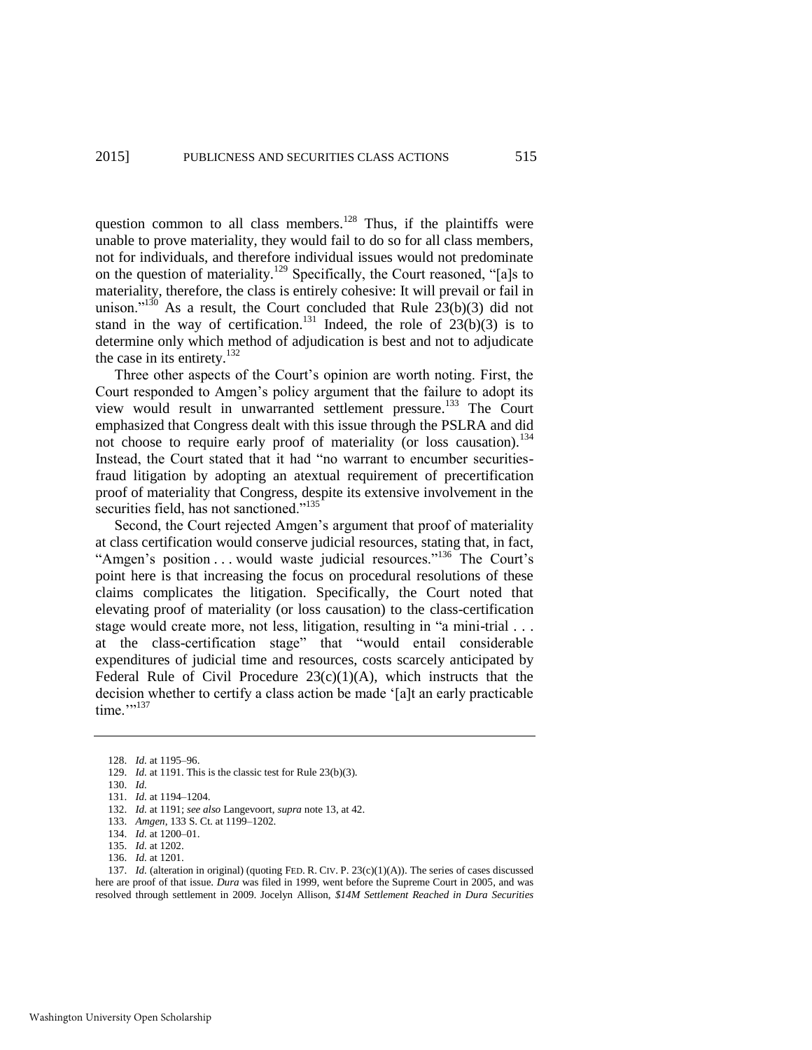question common to all class members.[128] Thus, if the plaintiffs were unable to prove materiality, they would fail to do so for all class members, not for individuals, and therefore individual issues would not predominate on the question of materiality.[129] Specifically, the Court reasoned, "[a]s to materiality, therefore, the class is entirely cohesive: It will prevail or fail in unison."[130] As a result, the Court concluded that Rule 23(b)(3) did not stand in the way of certification.[131] Indeed, the role of 23(b)(3) is to determine only which method of adjudication is best and not to adjudicate the case in its entirety.[132]

Three other aspects of the Court's opinion are worth noting. First, the Court responded to Amgen's policy argument that the failure to adopt its view would result in unwarranted settlement pressure.[133] The Court emphasized that Congress dealt with this issue through the PSLRA and did not choose to require early proof of materiality (or loss causation).[134] Instead, the Court stated that it had "no warrant to encumber securities-fraud litigation by adopting an atextual requirement of precertification proof of materiality that Congress, despite its extensive involvement in the securities field, has not sanctioned."[135]

Second, the Court rejected Amgen's argument that proof of materiality at class certification would conserve judicial resources, stating that, in fact, "Amgen's position . . . would waste judicial resources."[136] The Court's point here is that increasing the focus on procedural resolutions of these claims complicates the litigation. Specifically, the Court noted that elevating proof of materiality (or loss causation) to the class-certification stage would create more, not less, litigation, resulting in "a mini-trial . . . at the class-certification stage" that "would entail considerable expenditures of judicial time and resources, costs scarcely anticipated by Federal Rule of Civil Procedure 23(c)(1)(A), which instructs that the decision whether to certify a class action be made '[a]t an early practicable time.'"[137]

---

128. *Id.* at 1195–96.

129. *Id.* at 1191. This is the classic test for Rule 23(b)(3).

130. *Id.*

131. *Id.* at 1194–1204.

132. *Id.* at 1191; *see also* Langevoort, *supra* note 13, at 42.

133. *Amgen*, 133 S. Ct. at 1199–1202.

134. *Id.* at 1200–01.

135. *Id.* at 1202.

136. *Id.* at 1201.

137. *Id.* (alteration in original) (quoting FED. R. CIV. P. 23(c)(1)(A)). The series of cases discussed here are proof of that issue. *Dura* was filed in 1999, went before the Supreme Court in 2005, and was resolved through settlement in 2009. Jocelyn Allison, *$14M Settlement Reached in Dura Securities*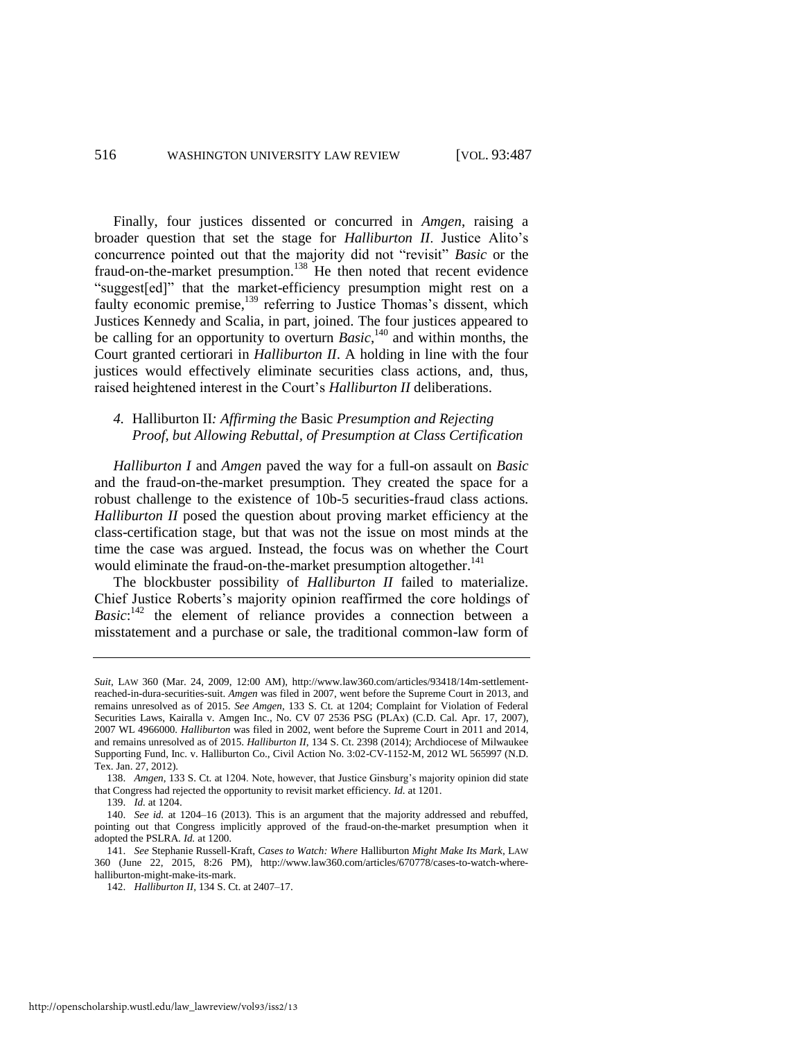Finally, four justices dissented or concurred in *Amgen*, raising a broader question that set the stage for *Halliburton II*. Justice Alito's concurrence pointed out that the majority did not "revisit" *Basic* or the fraud-on-the-market presumption.[138] He then noted that recent evidence "suggest[ed]" that the market-efficiency presumption might rest on a faulty economic premise,[139] referring to Justice Thomas's dissent, which Justices Kennedy and Scalia, in part, joined. The four justices appeared to be calling for an opportunity to overturn *Basic*,[140] and within months, the Court granted certiorari in *Halliburton II*. A holding in line with the four justices would effectively eliminate securities class actions, and, thus, raised heightened interest in the Court's *Halliburton II* deliberations.

#### *4.* Halliburton II*: Affirming the* Basic *Presumption and Rejecting Proof, but Allowing Rebuttal, of Presumption at Class Certification*

*Halliburton I* and *Amgen* paved the way for a full-on assault on *Basic* and the fraud-on-the-market presumption. They created the space for a robust challenge to the existence of 10b-5 securities-fraud class actions. *Halliburton II* posed the question about proving market efficiency at the class-certification stage, but that was not the issue on most minds at the time the case was argued. Instead, the focus was on whether the Court would eliminate the fraud-on-the-market presumption altogether.[141]

The blockbuster possibility of *Halliburton II* failed to materialize. Chief Justice Roberts's majority opinion reaffirmed the core holdings of *Basic*:[142] the element of reliance provides a connection between a misstatement and a purchase or sale, the traditional common-law form of

---

*Suit*, LAW 360 (Mar. 24, 2009, 12:00 AM), http://www.law360.com/articles/93418/14m-settlement-reached-in-dura-securities-suit. *Amgen* was filed in 2007, went before the Supreme Court in 2013, and remains unresolved as of 2015. *See Amgen*, 133 S. Ct. at 1204; Complaint for Violation of Federal Securities Laws, Kairalla v. Amgen Inc., No. CV 07 2536 PSG (PLAx) (C.D. Cal. Apr. 17, 2007), 2007 WL 4966000. *Halliburton* was filed in 2002, went before the Supreme Court in 2011 and 2014, and remains unresolved as of 2015. *Halliburton II*, 134 S. Ct. 2398 (2014); Archdiocese of Milwaukee Supporting Fund, Inc. v. Halliburton Co., Civil Action No. 3:02-CV-1152-M, 2012 WL 565997 (N.D. Tex. Jan. 27, 2012).

138. *Amgen*, 133 S. Ct. at 1204. Note, however, that Justice Ginsburg's majority opinion did state that Congress had rejected the opportunity to revisit market efficiency. *Id.* at 1201.

139. *Id.* at 1204.

140. *See id.* at 1204–16 (2013). This is an argument that the majority addressed and rebuffed, pointing out that Congress implicitly approved of the fraud-on-the-market presumption when it adopted the PSLRA. *Id.* at 1200.

141. *See* Stephanie Russell-Kraft, *Cases to Watch: Where* Halliburton *Might Make Its Mark*, LAW 360 (June 22, 2015, 8:26 PM), http://www.law360.com/articles/670778/cases-to-watch-where-halliburton-might-make-its-mark.

142. *Halliburton II*, 134 S. Ct. at 2407–17.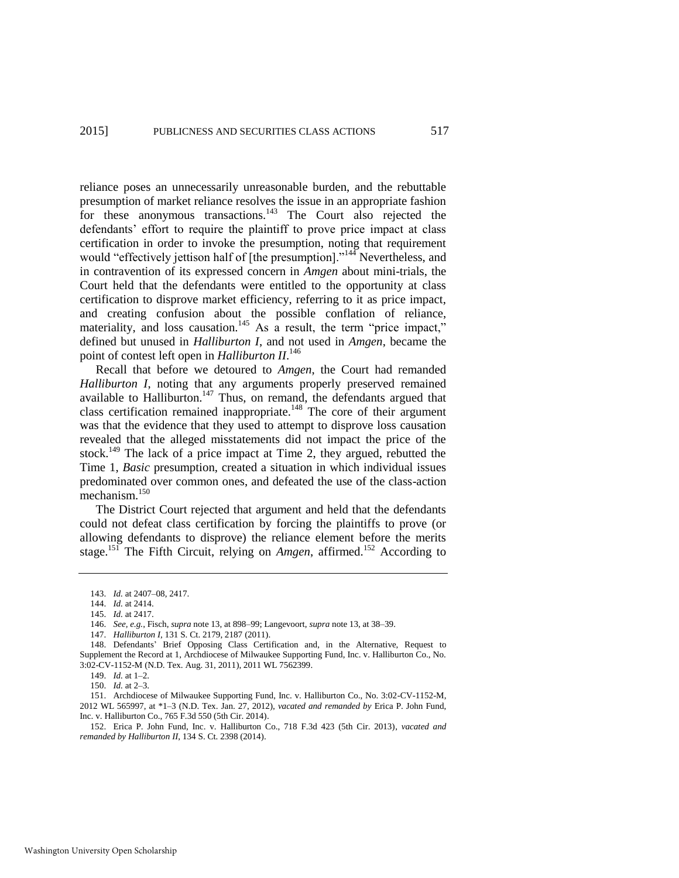reliance poses an unnecessarily unreasonable burden, and the rebuttable presumption of market reliance resolves the issue in an appropriate fashion for these anonymous transactions.[143] The Court also rejected the defendants' effort to require the plaintiff to prove price impact at class certification in order to invoke the presumption, noting that requirement would "effectively jettison half of [the presumption]."[144] Nevertheless, and in contravention of its expressed concern in *Amgen* about mini-trials, the Court held that the defendants were entitled to the opportunity at class certification to disprove market efficiency, referring to it as price impact, and creating confusion about the possible conflation of reliance, materiality, and loss causation.[145] As a result, the term "price impact," defined but unused in *Halliburton I*, and not used in *Amgen*, became the point of contest left open in *Halliburton II*.[146]

Recall that before we detoured to *Amgen*, the Court had remanded *Halliburton I*, noting that any arguments properly preserved remained available to Halliburton.[147] Thus, on remand, the defendants argued that class certification remained inappropriate.[148] The core of their argument was that the evidence that they used to attempt to disprove loss causation revealed that the alleged misstatements did not impact the price of the stock.[149] The lack of a price impact at Time 2, they argued, rebutted the Time 1, *Basic* presumption, created a situation in which individual issues predominated over common ones, and defeated the use of the class-action mechanism.[150]

The District Court rejected that argument and held that the defendants could not defeat class certification by forcing the plaintiffs to prove (or allowing defendants to disprove) the reliance element before the merits stage.[151] The Fifth Circuit, relying on *Amgen*, affirmed.[152] According to

---

143. *Id.* at 2407–08, 2417.

144. *Id.* at 2414.

145. *Id.* at 2417.

146. *See, e.g.*, Fisch, *supra* note 13, at 898–99; Langevoort, *supra* note 13, at 38–39.

147. *Halliburton I*, 131 S. Ct. 2179, 2187 (2011).

148. Defendants' Brief Opposing Class Certification and, in the Alternative, Request to Supplement the Record at 1, Archdiocese of Milwaukee Supporting Fund, Inc. v. Halliburton Co., No. 3:02-CV-1152-M (N.D. Tex. Aug. 31, 2011), 2011 WL 7562399.

149. *Id.* at 1–2.

150. *Id.* at 2–3.

151. Archdiocese of Milwaukee Supporting Fund, Inc. v. Halliburton Co., No. 3:02-CV-1152-M, 2012 WL 565997, at *1–3 (N.D. Tex. Jan. 27, 2012), *vacated and remanded by* Erica P. John Fund, Inc. v. Halliburton Co., 765 F.3d 550 (5th Cir. 2014).

152. Erica P. John Fund, Inc. v. Halliburton Co., 718 F.3d 423 (5th Cir. 2013), *vacated and remanded by Halliburton II*, 134 S. Ct. 2398 (2014).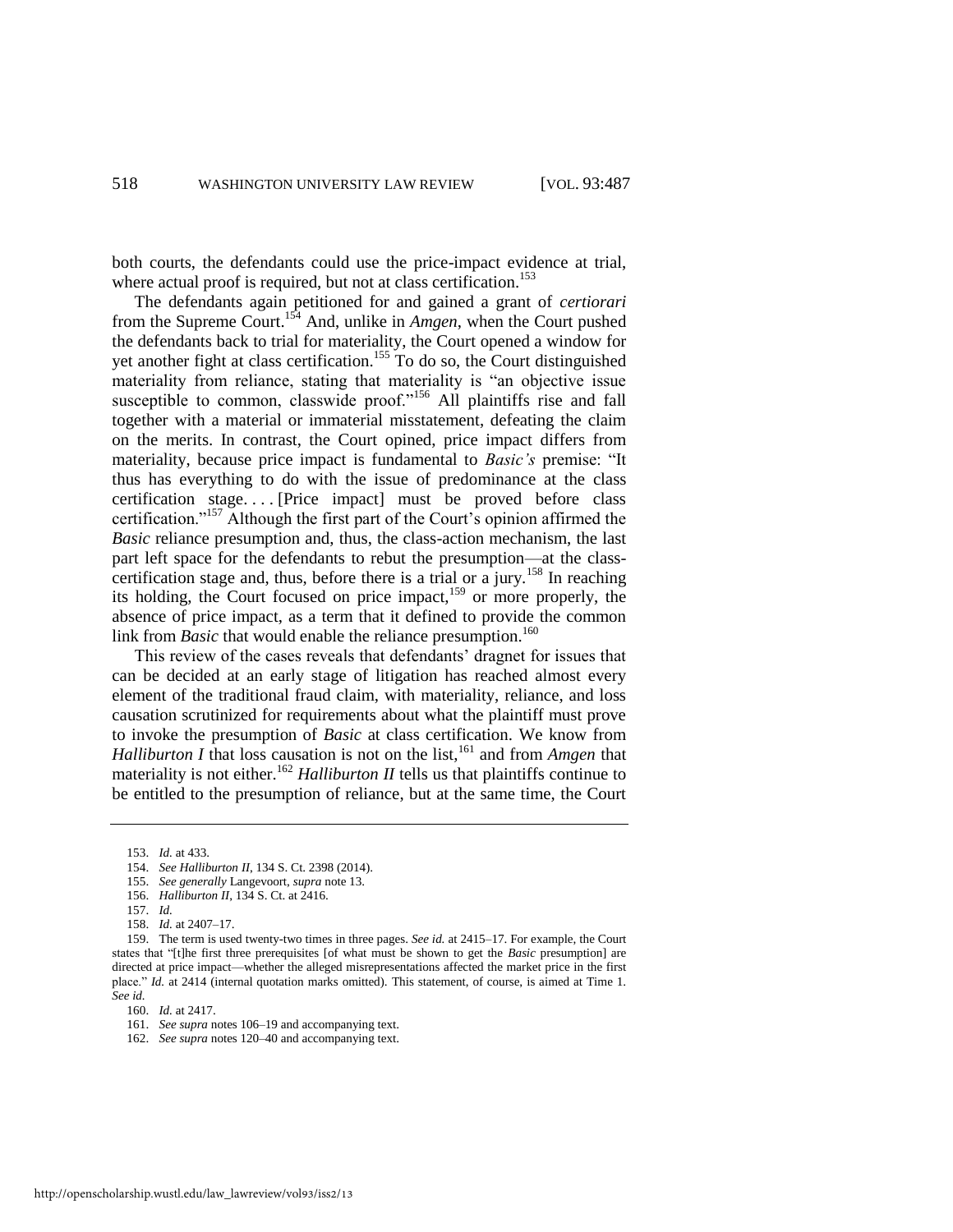both courts, the defendants could use the price-impact evidence at trial, where actual proof is required, but not at class certification.[153]

The defendants again petitioned for and gained a grant of *certiorari* from the Supreme Court.[154] And, unlike in *Amgen*, when the Court pushed the defendants back to trial for materiality, the Court opened a window for yet another fight at class certification.[155] To do so, the Court distinguished materiality from reliance, stating that materiality is "an objective issue susceptible to common, classwide proof."[156] All plaintiffs rise and fall together with a material or immaterial misstatement, defeating the claim on the merits. In contrast, the Court opined, price impact differs from materiality, because price impact is fundamental to *Basic's* premise: "It thus has everything to do with the issue of predominance at the class certification stage. . . . [Price impact] must be proved before class certification."[157] Although the first part of the Court's opinion affirmed the *Basic* reliance presumption and, thus, the class-action mechanism, the last part left space for the defendants to rebut the presumption—at the class-certification stage and, thus, before there is a trial or a jury.[158] In reaching its holding, the Court focused on price impact,[159] or more properly, the absence of price impact, as a term that it defined to provide the common link from *Basic* that would enable the reliance presumption.[160]

This review of the cases reveals that defendants' dragnet for issues that can be decided at an early stage of litigation has reached almost every element of the traditional fraud claim, with materiality, reliance, and loss causation scrutinized for requirements about what the plaintiff must prove to invoke the presumption of *Basic* at class certification. We know from *Halliburton I* that loss causation is not on the list,[161] and from *Amgen* that materiality is not either.[162] *Halliburton II* tells us that plaintiffs continue to be entitled to the presumption of reliance, but at the same time, the Court

---

153. *Id.* at 433.

154. *See Halliburton II*, 134 S. Ct. 2398 (2014).

155. *See generally* Langevoort, *supra* note 13.

156. *Halliburton II*, 134 S. Ct. at 2416.

157. *Id.*

158. *Id.* at 2407–17.

159. The term is used twenty-two times in three pages. *See id.* at 2415–17. For example, the Court states that "[t]he first three prerequisites [of what must be shown to get the *Basic* presumption] are directed at price impact—whether the alleged misrepresentations affected the market price in the first place." *Id.* at 2414 (internal quotation marks omitted). This statement, of course, is aimed at Time 1. *See id.*

160. *Id.* at 2417.

161. *See supra* notes 106–19 and accompanying text.

162. *See supra* notes 120–40 and accompanying text.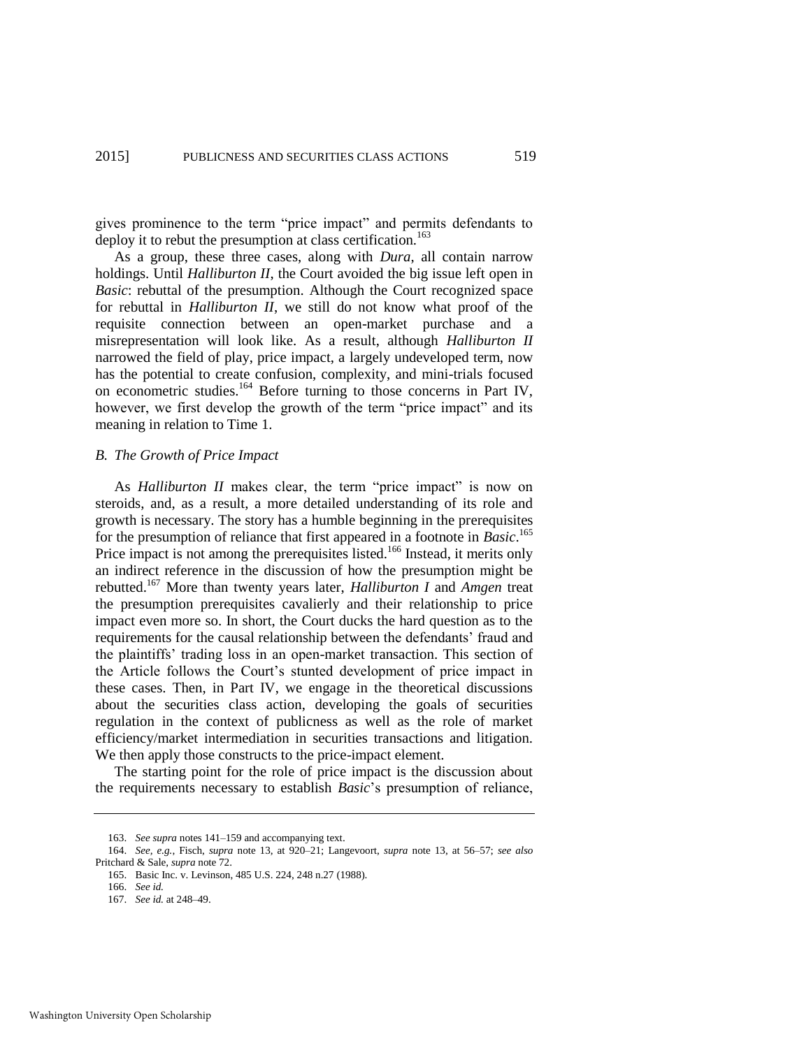gives prominence to the term "price impact" and permits defendants to deploy it to rebut the presumption at class certification.[163]

As a group, these three cases, along with *Dura*, all contain narrow holdings. Until *Halliburton II*, the Court avoided the big issue left open in *Basic*: rebuttal of the presumption. Although the Court recognized space for rebuttal in *Halliburton II*, we still do not know what proof of the requisite connection between an open-market purchase and a misrepresentation will look like. As a result, although *Halliburton II* narrowed the field of play, price impact, a largely undeveloped term, now has the potential to create confusion, complexity, and mini-trials focused on econometric studies.[164] Before turning to those concerns in Part IV, however, we first develop the growth of the term "price impact" and its meaning in relation to Time 1.

### *B. The Growth of Price Impact*

As *Halliburton II* makes clear, the term "price impact" is now on steroids, and, as a result, a more detailed understanding of its role and growth is necessary. The story has a humble beginning in the prerequisites for the presumption of reliance that first appeared in a footnote in *Basic*.[165] Price impact is not among the prerequisites listed.[166] Instead, it merits only an indirect reference in the discussion of how the presumption might be rebutted.[167] More than twenty years later, *Halliburton I* and *Amgen* treat the presumption prerequisites cavalierly and their relationship to price impact even more so. In short, the Court ducks the hard question as to the requirements for the causal relationship between the defendants' fraud and the plaintiffs' trading loss in an open-market transaction. This section of the Article follows the Court's stunted development of price impact in these cases. Then, in Part IV, we engage in the theoretical discussions about the securities class action, developing the goals of securities regulation in the context of publicness as well as the role of market efficiency/market intermediation in securities transactions and litigation. We then apply those constructs to the price-impact element.

The starting point for the role of price impact is the discussion about the requirements necessary to establish *Basic*'s presumption of reliance,

---

163. *See supra* notes 141–159 and accompanying text.

164. *See, e.g.*, Fisch, *supra* note 13, at 920–21; Langevoort, *supra* note 13, at 56–57; *see also* Pritchard & Sale, *supra* note 72.

165. Basic Inc. v. Levinson, 485 U.S. 224, 248 n.27 (1988).

166. *See id.*

167. *See id.* at 248–49.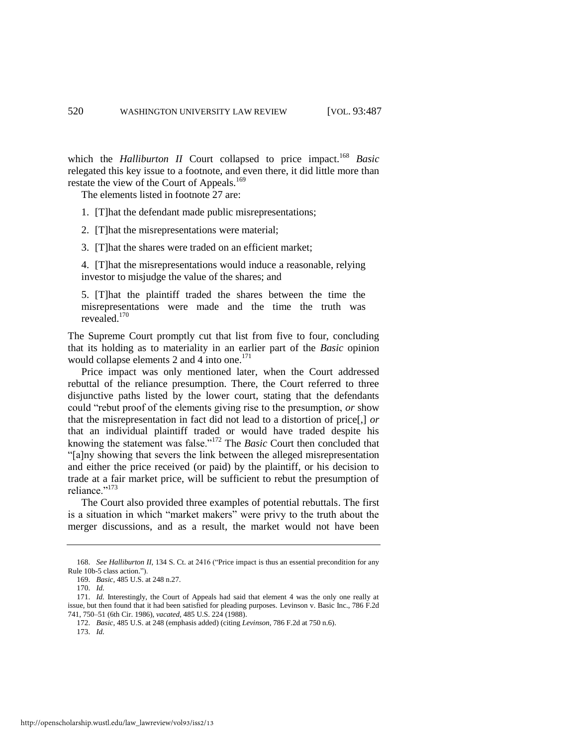which the *Halliburton II* Court collapsed to price impact.[168] *Basic* relegated this key issue to a footnote, and even there, it did little more than restate the view of the Court of Appeals.[169]

The elements listed in footnote 27 are:

1. [T]hat the defendant made public misrepresentations;

2. [T]hat the misrepresentations were material;

3. [T]hat the shares were traded on an efficient market;

4. [T]hat the misrepresentations would induce a reasonable, relying investor to misjudge the value of the shares; and

5. [T]hat the plaintiff traded the shares between the time the misrepresentations were made and the time the truth was revealed.[170]

The Supreme Court promptly cut that list from five to four, concluding that its holding as to materiality in an earlier part of the *Basic* opinion would collapse elements 2 and 4 into one.[171]

Price impact was only mentioned later, when the Court addressed rebuttal of the reliance presumption. There, the Court referred to three disjunctive paths listed by the lower court, stating that the defendants could "rebut proof of the elements giving rise to the presumption, *or* show that the misrepresentation in fact did not lead to a distortion of price[,] *or* that an individual plaintiff traded or would have traded despite his knowing the statement was false."[172] The *Basic* Court then concluded that "[a]ny showing that severs the link between the alleged misrepresentation and either the price received (or paid) by the plaintiff, or his decision to trade at a fair market price, will be sufficient to rebut the presumption of reliance."[173]

The Court also provided three examples of potential rebuttals. The first is a situation in which "market makers" were privy to the truth about the merger discussions, and as a result, the market would not have been

---

168. *See Halliburton II*, 134 S. Ct. at 2416 ("Price impact is thus an essential precondition for any Rule 10b-5 class action.").

169. *Basic*, 485 U.S. at 248 n.27.

170. *Id.*

171. *Id.* Interestingly, the Court of Appeals had said that element 4 was the only one really at issue, but then found that it had been satisfied for pleading purposes. Levinson v. Basic Inc., 786 F.2d 741, 750–51 (6th Cir. 1986), *vacated*, 485 U.S. 224 (1988).

172. *Basic*, 485 U.S. at 248 (emphasis added) (citing *Levinson*, 786 F.2d at 750 n.6).

173. *Id.*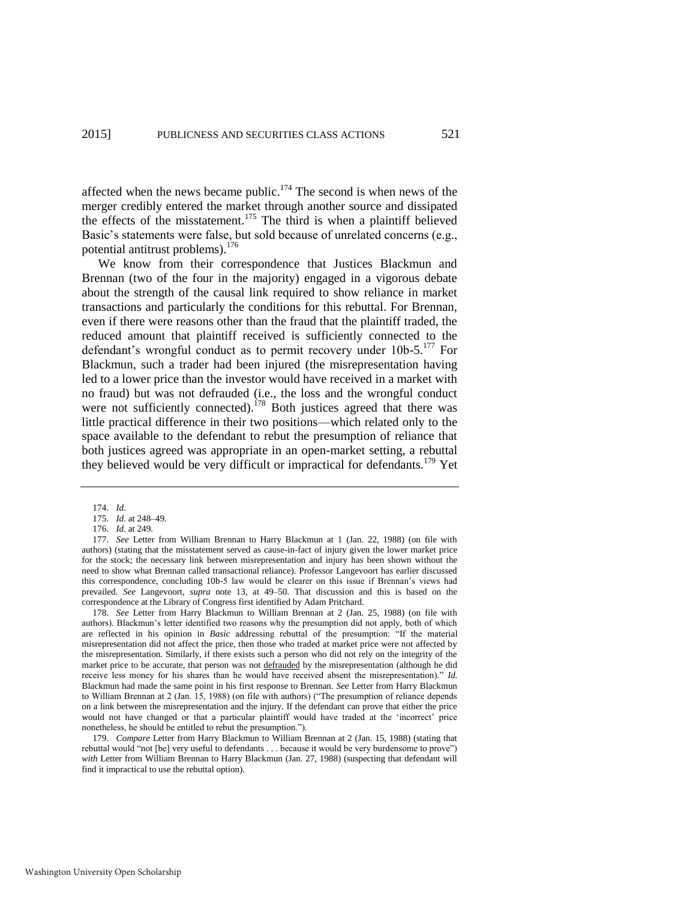affected when the news became public.[174] The second is when news of the merger credibly entered the market through another source and dissipated the effects of the misstatement.[175] The third is when a plaintiff believed Basic's statements were false, but sold because of unrelated concerns (e.g., potential antitrust problems).[176]

We know from their correspondence that Justices Blackmun and Brennan (two of the four in the majority) engaged in a vigorous debate about the strength of the causal link required to show reliance in market transactions and particularly the conditions for this rebuttal. For Brennan, even if there were reasons other than the fraud that the plaintiff traded, the reduced amount that plaintiff received is sufficiently connected to the defendant's wrongful conduct as to permit recovery under 10b-5.[177] For Blackmun, such a trader had been injured (the misrepresentation having led to a lower price than the investor would have received in a market with no fraud) but was not defrauded (i.e., the loss and the wrongful conduct were not sufficiently connected).[178] Both justices agreed that there was little practical difference in their two positions—which related only to the space available to the defendant to rebut the presumption of reliance that both justices agreed was appropriate in an open-market setting, a rebuttal they believed would be very difficult or impractical for defendants.[179] Yet

---

174. *Id.*

175. *Id.* at 248–49.

176. *Id.* at 249.

177. *See* Letter from William Brennan to Harry Blackmun at 1 (Jan. 22, 1988) (on file with authors) (stating that the misstatement served as cause-in-fact of injury given the lower market price for the stock; the necessary link between misrepresentation and injury has been shown without the need to show what Brennan called transactional reliance). Professor Langevoort has earlier discussed this correspondence, concluding 10b-5 law would be clearer on this issue if Brennan's views had prevailed. *See* Langevoort, *supra* note 13, at 49–50. That discussion and this is based on the correspondence at the Library of Congress first identified by Adam Pritchard.

178. *See* Letter from Harry Blackmun to William Brennan at 2 (Jan. 25, 1988) (on file with authors). Blackmun's letter identified two reasons why the presumption did not apply, both of which are reflected in his opinion in *Basic* addressing rebuttal of the presumption: "If the material misrepresentation did not affect the price, then those who traded at market price were not affected by the misrepresentation. Similarly, if there exists such a person who did not rely on the integrity of the market price to be accurate, that person was not defrauded by the misrepresentation (although he did receive less money for his shares than he would have received absent the misrepresentation)." *Id.* Blackmun had made the same point in his first response to Brennan. *See* Letter from Harry Blackmun to William Brennan at 2 (Jan. 15, 1988) (on file with authors) ("The presumption of reliance depends on a link between the misrepresentation and the injury. If the defendant can prove that either the price would not have changed or that a particular plaintiff would have traded at the 'incorrect' price nonetheless, he should be entitled to rebut the presumption.").

179. *Compare* Letter from Harry Blackmun to William Brennan at 2 (Jan. 15, 1988) (stating that rebuttal would "not [be] very useful to defendants . . . because it would be very burdensome to prove") *with* Letter from William Brennan to Harry Blackmun (Jan. 27, 1988) (suspecting that defendant will find it impractical to use the rebuttal option).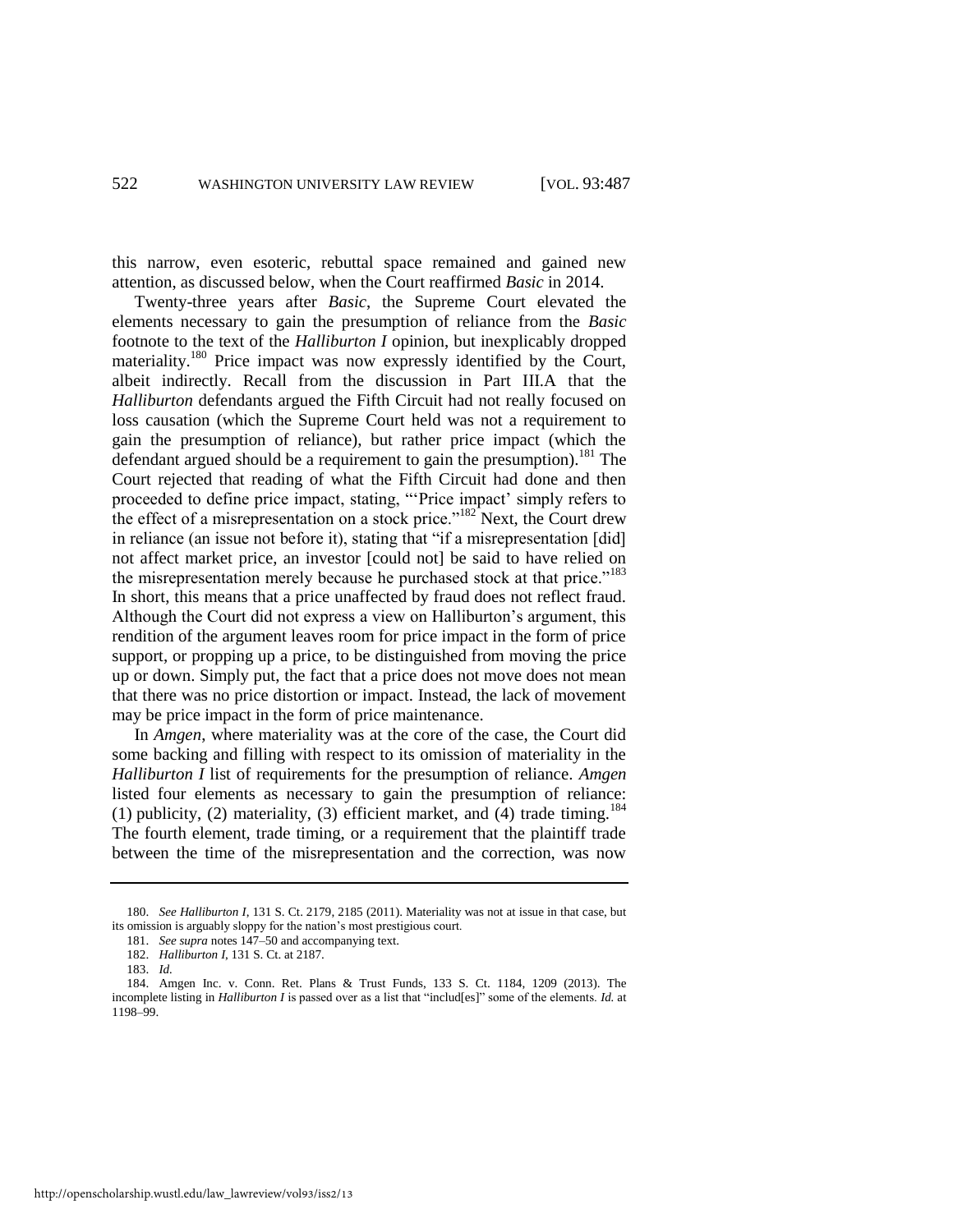this narrow, even esoteric, rebuttal space remained and gained new attention, as discussed below, when the Court reaffirmed *Basic* in 2014.

Twenty-three years after *Basic*, the Supreme Court elevated the elements necessary to gain the presumption of reliance from the *Basic* footnote to the text of the *Halliburton I* opinion, but inexplicably dropped materiality.[180] Price impact was now expressly identified by the Court, albeit indirectly. Recall from the discussion in Part III.A that the *Halliburton* defendants argued the Fifth Circuit had not really focused on loss causation (which the Supreme Court held was not a requirement to gain the presumption of reliance), but rather price impact (which the defendant argued should be a requirement to gain the presumption).[181] The Court rejected that reading of what the Fifth Circuit had done and then proceeded to define price impact, stating, "'Price impact' simply refers to the effect of a misrepresentation on a stock price."[182] Next, the Court drew in reliance (an issue not before it), stating that "if a misrepresentation [did] not affect market price, an investor [could not] be said to have relied on the misrepresentation merely because he purchased stock at that price."[183] In short, this means that a price unaffected by fraud does not reflect fraud. Although the Court did not express a view on Halliburton's argument, this rendition of the argument leaves room for price impact in the form of price support, or propping up a price, to be distinguished from moving the price up or down. Simply put, the fact that a price does not move does not mean that there was no price distortion or impact. Instead, the lack of movement may be price impact in the form of price maintenance.

In *Amgen*, where materiality was at the core of the case, the Court did some backing and filling with respect to its omission of materiality in the *Halliburton I* list of requirements for the presumption of reliance. *Amgen* listed four elements as necessary to gain the presumption of reliance: (1) publicity, (2) materiality, (3) efficient market, and (4) trade timing.[184] The fourth element, trade timing, or a requirement that the plaintiff trade between the time of the misrepresentation and the correction, was now

---

180. *See Halliburton I*, 131 S. Ct. 2179, 2185 (2011). Materiality was not at issue in that case, but its omission is arguably sloppy for the nation's most prestigious court.

181. *See supra* notes 147–50 and accompanying text.

182. *Halliburton I*, 131 S. Ct. at 2187.

183. *Id.*

184. Amgen Inc. v. Conn. Ret. Plans & Trust Funds, 133 S. Ct. 1184, 1209 (2013). The incomplete listing in *Halliburton I* is passed over as a list that "includ[es]" some of the elements. *Id.* at 1198–99.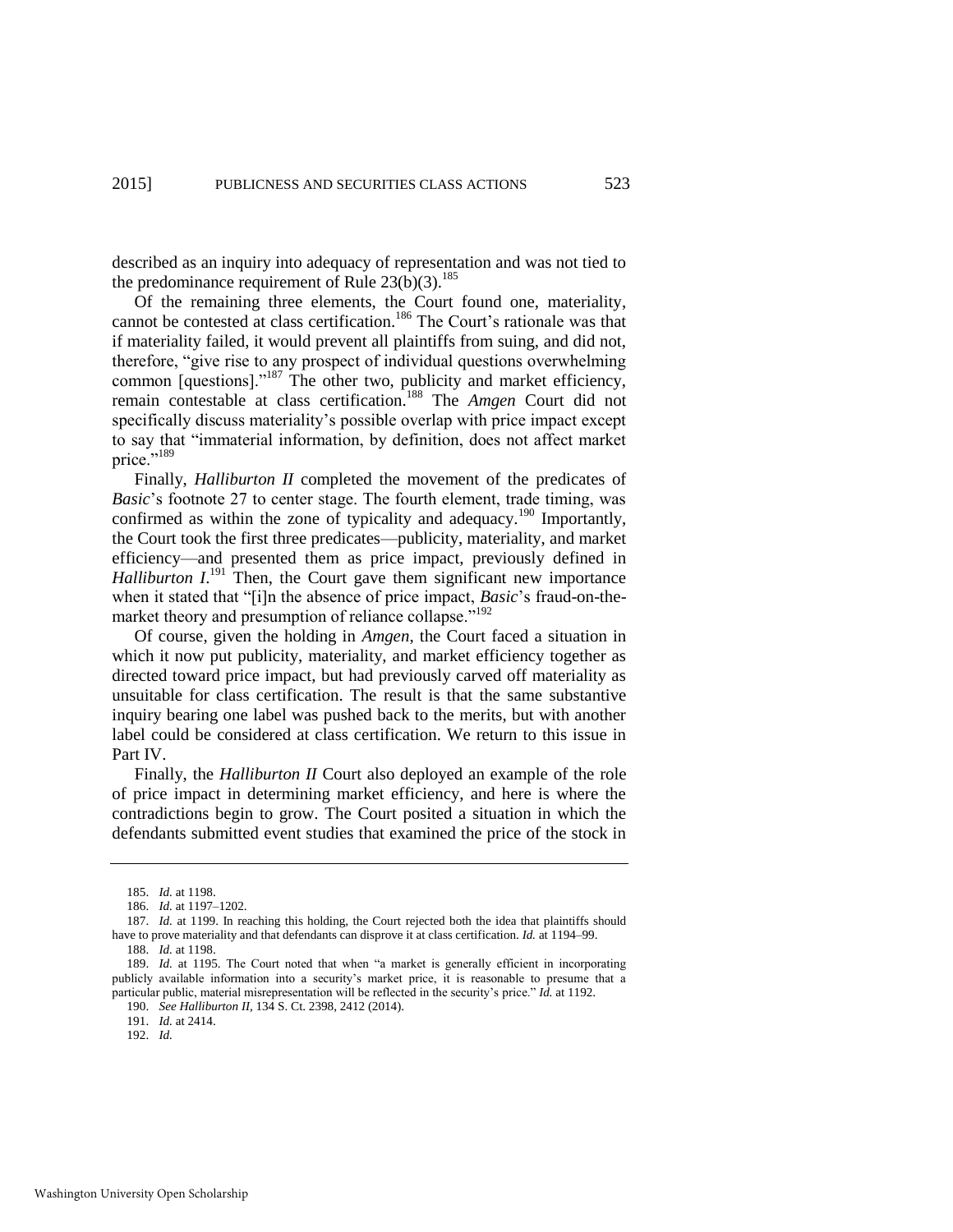described as an inquiry into adequacy of representation and was not tied to the predominance requirement of Rule 23(b)(3).[185]

Of the remaining three elements, the Court found one, materiality, cannot be contested at class certification.[186] The Court's rationale was that if materiality failed, it would prevent all plaintiffs from suing, and did not, therefore, "give rise to any prospect of individual questions overwhelming common [questions]."[187] The other two, publicity and market efficiency, remain contestable at class certification.[188] The *Amgen* Court did not specifically discuss materiality's possible overlap with price impact except to say that "immaterial information, by definition, does not affect market price."[189]

Finally, *Halliburton II* completed the movement of the predicates of *Basic*'s footnote 27 to center stage. The fourth element, trade timing, was confirmed as within the zone of typicality and adequacy.[190] Importantly, the Court took the first three predicates—publicity, materiality, and market efficiency—and presented them as price impact, previously defined in *Halliburton I*.[191] Then, the Court gave them significant new importance when it stated that "[i]n the absence of price impact, *Basic*'s fraud-on-the-market theory and presumption of reliance collapse."[192]

Of course, given the holding in *Amgen*, the Court faced a situation in which it now put publicity, materiality, and market efficiency together as directed toward price impact, but had previously carved off materiality as unsuitable for class certification. The result is that the same substantive inquiry bearing one label was pushed back to the merits, but with another label could be considered at class certification. We return to this issue in Part IV.

Finally, the *Halliburton II* Court also deployed an example of the role of price impact in determining market efficiency, and here is where the contradictions begin to grow. The Court posited a situation in which the defendants submitted event studies that examined the price of the stock in

---

185. *Id.* at 1198.

186. *Id.* at 1197–1202.

187. *Id.* at 1199. In reaching this holding, the Court rejected both the idea that plaintiffs should have to prove materiality and that defendants can disprove it at class certification. *Id.* at 1194–99.

188. *Id.* at 1198.

189. *Id.* at 1195. The Court noted that when "a market is generally efficient in incorporating publicly available information into a security's market price, it is reasonable to presume that a particular public, material misrepresentation will be reflected in the security's price." *Id.* at 1192.

190. *See Halliburton II*, 134 S. Ct. 2398, 2412 (2014).

191. *Id.* at 2414.

192. *Id.*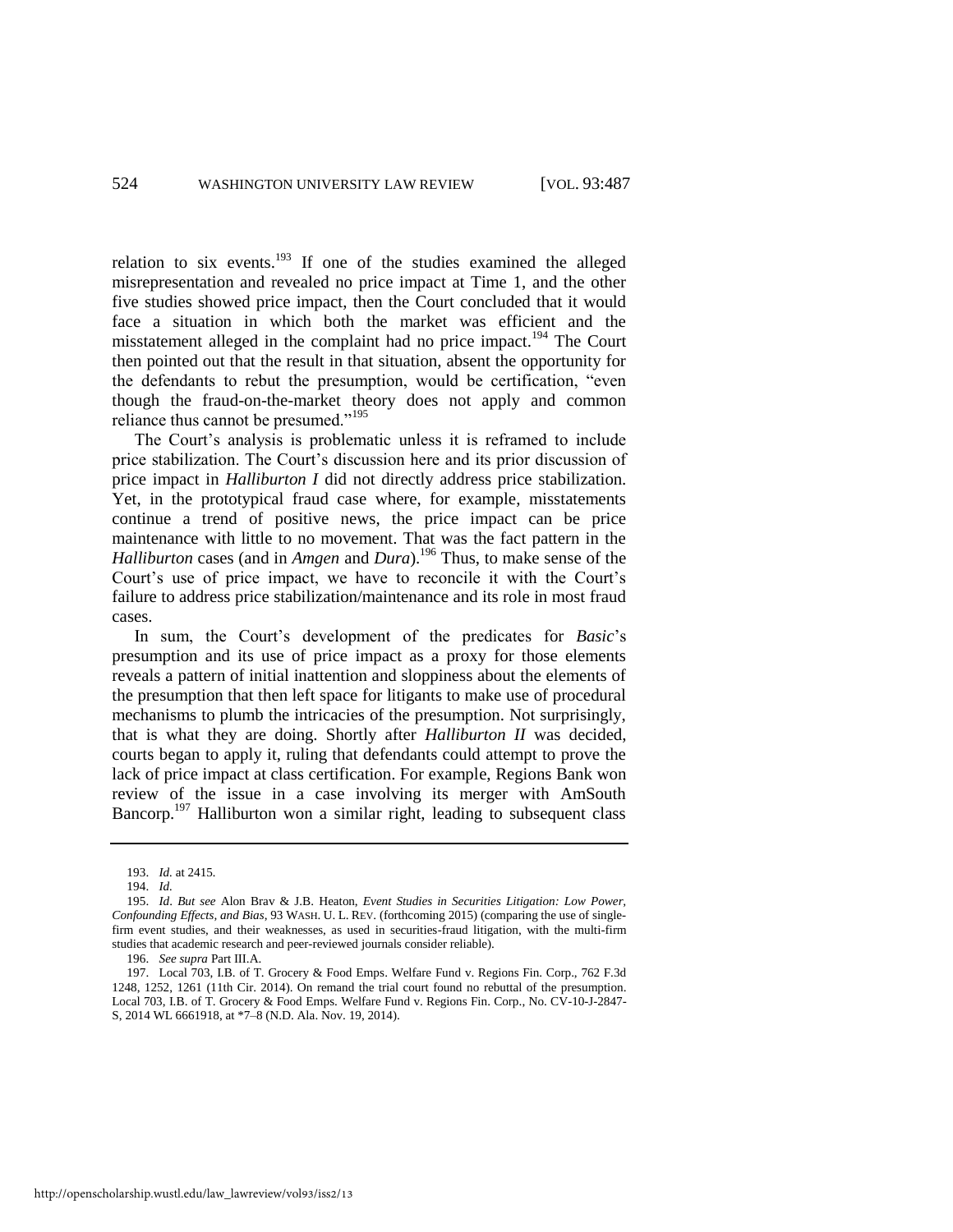relation to six events.[193] If one of the studies examined the alleged misrepresentation and revealed no price impact at Time 1, and the other five studies showed price impact, then the Court concluded that it would face a situation in which both the market was efficient and the misstatement alleged in the complaint had no price impact.[194] The Court then pointed out that the result in that situation, absent the opportunity for the defendants to rebut the presumption, would be certification, "even though the fraud-on-the-market theory does not apply and common reliance thus cannot be presumed."[195]

The Court's analysis is problematic unless it is reframed to include price stabilization. The Court's discussion here and its prior discussion of price impact in *Halliburton I* did not directly address price stabilization. Yet, in the prototypical fraud case where, for example, misstatements continue a trend of positive news, the price impact can be price maintenance with little to no movement. That was the fact pattern in the *Halliburton* cases (and in *Amgen* and *Dura*).[196] Thus, to make sense of the Court's use of price impact, we have to reconcile it with the Court's failure to address price stabilization/maintenance and its role in most fraud cases.

In sum, the Court's development of the predicates for *Basic*'s presumption and its use of price impact as a proxy for those elements reveals a pattern of initial inattention and sloppiness about the elements of the presumption that then left space for litigants to make use of procedural mechanisms to plumb the intricacies of the presumption. Not surprisingly, that is what they are doing. Shortly after *Halliburton II* was decided, courts began to apply it, ruling that defendants could attempt to prove the lack of price impact at class certification. For example, Regions Bank won review of the issue in a case involving its merger with AmSouth Bancorp.[197] Halliburton won a similar right, leading to subsequent class

---

193. *Id.* at 2415.

194. *Id.*

195. *Id*. *But see* Alon Brav & J.B. Heaton, *Event Studies in Securities Litigation: Low Power, Confounding Effects, and Bias*, 93 WASH. U. L. REV. (forthcoming 2015) (comparing the use of single-firm event studies, and their weaknesses, as used in securities-fraud litigation, with the multi-firm studies that academic research and peer-reviewed journals consider reliable).

196. *See supra* Part III.A.

197. Local 703, I.B. of T. Grocery & Food Emps. Welfare Fund v. Regions Fin. Corp., 762 F.3d 1248, 1252, 1261 (11th Cir. 2014). On remand the trial court found no rebuttal of the presumption. Local 703, I.B. of T. Grocery & Food Emps. Welfare Fund v. Regions Fin. Corp., No. CV-10-J-2847-S, 2014 WL 6661918, at *7–8 (N.D. Ala. Nov. 19, 2014).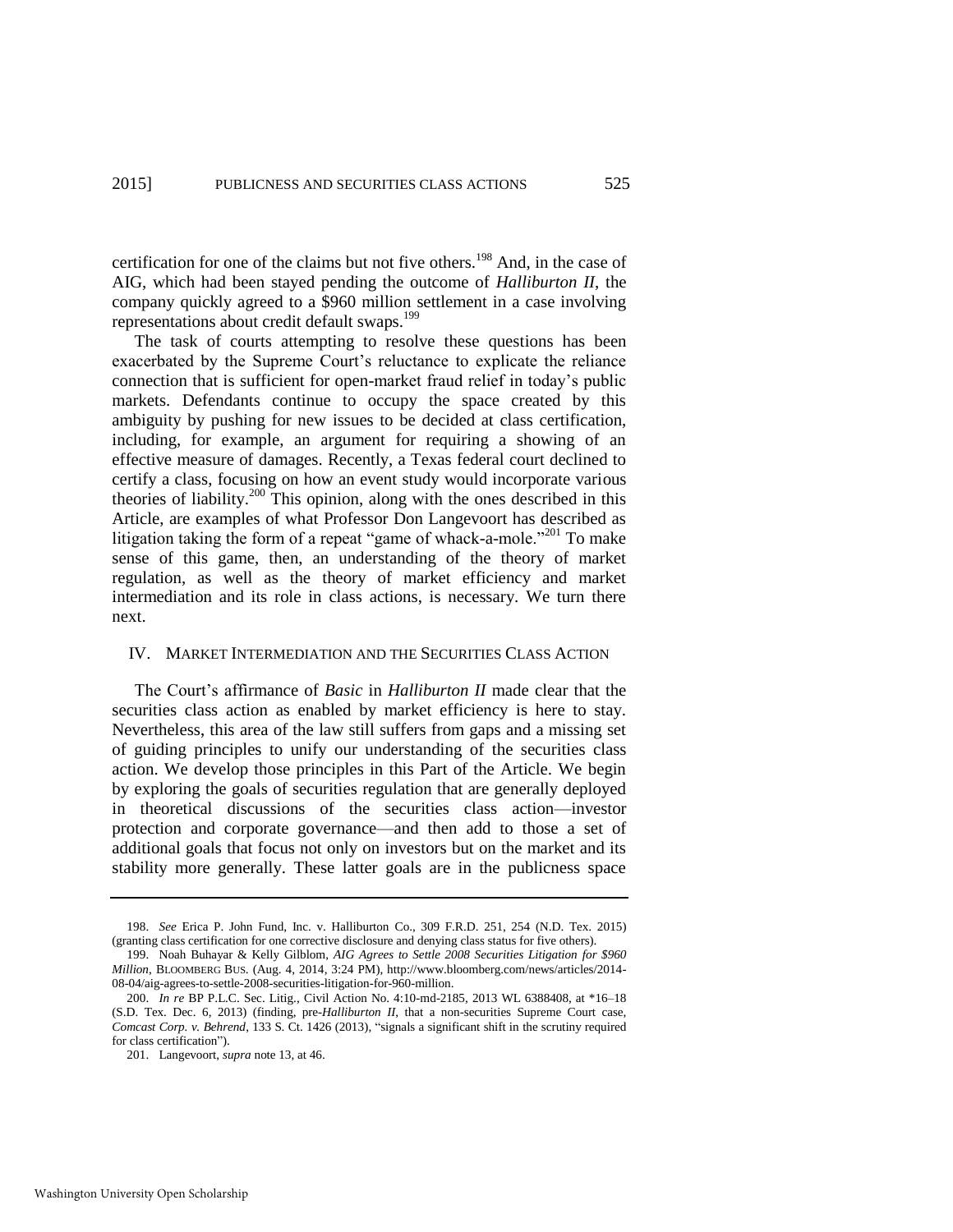certification for one of the claims but not five others.[198] And, in the case of AIG, which had been stayed pending the outcome of *Halliburton II*, the company quickly agreed to a $960 million settlement in a case involving representations about credit default swaps.[199]

The task of courts attempting to resolve these questions has been exacerbated by the Supreme Court's reluctance to explicate the reliance connection that is sufficient for open-market fraud relief in today's public markets. Defendants continue to occupy the space created by this ambiguity by pushing for new issues to be decided at class certification, including, for example, an argument for requiring a showing of an effective measure of damages. Recently, a Texas federal court declined to certify a class, focusing on how an event study would incorporate various theories of liability.[200] This opinion, along with the ones described in this Article, are examples of what Professor Don Langevoort has described as litigation taking the form of a repeat "game of whack-a-mole."[201] To make sense of this game, then, an understanding of the theory of market regulation, as well as the theory of market efficiency and market intermediation and its role in class actions, is necessary. We turn there next.

## IV. MARKET INTERMEDIATION AND THE SECURITIES CLASS ACTION

The Court's affirmance of *Basic* in *Halliburton II* made clear that the securities class action as enabled by market efficiency is here to stay. Nevertheless, this area of the law still suffers from gaps and a missing set of guiding principles to unify our understanding of the securities class action. We develop those principles in this Part of the Article. We begin by exploring the goals of securities regulation that are generally deployed in theoretical discussions of the securities class action—investor protection and corporate governance—and then add to those a set of additional goals that focus not only on investors but on the market and its stability more generally. These latter goals are in the publicness space

---

198. *See* Erica P. John Fund, Inc. v. Halliburton Co., 309 F.R.D. 251, 254 (N.D. Tex. 2015) (granting class certification for one corrective disclosure and denying class status for five others).

199. Noah Buhayar & Kelly Gilblom, *AIG Agrees to Settle 2008 Securities Litigation for $960 Million*, BLOOMBERG BUS. (Aug. 4, 2014, 3:24 PM), http://www.bloomberg.com/news/articles/2014-08-04/aig-agrees-to-settle-2008-securities-litigation-for-960-million.

200. *In re* BP P.L.C. Sec. Litig., Civil Action No. 4:10-md-2185, 2013 WL 6388408, at *16–18 (S.D. Tex. Dec. 6, 2013) (finding, pre-*Halliburton II*, that a non-securities Supreme Court case, *Comcast Corp. v. Behrend*, 133 S. Ct. 1426 (2013), "signals a significant shift in the scrutiny required for class certification").

201. Langevoort, *supra* note 13, at 46.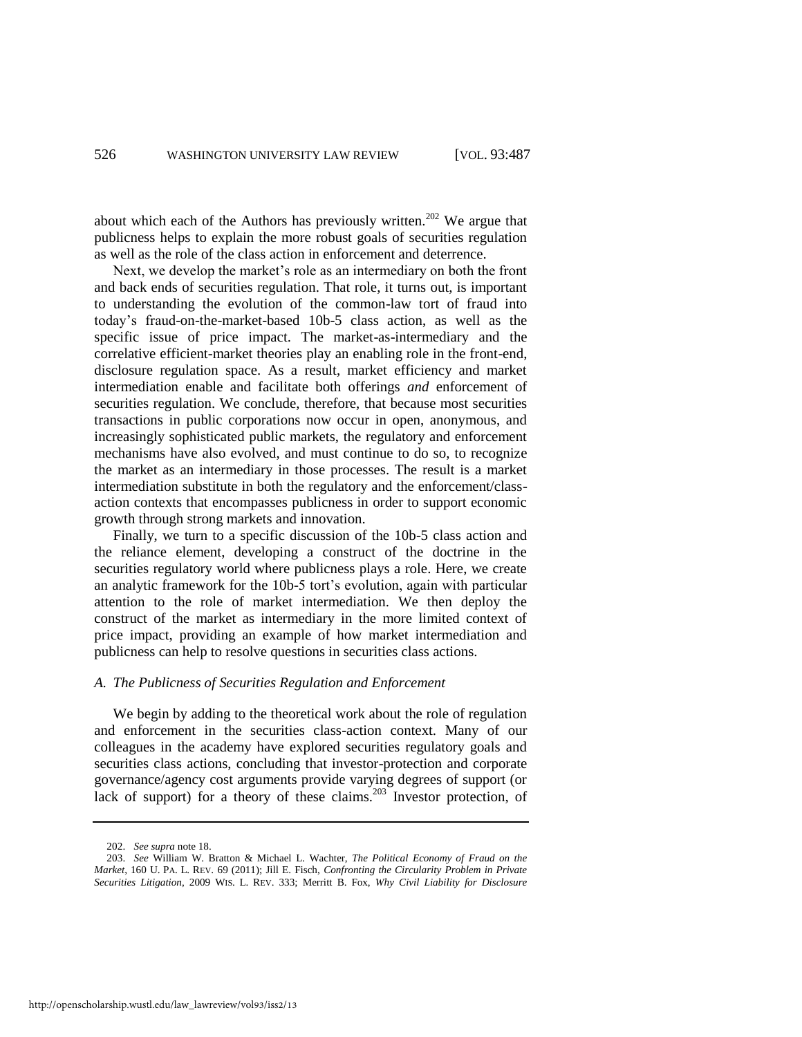about which each of the Authors has previously written.[202] We argue that publicness helps to explain the more robust goals of securities regulation as well as the role of the class action in enforcement and deterrence.

Next, we develop the market's role as an intermediary on both the front and back ends of securities regulation. That role, it turns out, is important to understanding the evolution of the common-law tort of fraud into today's fraud-on-the-market-based 10b-5 class action, as well as the specific issue of price impact. The market-as-intermediary and the correlative efficient-market theories play an enabling role in the front-end, disclosure regulation space. As a result, market efficiency and market intermediation enable and facilitate both offerings *and* enforcement of securities regulation. We conclude, therefore, that because most securities transactions in public corporations now occur in open, anonymous, and increasingly sophisticated public markets, the regulatory and enforcement mechanisms have also evolved, and must continue to do so, to recognize the market as an intermediary in those processes. The result is a market intermediation substitute in both the regulatory and the enforcement/class-action contexts that encompasses publicness in order to support economic growth through strong markets and innovation.

Finally, we turn to a specific discussion of the 10b-5 class action and the reliance element, developing a construct of the doctrine in the securities regulatory world where publicness plays a role. Here, we create an analytic framework for the 10b-5 tort's evolution, again with particular attention to the role of market intermediation. We then deploy the construct of the market as intermediary in the more limited context of price impact, providing an example of how market intermediation and publicness can help to resolve questions in securities class actions.

### *A. The Publicness of Securities Regulation and Enforcement*

We begin by adding to the theoretical work about the role of regulation and enforcement in the securities class-action context. Many of our colleagues in the academy have explored securities regulatory goals and securities class actions, concluding that investor-protection and corporate governance/agency cost arguments provide varying degrees of support (or lack of support) for a theory of these claims.[203] Investor protection, of

---

202. *See supra* note 18.

203. *See* William W. Bratton & Michael L. Wachter, *The Political Economy of Fraud on the Market*, 160 U. PA. L. REV. 69 (2011); Jill E. Fisch, *Confronting the Circularity Problem in Private Securities Litigation*, 2009 WIS. L. REV. 333; Merritt B. Fox, *Why Civil Liability for Disclosure*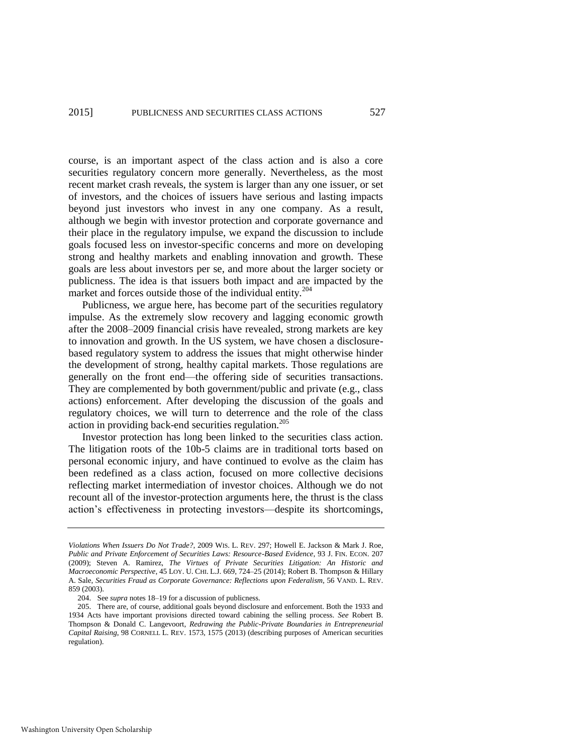course, is an important aspect of the class action and is also a core securities regulatory concern more generally. Nevertheless, as the most recent market crash reveals, the system is larger than any one issuer, or set of investors, and the choices of issuers have serious and lasting impacts beyond just investors who invest in any one company. As a result, although we begin with investor protection and corporate governance and their place in the regulatory impulse, we expand the discussion to include goals focused less on investor-specific concerns and more on developing strong and healthy markets and enabling innovation and growth. These goals are less about investors per se, and more about the larger society or publicness. The idea is that issuers both impact and are impacted by the market and forces outside those of the individual entity.[204]

Publicness, we argue here, has become part of the securities regulatory impulse. As the extremely slow recovery and lagging economic growth after the 2008–2009 financial crisis have revealed, strong markets are key to innovation and growth. In the US system, we have chosen a disclosure-based regulatory system to address the issues that might otherwise hinder the development of strong, healthy capital markets. Those regulations are generally on the front end—the offering side of securities transactions. They are complemented by both government/public and private (e.g., class actions) enforcement. After developing the discussion of the goals and regulatory choices, we will turn to deterrence and the role of the class action in providing back-end securities regulation.[205]

Investor protection has long been linked to the securities class action. The litigation roots of the 10b-5 claims are in traditional torts based on personal economic injury, and have continued to evolve as the claim has been redefined as a class action, focused on more collective decisions reflecting market intermediation of investor choices. Although we do not recount all of the investor-protection arguments here, the thrust is the class action's effectiveness in protecting investors—despite its shortcomings,

---

*Violations When Issuers Do Not Trade?*, 2009 WIS. L. REV. 297; Howell E. Jackson & Mark J. Roe, *Public and Private Enforcement of Securities Laws: Resource-Based Evidence*, 93 J. FIN. ECON. 207 (2009); Steven A. Ramirez, *The Virtues of Private Securities Litigation: An Historic and Macroeconomic Perspective*, 45 LOY. U. CHI. L.J. 669, 724–25 (2014); Robert B. Thompson & Hillary A. Sale, *Securities Fraud as Corporate Governance: Reflections upon Federalism*, 56 VAND. L. REV. 859 (2003).

204. See *supra* notes 18–19 for a discussion of publicness.

205. There are, of course, additional goals beyond disclosure and enforcement. Both the 1933 and 1934 Acts have important provisions directed toward cabining the selling process. *See* Robert B. Thompson & Donald C. Langevoort, *Redrawing the Public-Private Boundaries in Entrepreneurial Capital Raising*, 98 CORNELL L. REV. 1573, 1575 (2013) (describing purposes of American securities regulation).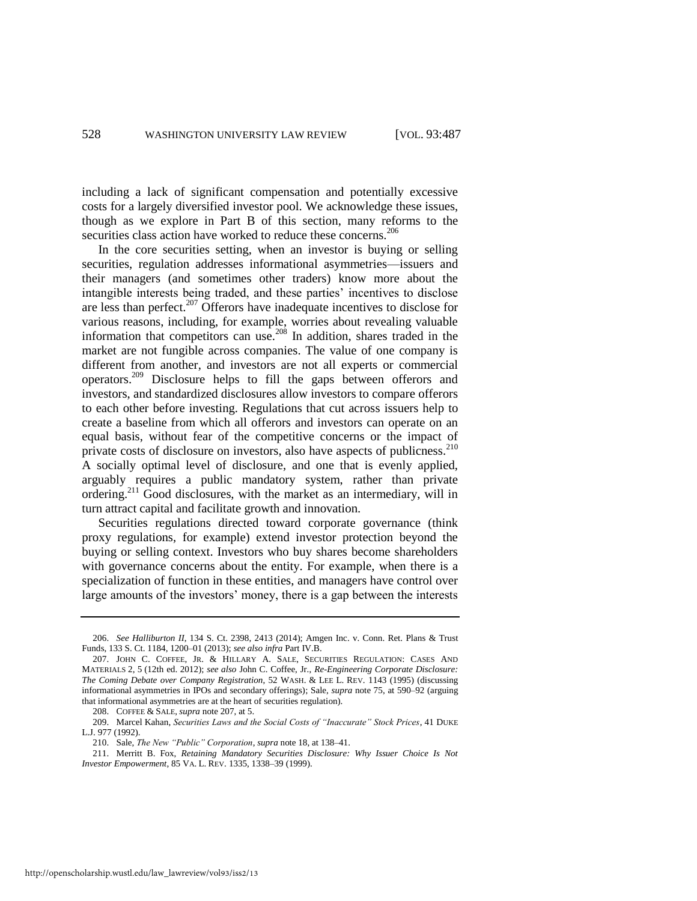including a lack of significant compensation and potentially excessive costs for a largely diversified investor pool. We acknowledge these issues, though as we explore in Part B of this section, many reforms to the securities class action have worked to reduce these concerns.[206]

In the core securities setting, when an investor is buying or selling securities, regulation addresses informational asymmetries—issuers and their managers (and sometimes other traders) know more about the intangible interests being traded, and these parties' incentives to disclose are less than perfect.[207] Offerors have inadequate incentives to disclose for various reasons, including, for example, worries about revealing valuable information that competitors can use.[208] In addition, shares traded in the market are not fungible across companies. The value of one company is different from another, and investors are not all experts or commercial operators.[209] Disclosure helps to fill the gaps between offerors and investors, and standardized disclosures allow investors to compare offerors to each other before investing. Regulations that cut across issuers help to create a baseline from which all offerors and investors can operate on an equal basis, without fear of the competitive concerns or the impact of private costs of disclosure on investors, also have aspects of publicness.[210] A socially optimal level of disclosure, and one that is evenly applied, arguably requires a public mandatory system, rather than private ordering.[211] Good disclosures, with the market as an intermediary, will in turn attract capital and facilitate growth and innovation.

Securities regulations directed toward corporate governance (think proxy regulations, for example) extend investor protection beyond the buying or selling context. Investors who buy shares become shareholders with governance concerns about the entity. For example, when there is a specialization of function in these entities, and managers have control over large amounts of the investors' money, there is a gap between the interests

---

206. *See Halliburton II*, 134 S. Ct. 2398, 2413 (2014); Amgen Inc. v. Conn. Ret. Plans & Trust Funds, 133 S. Ct. 1184, 1200–01 (2013); *see also infra* Part IV.B.

207. JOHN C. COFFEE, JR. & HILLARY A. SALE, SECURITIES REGULATION: CASES AND MATERIALS 2, 5 (12th ed. 2012); *see also* John C. Coffee, Jr., *Re-Engineering Corporate Disclosure: The Coming Debate over Company Registration*, 52 WASH. & LEE L. REV. 1143 (1995) (discussing informational asymmetries in IPOs and secondary offerings); Sale, *supra* note 75, at 590–92 (arguing that informational asymmetries are at the heart of securities regulation).

208. COFFEE & SALE, *supra* note 207, at 5.

209. Marcel Kahan, *Securities Laws and the Social Costs of "Inaccurate" Stock Prices*, 41 DUKE L.J. 977 (1992).

210. Sale, *The New "Public" Corporation*, *supra* note 18, at 138–41.

211. Merritt B. Fox, *Retaining Mandatory Securities Disclosure: Why Issuer Choice Is Not Investor Empowerment*, 85 VA. L. REV. 1335, 1338–39 (1999).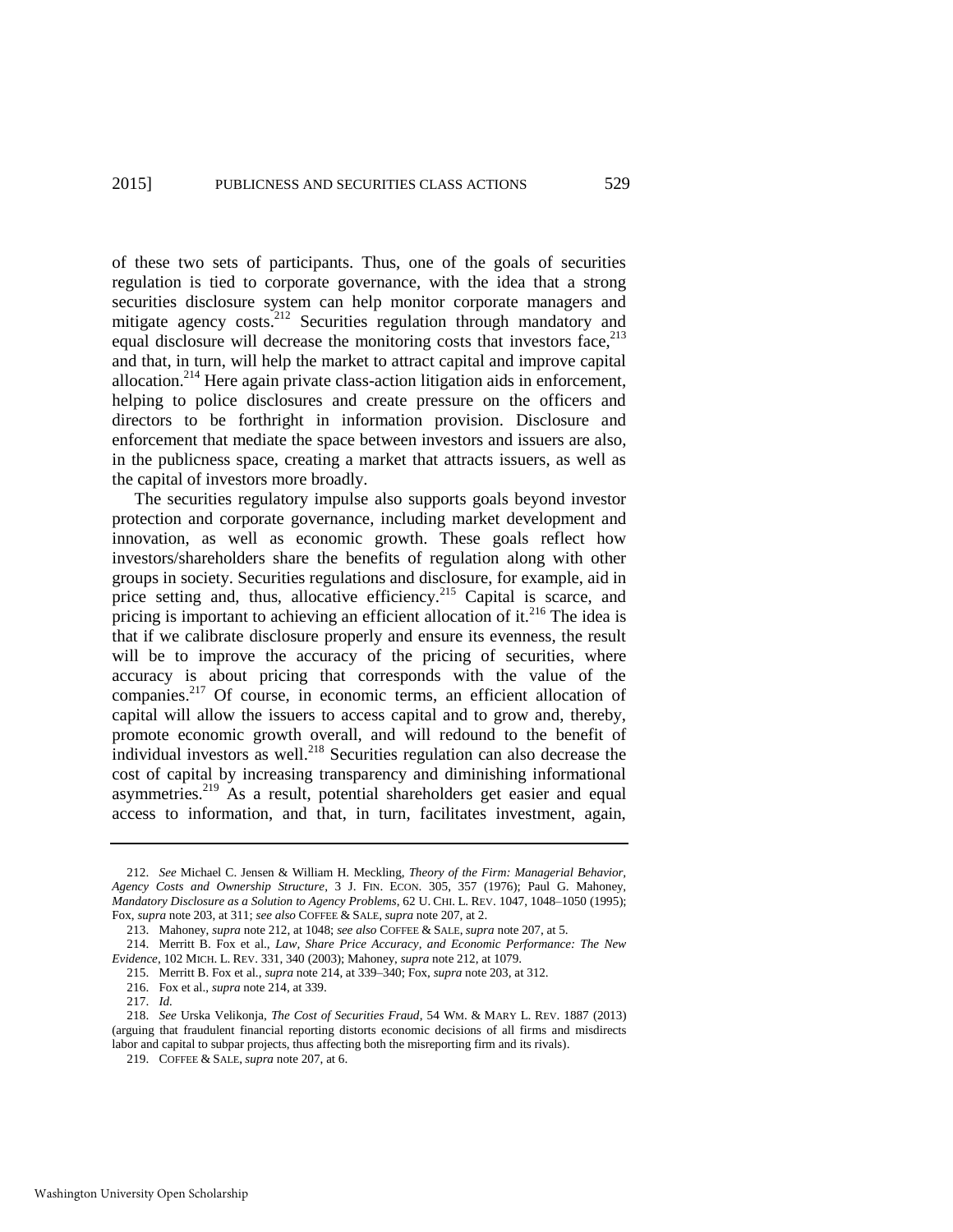of these two sets of participants. Thus, one of the goals of securities regulation is tied to corporate governance, with the idea that a strong securities disclosure system can help monitor corporate managers and mitigate agency costs.[212] Securities regulation through mandatory and equal disclosure will decrease the monitoring costs that investors face,[213] and that, in turn, will help the market to attract capital and improve capital allocation.[214] Here again private class-action litigation aids in enforcement, helping to police disclosures and create pressure on the officers and directors to be forthright in information provision. Disclosure and enforcement that mediate the space between investors and issuers are also, in the publicness space, creating a market that attracts issuers, as well as the capital of investors more broadly.

The securities regulatory impulse also supports goals beyond investor protection and corporate governance, including market development and innovation, as well as economic growth. These goals reflect how investors/shareholders share the benefits of regulation along with other groups in society. Securities regulations and disclosure, for example, aid in price setting and, thus, allocative efficiency.[215] Capital is scarce, and pricing is important to achieving an efficient allocation of it.[216] The idea is that if we calibrate disclosure properly and ensure its evenness, the result will be to improve the accuracy of the pricing of securities, where accuracy is about pricing that corresponds with the value of the companies.[217] Of course, in economic terms, an efficient allocation of capital will allow the issuers to access capital and to grow and, thereby, promote economic growth overall, and will redound to the benefit of individual investors as well.[218] Securities regulation can also decrease the cost of capital by increasing transparency and diminishing informational asymmetries.[219] As a result, potential shareholders get easier and equal access to information, and that, in turn, facilitates investment, again,

---

212. *See* Michael C. Jensen & William H. Meckling, *Theory of the Firm: Managerial Behavior, Agency Costs and Ownership Structure*, 3 J. FIN. ECON. 305, 357 (1976); Paul G. Mahoney, *Mandatory Disclosure as a Solution to Agency Problems*, 62 U. CHI. L. REV. 1047, 1048–1050 (1995); Fox, *supra* note 203, at 311; *see also* COFFEE & SALE, *supra* note 207, at 2.

213. Mahoney, *supra* note 212, at 1048; *see also* COFFEE & SALE, *supra* note 207, at 5.

214. Merritt B. Fox et al., *Law, Share Price Accuracy, and Economic Performance: The New Evidence*, 102 MICH. L. REV. 331, 340 (2003); Mahoney, *supra* note 212, at 1079.

215. Merritt B. Fox et al., *supra* note 214, at 339–340; Fox, *supra* note 203, at 312.

216. Fox et al., *supra* note 214, at 339.

217. *Id.*

218. *See* Urska Velikonja, *The Cost of Securities Fraud*, 54 WM. & MARY L. REV. 1887 (2013) (arguing that fraudulent financial reporting distorts economic decisions of all firms and misdirects labor and capital to subpar projects, thus affecting both the misreporting firm and its rivals).

219. COFFEE & SALE, *supra* note 207, at 6.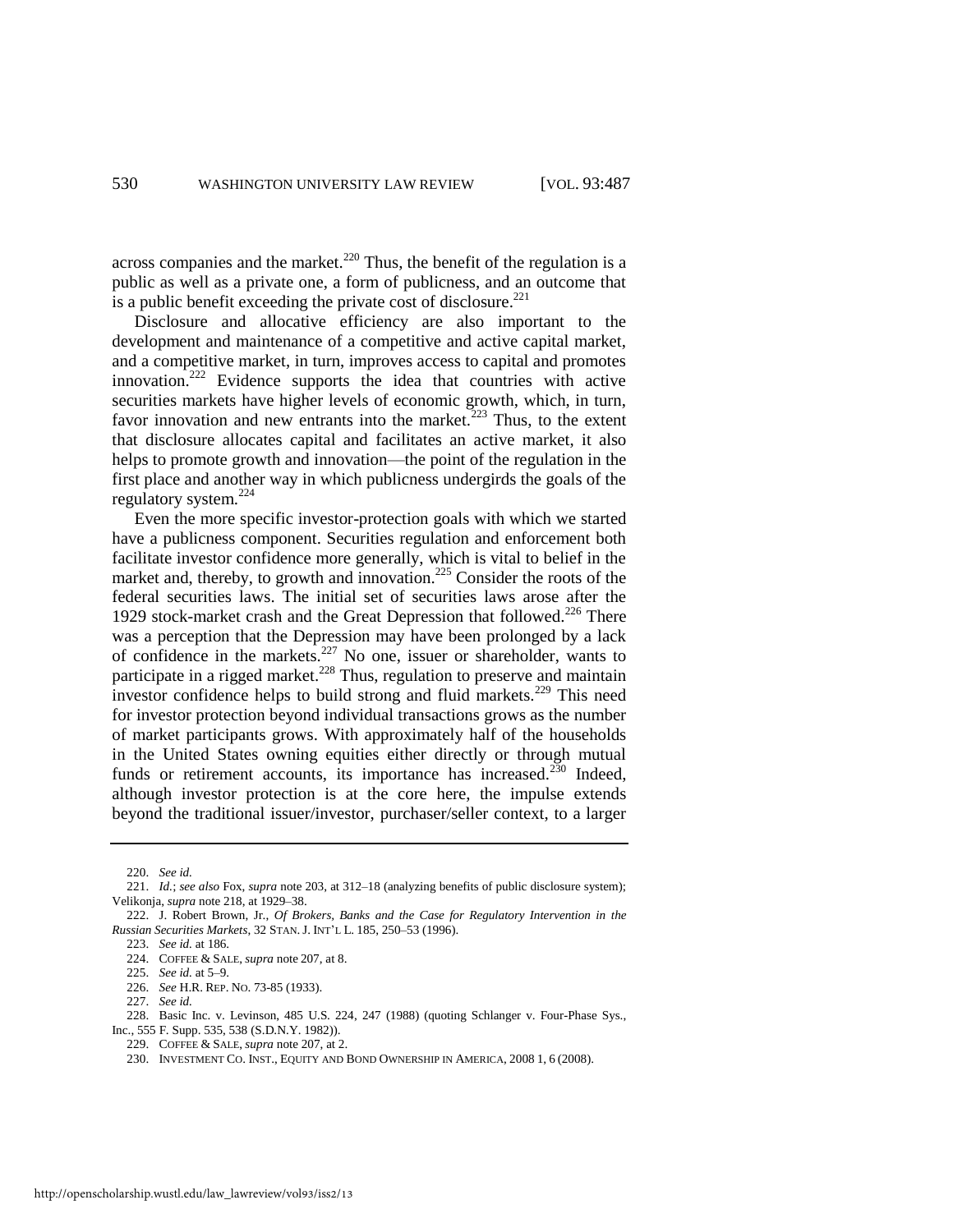across companies and the market.[220] Thus, the benefit of the regulation is a public as well as a private one, a form of publicness, and an outcome that is a public benefit exceeding the private cost of disclosure.[221]

Disclosure and allocative efficiency are also important to the development and maintenance of a competitive and active capital market, and a competitive market, in turn, improves access to capital and promotes innovation.[222] Evidence supports the idea that countries with active securities markets have higher levels of economic growth, which, in turn, favor innovation and new entrants into the market.[223] Thus, to the extent that disclosure allocates capital and facilitates an active market, it also helps to promote growth and innovation—the point of the regulation in the first place and another way in which publicness undergirds the goals of the regulatory system.[224]

Even the more specific investor-protection goals with which we started have a publicness component. Securities regulation and enforcement both facilitate investor confidence more generally, which is vital to belief in the market and, thereby, to growth and innovation.[225] Consider the roots of the federal securities laws. The initial set of securities laws arose after the 1929 stock-market crash and the Great Depression that followed.[226] There was a perception that the Depression may have been prolonged by a lack of confidence in the markets.[227] No one, issuer or shareholder, wants to participate in a rigged market.[228] Thus, regulation to preserve and maintain investor confidence helps to build strong and fluid markets.[229] This need for investor protection beyond individual transactions grows as the number of market participants grows. With approximately half of the households in the United States owning equities either directly or through mutual funds or retirement accounts, its importance has increased.[230] Indeed, although investor protection is at the core here, the impulse extends beyond the traditional issuer/investor, purchaser/seller context, to a larger

---

220. *See id.*

221. *Id.*; *see also* Fox, *supra* note 203, at 312–18 (analyzing benefits of public disclosure system); Velikonja, *supra* note 218, at 1929–38.

222. J. Robert Brown, Jr., *Of Brokers, Banks and the Case for Regulatory Intervention in the Russian Securities Markets*, 32 STAN. J. INT'L L. 185, 250–53 (1996).

223. *See id.* at 186.

224. COFFEE & SALE, *supra* note 207, at 8.

225. *See id.* at 5–9.

226. *See* H.R. REP. NO. 73-85 (1933).

227. *See id.*

228. Basic Inc. v. Levinson, 485 U.S. 224, 247 (1988) (quoting Schlanger v. Four-Phase Sys., Inc., 555 F. Supp. 535, 538 (S.D.N.Y. 1982)).

229. COFFEE & SALE, *supra* note 207, at 2.

230. INVESTMENT CO. INST., EQUITY AND BOND OWNERSHIP IN AMERICA, 2008 1, 6 (2008).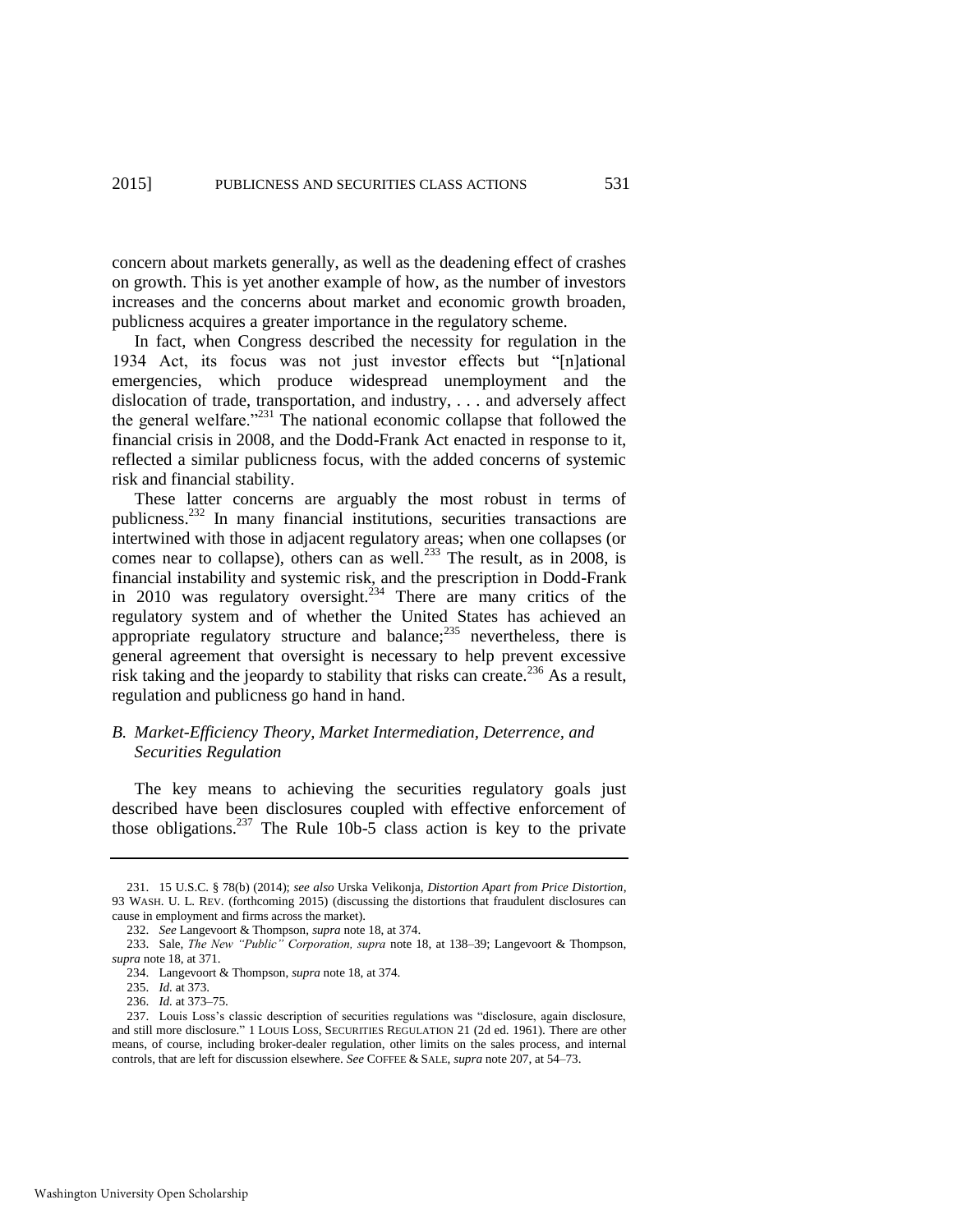concern about markets generally, as well as the deadening effect of crashes on growth. This is yet another example of how, as the number of investors increases and the concerns about market and economic growth broaden, publicness acquires a greater importance in the regulatory scheme.

In fact, when Congress described the necessity for regulation in the 1934 Act, its focus was not just investor effects but "[n]ational emergencies, which produce widespread unemployment and the dislocation of trade, transportation, and industry, . . . and adversely affect the general welfare."[231] The national economic collapse that followed the financial crisis in 2008, and the Dodd-Frank Act enacted in response to it, reflected a similar publicness focus, with the added concerns of systemic risk and financial stability.

These latter concerns are arguably the most robust in terms of publicness.[232] In many financial institutions, securities transactions are intertwined with those in adjacent regulatory areas; when one collapses (or comes near to collapse), others can as well.[233] The result, as in 2008, is financial instability and systemic risk, and the prescription in Dodd-Frank in 2010 was regulatory oversight.[234] There are many critics of the regulatory system and of whether the United States has achieved an appropriate regulatory structure and balance;[235] nevertheless, there is general agreement that oversight is necessary to help prevent excessive risk taking and the jeopardy to stability that risks can create.[236] As a result, regulation and publicness go hand in hand.

### *B. Market-Efficiency Theory, Market Intermediation, Deterrence, and Securities Regulation*

The key means to achieving the securities regulatory goals just described have been disclosures coupled with effective enforcement of those obligations.[237] The Rule 10b-5 class action is key to the private

---

231. 15 U.S.C. § 78(b) (2014); *see also* Urska Velikonja, *Distortion Apart from Price Distortion*, 93 WASH. U. L. REV. (forthcoming 2015) (discussing the distortions that fraudulent disclosures can cause in employment and firms across the market).

232. *See* Langevoort & Thompson, *supra* note 18, at 374.

233. Sale, *The New "Public" Corporation, supra* note 18, at 138–39; Langevoort & Thompson, *supra* note 18, at 371.

234. Langevoort & Thompson, *supra* note 18, at 374.

235. *Id.* at 373.

236. *Id.* at 373–75.

237. Louis Loss's classic description of securities regulations was "disclosure, again disclosure, and still more disclosure." 1 LOUIS LOSS, SECURITIES REGULATION 21 (2d ed. 1961). There are other means, of course, including broker-dealer regulation, other limits on the sales process, and internal controls, that are left for discussion elsewhere. *See* COFFEE & SALE, *supra* note 207, at 54–73.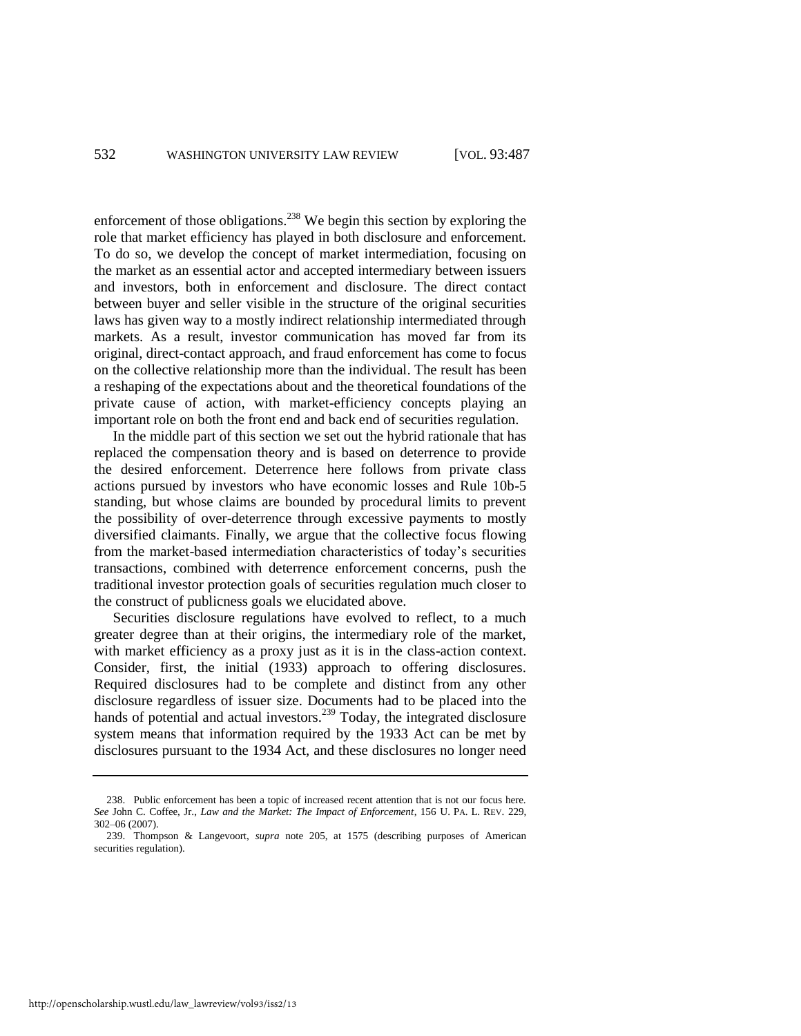enforcement of those obligations.[238] We begin this section by exploring the role that market efficiency has played in both disclosure and enforcement. To do so, we develop the concept of market intermediation, focusing on the market as an essential actor and accepted intermediary between issuers and investors, both in enforcement and disclosure. The direct contact between buyer and seller visible in the structure of the original securities laws has given way to a mostly indirect relationship intermediated through markets. As a result, investor communication has moved far from its original, direct-contact approach, and fraud enforcement has come to focus on the collective relationship more than the individual. The result has been a reshaping of the expectations about and the theoretical foundations of the private cause of action, with market-efficiency concepts playing an important role on both the front end and back end of securities regulation.

In the middle part of this section we set out the hybrid rationale that has replaced the compensation theory and is based on deterrence to provide the desired enforcement. Deterrence here follows from private class actions pursued by investors who have economic losses and Rule 10b-5 standing, but whose claims are bounded by procedural limits to prevent the possibility of over-deterrence through excessive payments to mostly diversified claimants. Finally, we argue that the collective focus flowing from the market-based intermediation characteristics of today's securities transactions, combined with deterrence enforcement concerns, push the traditional investor protection goals of securities regulation much closer to the construct of publicness goals we elucidated above.

Securities disclosure regulations have evolved to reflect, to a much greater degree than at their origins, the intermediary role of the market, with market efficiency as a proxy just as it is in the class-action context. Consider, first, the initial (1933) approach to offering disclosures. Required disclosures had to be complete and distinct from any other disclosure regardless of issuer size. Documents had to be placed into the hands of potential and actual investors.[239] Today, the integrated disclosure system means that information required by the 1933 Act can be met by disclosures pursuant to the 1934 Act, and these disclosures no longer need

---

238. Public enforcement has been a topic of increased recent attention that is not our focus here. *See* John C. Coffee, Jr., *Law and the Market: The Impact of Enforcement*, 156 U. PA. L. REV. 229, 302–06 (2007).

239. Thompson & Langevoort, *supra* note 205, at 1575 (describing purposes of American securities regulation).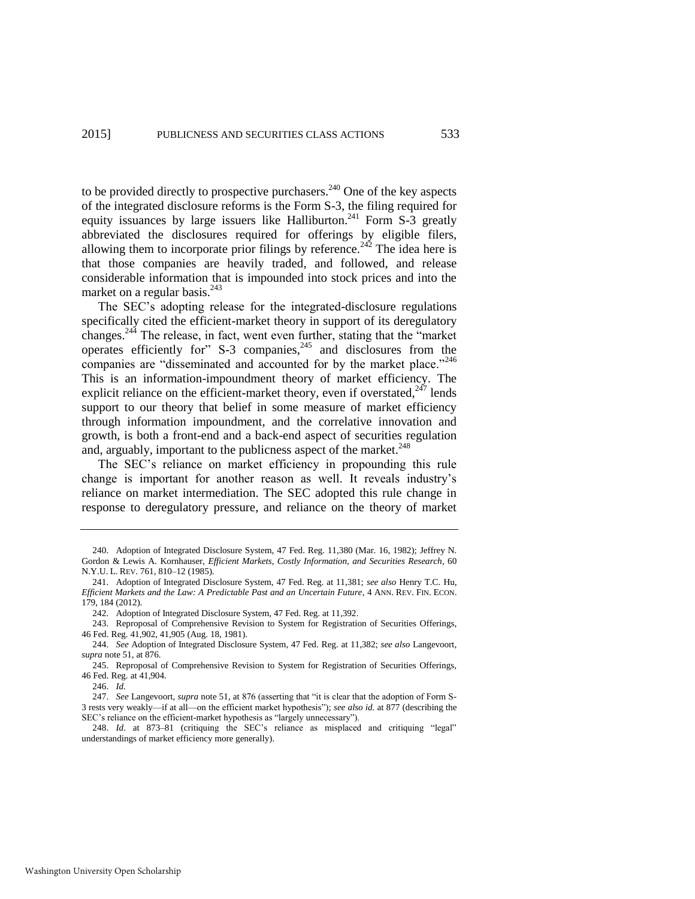to be provided directly to prospective purchasers.[240] One of the key aspects of the integrated disclosure reforms is the Form S-3, the filing required for equity issuances by large issuers like Halliburton.[241] Form S-3 greatly abbreviated the disclosures required for offerings by eligible filers, allowing them to incorporate prior filings by reference.[242] The idea here is that those companies are heavily traded, and followed, and release considerable information that is impounded into stock prices and into the market on a regular basis.[243]

The SEC's adopting release for the integrated-disclosure regulations specifically cited the efficient-market theory in support of its deregulatory changes.[244] The release, in fact, went even further, stating that the "market operates efficiently for" S-3 companies,[245] and disclosures from the companies are "disseminated and accounted for by the market place."[246] This is an information-impoundment theory of market efficiency. The explicit reliance on the efficient-market theory, even if overstated,[247] lends support to our theory that belief in some measure of market efficiency through information impoundment, and the correlative innovation and growth, is both a front-end and a back-end aspect of securities regulation and, arguably, important to the publicness aspect of the market.[248]

The SEC's reliance on market efficiency in propounding this rule change is important for another reason as well. It reveals industry's reliance on market intermediation. The SEC adopted this rule change in response to deregulatory pressure, and reliance on the theory of market

---

240. Adoption of Integrated Disclosure System, 47 Fed. Reg. 11,380 (Mar. 16, 1982); Jeffrey N. Gordon & Lewis A. Kornhauser, *Efficient Markets, Costly Information, and Securities Research*, 60 N.Y.U. L. REV. 761, 810–12 (1985).

241. Adoption of Integrated Disclosure System, 47 Fed. Reg. at 11,381; *see also* Henry T.C. Hu, *Efficient Markets and the Law: A Predictable Past and an Uncertain Future*, 4 ANN. REV. FIN. ECON. 179, 184 (2012).

242. Adoption of Integrated Disclosure System, 47 Fed. Reg. at 11,392.

243. Reproposal of Comprehensive Revision to System for Registration of Securities Offerings, 46 Fed. Reg. 41,902, 41,905 (Aug. 18, 1981).

244. *See* Adoption of Integrated Disclosure System, 47 Fed. Reg. at 11,382; *see also* Langevoort, *supra* note 51, at 876.

245. Reproposal of Comprehensive Revision to System for Registration of Securities Offerings, 46 Fed. Reg. at 41,904.

246. *Id.*

247. *See* Langevoort, *supra* note 51, at 876 (asserting that "it is clear that the adoption of Form S-3 rests very weakly—if at all—on the efficient market hypothesis"); *see also id.* at 877 (describing the SEC's reliance on the efficient-market hypothesis as "largely unnecessary").

248. *Id.* at 873–81 (critiquing the SEC's reliance as misplaced and critiquing "legal" understandings of market efficiency more generally).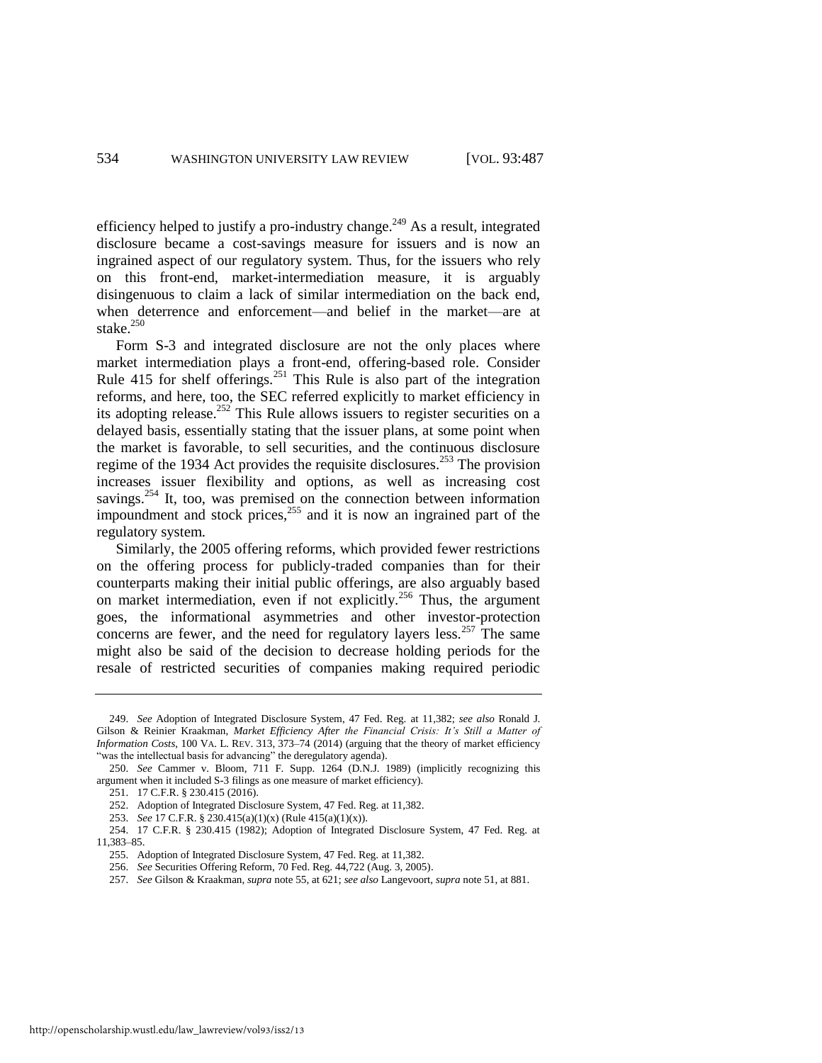efficiency helped to justify a pro-industry change.[249] As a result, integrated disclosure became a cost-savings measure for issuers and is now an ingrained aspect of our regulatory system. Thus, for the issuers who rely on this front-end, market-intermediation measure, it is arguably disingenuous to claim a lack of similar intermediation on the back end, when deterrence and enforcement—and belief in the market—are at stake.[250]

Form S-3 and integrated disclosure are not the only places where market intermediation plays a front-end, offering-based role. Consider Rule 415 for shelf offerings.[251] This Rule is also part of the integration reforms, and here, too, the SEC referred explicitly to market efficiency in its adopting release.[252] This Rule allows issuers to register securities on a delayed basis, essentially stating that the issuer plans, at some point when the market is favorable, to sell securities, and the continuous disclosure regime of the 1934 Act provides the requisite disclosures.[253] The provision increases issuer flexibility and options, as well as increasing cost savings.[254] It, too, was premised on the connection between information impoundment and stock prices,[255] and it is now an ingrained part of the regulatory system.

Similarly, the 2005 offering reforms, which provided fewer restrictions on the offering process for publicly-traded companies than for their counterparts making their initial public offerings, are also arguably based on market intermediation, even if not explicitly.[256] Thus, the argument goes, the informational asymmetries and other investor-protection concerns are fewer, and the need for regulatory layers less.[257] The same might also be said of the decision to decrease holding periods for the resale of restricted securities of companies making required periodic

---

249. *See* Adoption of Integrated Disclosure System, 47 Fed. Reg. at 11,382; *see also* Ronald J. Gilson & Reinier Kraakman, *Market Efficiency After the Financial Crisis: It's Still a Matter of Information Costs*, 100 VA. L. REV. 313, 373–74 (2014) (arguing that the theory of market efficiency "was the intellectual basis for advancing" the deregulatory agenda).

250. *See* Cammer v. Bloom, 711 F. Supp. 1264 (D.N.J. 1989) (implicitly recognizing this argument when it included S-3 filings as one measure of market efficiency).

251. 17 C.F.R. § 230.415 (2016).

252. Adoption of Integrated Disclosure System, 47 Fed. Reg. at 11,382.

253. *See* 17 C.F.R. § 230.415(a)(1)(x) (Rule 415(a)(1)(x)).

254. 17 C.F.R. § 230.415 (1982); Adoption of Integrated Disclosure System, 47 Fed. Reg. at 11,383–85.

255. Adoption of Integrated Disclosure System, 47 Fed. Reg. at 11,382.

256. *See* Securities Offering Reform, 70 Fed. Reg. 44,722 (Aug. 3, 2005).

257. *See* Gilson & Kraakman, *supra* note 55, at 621; *see also* Langevoort, *supra* note 51, at 881.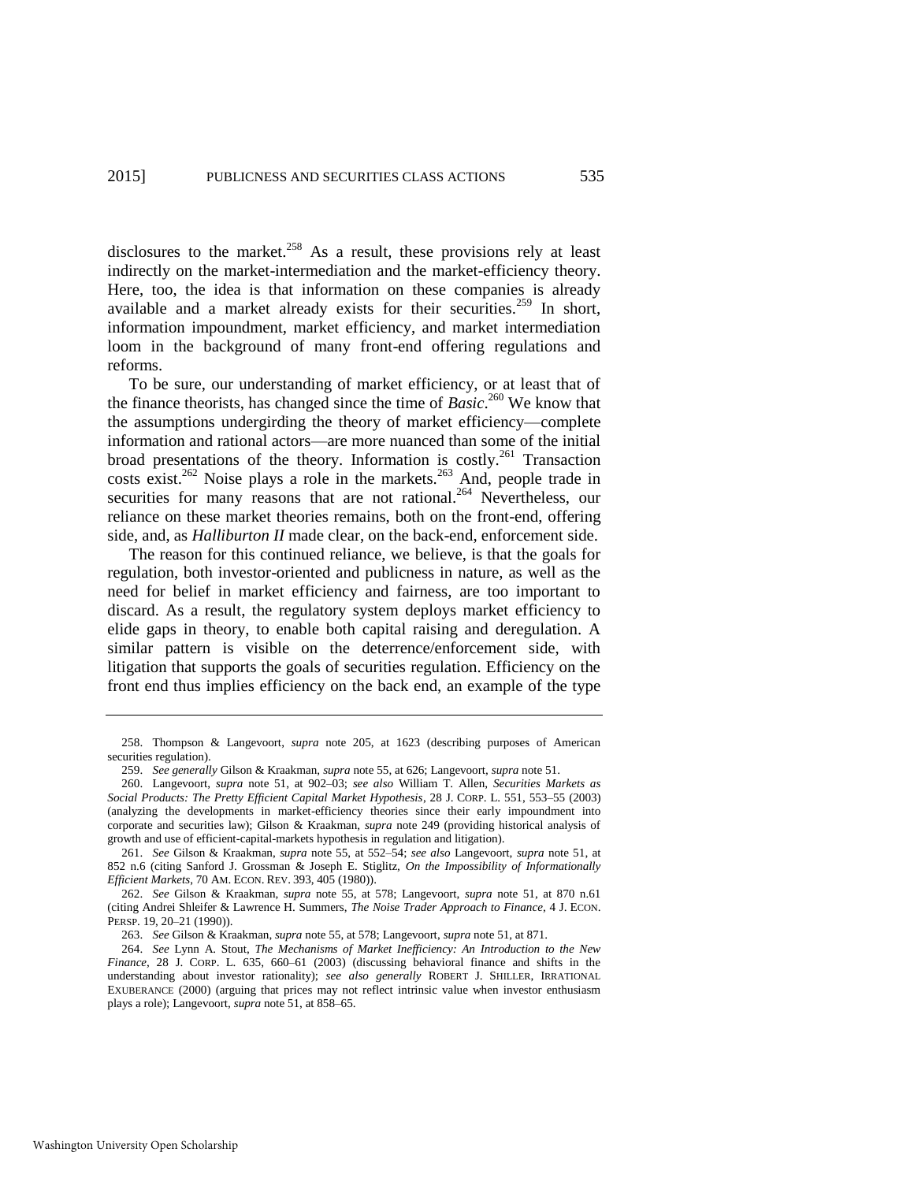disclosures to the market.[258] As a result, these provisions rely at least indirectly on the market-intermediation and the market-efficiency theory. Here, too, the idea is that information on these companies is already available and a market already exists for their securities.[259] In short, information impoundment, market efficiency, and market intermediation loom in the background of many front-end offering regulations and reforms.

To be sure, our understanding of market efficiency, or at least that of the finance theorists, has changed since the time of *Basic*.[260] We know that the assumptions undergirding the theory of market efficiency—complete information and rational actors—are more nuanced than some of the initial broad presentations of the theory. Information is costly.[261] Transaction costs exist.[262] Noise plays a role in the markets.[263] And, people trade in securities for many reasons that are not rational.[264] Nevertheless, our reliance on these market theories remains, both on the front-end, offering side, and, as *Halliburton II* made clear, on the back-end, enforcement side.

The reason for this continued reliance, we believe, is that the goals for regulation, both investor-oriented and publicness in nature, as well as the need for belief in market efficiency and fairness, are too important to discard. As a result, the regulatory system deploys market efficiency to elide gaps in theory, to enable both capital raising and deregulation. A similar pattern is visible on the deterrence/enforcement side, with litigation that supports the goals of securities regulation. Efficiency on the front end thus implies efficiency on the back end, an example of the type

---

258. Thompson & Langevoort, *supra* note 205, at 1623 (describing purposes of American securities regulation).

259. *See generally* Gilson & Kraakman, *supra* note 55, at 626; Langevoort, *supra* note 51.

260. Langevoort, *supra* note 51, at 902–03; *see also* William T. Allen, *Securities Markets as Social Products: The Pretty Efficient Capital Market Hypothesis*, 28 J. CORP. L. 551, 553–55 (2003) (analyzing the developments in market-efficiency theories since their early impoundment into corporate and securities law); Gilson & Kraakman, *supra* note 249 (providing historical analysis of growth and use of efficient-capital-markets hypothesis in regulation and litigation).

261. *See* Gilson & Kraakman, *supra* note 55, at 552–54; *see also* Langevoort, *supra* note 51, at 852 n.6 (citing Sanford J. Grossman & Joseph E. Stiglitz, *On the Impossibility of Informationally Efficient Markets*, 70 AM. ECON. REV. 393, 405 (1980)).

262. *See* Gilson & Kraakman, *supra* note 55, at 578; Langevoort, *supra* note 51, at 870 n.61 (citing Andrei Shleifer & Lawrence H. Summers, *The Noise Trader Approach to Finance*, 4 J. ECON. PERSP. 19, 20–21 (1990)).

263. *See* Gilson & Kraakman, *supra* note 55, at 578; Langevoort, *supra* note 51, at 871.

264. *See* Lynn A. Stout, *The Mechanisms of Market Inefficiency: An Introduction to the New Finance*, 28 J. CORP. L. 635, 660–61 (2003) (discussing behavioral finance and shifts in the understanding about investor rationality); *see also generally* ROBERT J. SHILLER, IRRATIONAL EXUBERANCE (2000) (arguing that prices may not reflect intrinsic value when investor enthusiasm plays a role); Langevoort, *supra* note 51, at 858–65.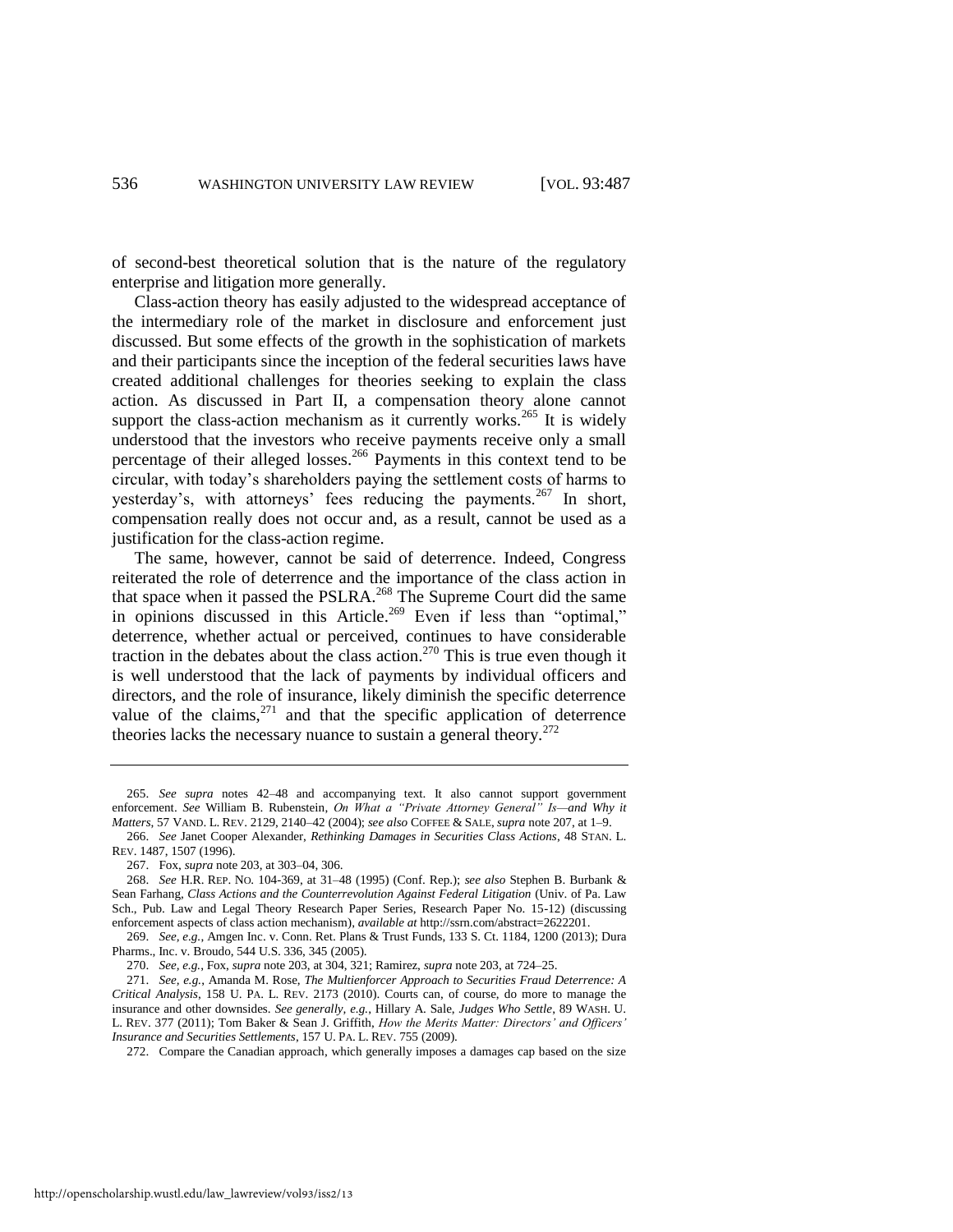of second-best theoretical solution that is the nature of the regulatory enterprise and litigation more generally.

Class-action theory has easily adjusted to the widespread acceptance of the intermediary role of the market in disclosure and enforcement just discussed. But some effects of the growth in the sophistication of markets and their participants since the inception of the federal securities laws have created additional challenges for theories seeking to explain the class action. As discussed in Part II, a compensation theory alone cannot support the class-action mechanism as it currently works.[265] It is widely understood that the investors who receive payments receive only a small percentage of their alleged losses.[266] Payments in this context tend to be circular, with today's shareholders paying the settlement costs of harms to yesterday's, with attorneys' fees reducing the payments.[267] In short, compensation really does not occur and, as a result, cannot be used as a justification for the class-action regime.

The same, however, cannot be said of deterrence. Indeed, Congress reiterated the role of deterrence and the importance of the class action in that space when it passed the PSLRA.[268] The Supreme Court did the same in opinions discussed in this Article.[269] Even if less than "optimal," deterrence, whether actual or perceived, continues to have considerable traction in the debates about the class action.[270] This is true even though it is well understood that the lack of payments by individual officers and directors, and the role of insurance, likely diminish the specific deterrence value of the claims,[271] and that the specific application of deterrence theories lacks the necessary nuance to sustain a general theory.[272]

---

265. *See supra* notes 42–48 and accompanying text. It also cannot support government enforcement. *See* William B. Rubenstein, *On What a "Private Attorney General" Is—and Why it Matters*, 57 VAND. L. REV. 2129, 2140–42 (2004); *see also* COFFEE & SALE, *supra* note 207, at 1–9.

266. *See* Janet Cooper Alexander, *Rethinking Damages in Securities Class Actions*, 48 STAN. L. REV. 1487, 1507 (1996).

267. Fox, *supra* note 203, at 303–04, 306.

268. *See* H.R. REP. NO. 104-369, at 31–48 (1995) (Conf. Rep.); *see also* Stephen B. Burbank & Sean Farhang, *Class Actions and the Counterrevolution Against Federal Litigation* (Univ. of Pa. Law Sch., Pub. Law and Legal Theory Research Paper Series, Research Paper No. 15-12) (discussing enforcement aspects of class action mechanism), *available at* http://ssrn.com/abstract=2622201.

269. *See, e.g.*, Amgen Inc. v. Conn. Ret. Plans & Trust Funds, 133 S. Ct. 1184, 1200 (2013); Dura Pharms., Inc. v. Broudo, 544 U.S. 336, 345 (2005).

270. *See, e.g.*, Fox, *supra* note 203, at 304, 321; Ramirez, *supra* note 203, at 724–25.

271. *See, e.g.*, Amanda M. Rose, *The Multienforcer Approach to Securities Fraud Deterrence: A Critical Analysis*, 158 U. PA. L. REV. 2173 (2010). Courts can, of course, do more to manage the insurance and other downsides. *See generally, e.g.*, Hillary A. Sale, *Judges Who Settle*, 89 WASH. U. L. REV. 377 (2011); Tom Baker & Sean J. Griffith, *How the Merits Matter: Directors' and Officers' Insurance and Securities Settlements*, 157 U. PA. L. REV. 755 (2009).

272. Compare the Canadian approach, which generally imposes a damages cap based on the size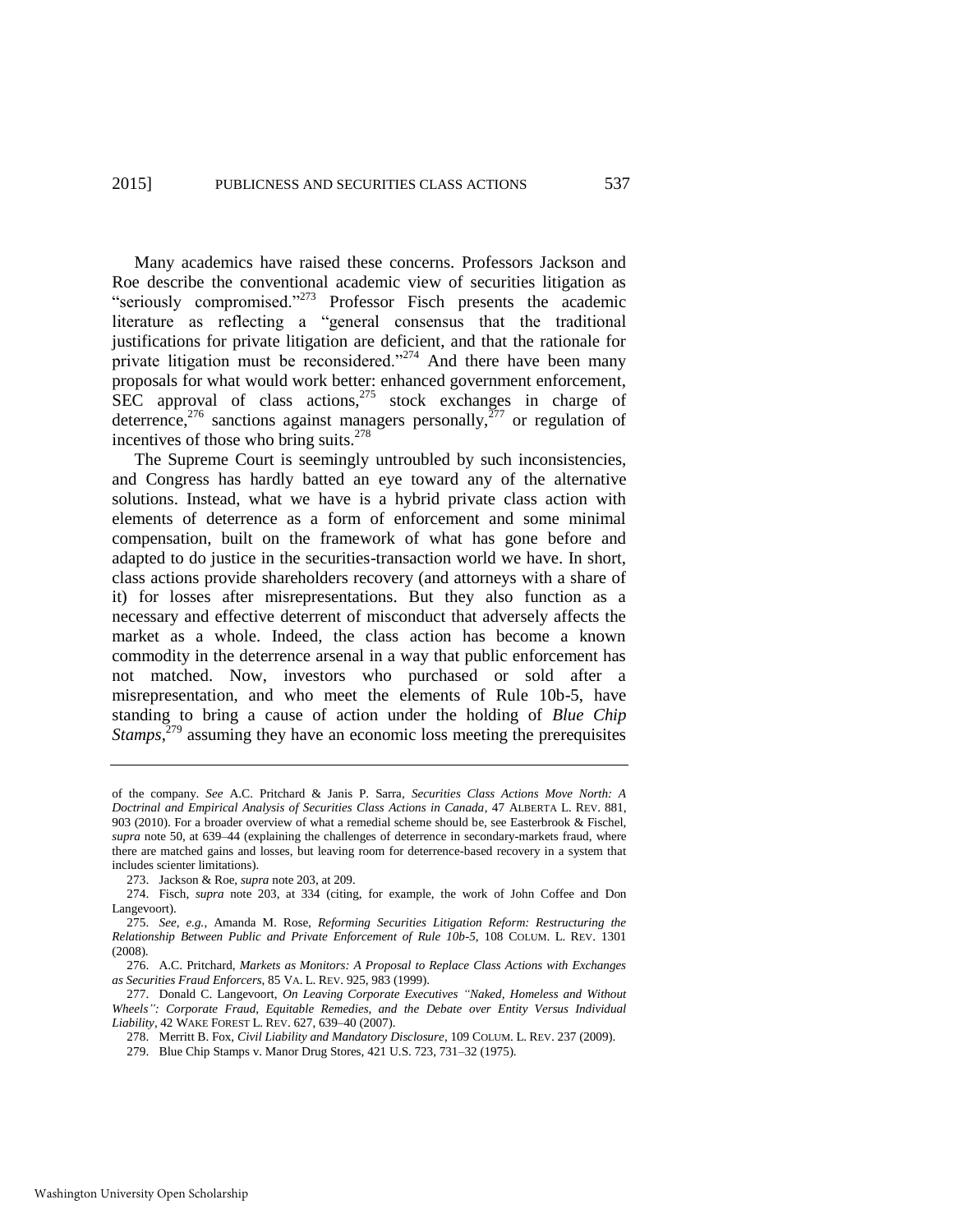Many academics have raised these concerns. Professors Jackson and Roe describe the conventional academic view of securities litigation as "seriously compromised."[273] Professor Fisch presents the academic literature as reflecting a "general consensus that the traditional justifications for private litigation are deficient, and that the rationale for private litigation must be reconsidered."[274] And there have been many proposals for what would work better: enhanced government enforcement, SEC approval of class actions,[275] stock exchanges in charge of deterrence,[276] sanctions against managers personally,[277] or regulation of incentives of those who bring suits.[278]

The Supreme Court is seemingly untroubled by such inconsistencies, and Congress has hardly batted an eye toward any of the alternative solutions. Instead, what we have is a hybrid private class action with elements of deterrence as a form of enforcement and some minimal compensation, built on the framework of what has gone before and adapted to do justice in the securities-transaction world we have. In short, class actions provide shareholders recovery (and attorneys with a share of it) for losses after misrepresentations. But they also function as a necessary and effective deterrent of misconduct that adversely affects the market as a whole. Indeed, the class action has become a known commodity in the deterrence arsenal in a way that public enforcement has not matched. Now, investors who purchased or sold after a misrepresentation, and who meet the elements of Rule 10b-5, have standing to bring a cause of action under the holding of *Blue Chip Stamps*,[279] assuming they have an economic loss meeting the prerequisites

---

of the company. *See* A.C. Pritchard & Janis P. Sarra, *Securities Class Actions Move North: A Doctrinal and Empirical Analysis of Securities Class Actions in Canada*, 47 ALBERTA L. REV. 881, 903 (2010). For a broader overview of what a remedial scheme should be, see Easterbrook & Fischel, *supra* note 50, at 639–44 (explaining the challenges of deterrence in secondary-markets fraud, where there are matched gains and losses, but leaving room for deterrence-based recovery in a system that includes scienter limitations).

273. Jackson & Roe, *supra* note 203, at 209.

274. Fisch, *supra* note 203, at 334 (citing, for example, the work of John Coffee and Don Langevoort).

275. *See, e.g.*, Amanda M. Rose, *Reforming Securities Litigation Reform: Restructuring the Relationship Between Public and Private Enforcement of Rule 10b-5*, 108 COLUM. L. REV. 1301 (2008).

276. A.C. Pritchard, *Markets as Monitors: A Proposal to Replace Class Actions with Exchanges as Securities Fraud Enforcers*, 85 VA. L. REV. 925, 983 (1999).

277. Donald C. Langevoort, *On Leaving Corporate Executives "Naked, Homeless and Without Wheels": Corporate Fraud, Equitable Remedies, and the Debate over Entity Versus Individual Liability*, 42 WAKE FOREST L. REV. 627, 639–40 (2007).

278. Merritt B. Fox, *Civil Liability and Mandatory Disclosure*, 109 COLUM. L. REV. 237 (2009).

279. Blue Chip Stamps v. Manor Drug Stores, 421 U.S. 723, 731–32 (1975).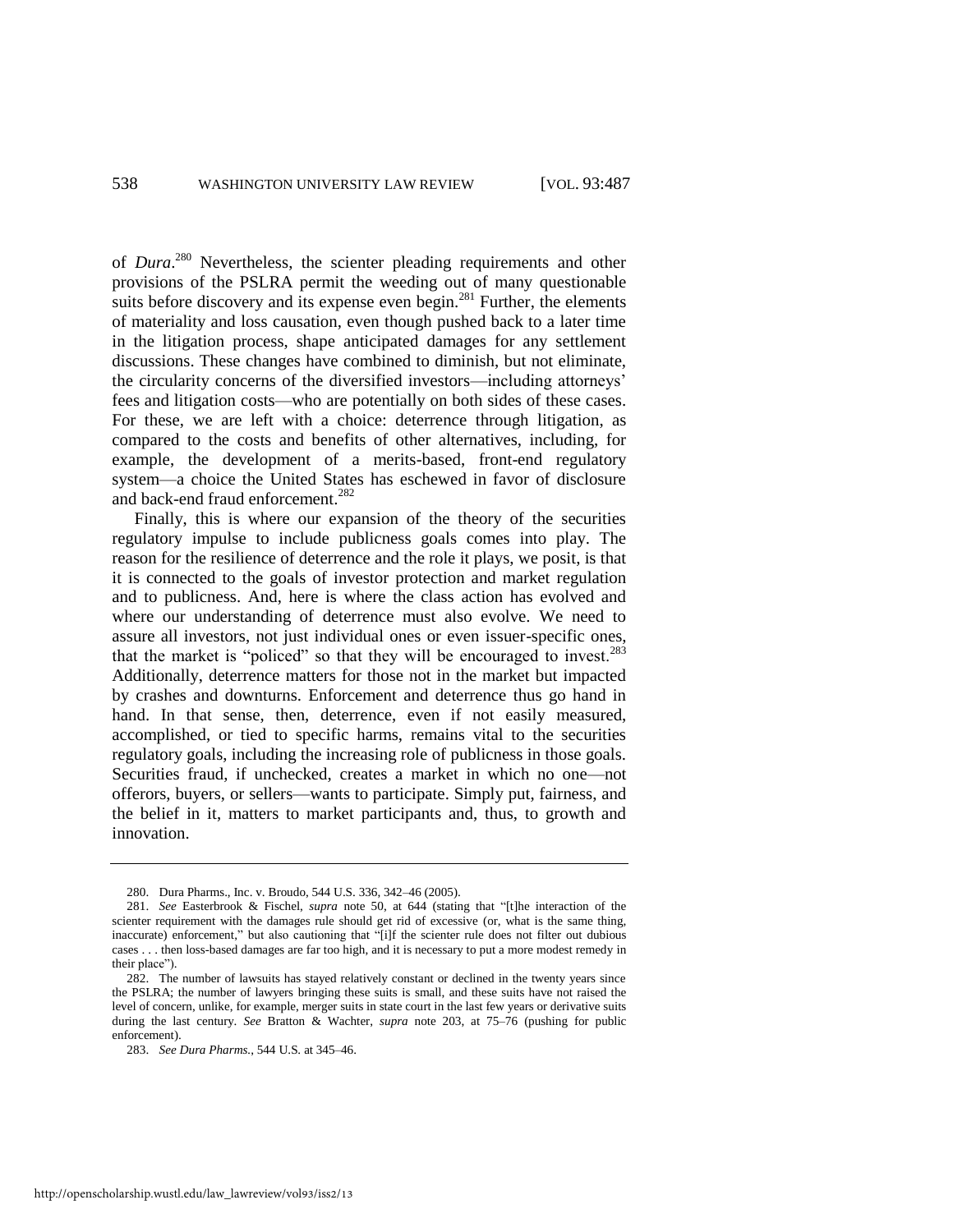of *Dura*.[280] Nevertheless, the scienter pleading requirements and other provisions of the PSLRA permit the weeding out of many questionable suits before discovery and its expense even begin.[281] Further, the elements of materiality and loss causation, even though pushed back to a later time in the litigation process, shape anticipated damages for any settlement discussions. These changes have combined to diminish, but not eliminate, the circularity concerns of the diversified investors—including attorneys' fees and litigation costs—who are potentially on both sides of these cases. For these, we are left with a choice: deterrence through litigation, as compared to the costs and benefits of other alternatives, including, for example, the development of a merits-based, front-end regulatory system—a choice the United States has eschewed in favor of disclosure and back-end fraud enforcement.[282]

Finally, this is where our expansion of the theory of the securities regulatory impulse to include publicness goals comes into play. The reason for the resilience of deterrence and the role it plays, we posit, is that it is connected to the goals of investor protection and market regulation and to publicness. And, here is where the class action has evolved and where our understanding of deterrence must also evolve. We need to assure all investors, not just individual ones or even issuer-specific ones, that the market is "policed" so that they will be encouraged to invest.[283] Additionally, deterrence matters for those not in the market but impacted by crashes and downturns. Enforcement and deterrence thus go hand in hand. In that sense, then, deterrence, even if not easily measured, accomplished, or tied to specific harms, remains vital to the securities regulatory goals, including the increasing role of publicness in those goals. Securities fraud, if unchecked, creates a market in which no one—not offerors, buyers, or sellers—wants to participate. Simply put, fairness, and the belief in it, matters to market participants and, thus, to growth and innovation.

---

280. Dura Pharms., Inc. v. Broudo, 544 U.S. 336, 342–46 (2005).

281. *See* Easterbrook & Fischel, *supra* note 50, at 644 (stating that "[t]he interaction of the scienter requirement with the damages rule should get rid of excessive (or, what is the same thing, inaccurate) enforcement," but also cautioning that "[i]f the scienter rule does not filter out dubious cases . . . then loss-based damages are far too high, and it is necessary to put a more modest remedy in their place").

282. The number of lawsuits has stayed relatively constant or declined in the twenty years since the PSLRA; the number of lawyers bringing these suits is small, and these suits have not raised the level of concern, unlike, for example, merger suits in state court in the last few years or derivative suits during the last century. *See* Bratton & Wachter, *supra* note 203, at 75–76 (pushing for public enforcement).

283. *See Dura Pharms.*, 544 U.S. at 345–46.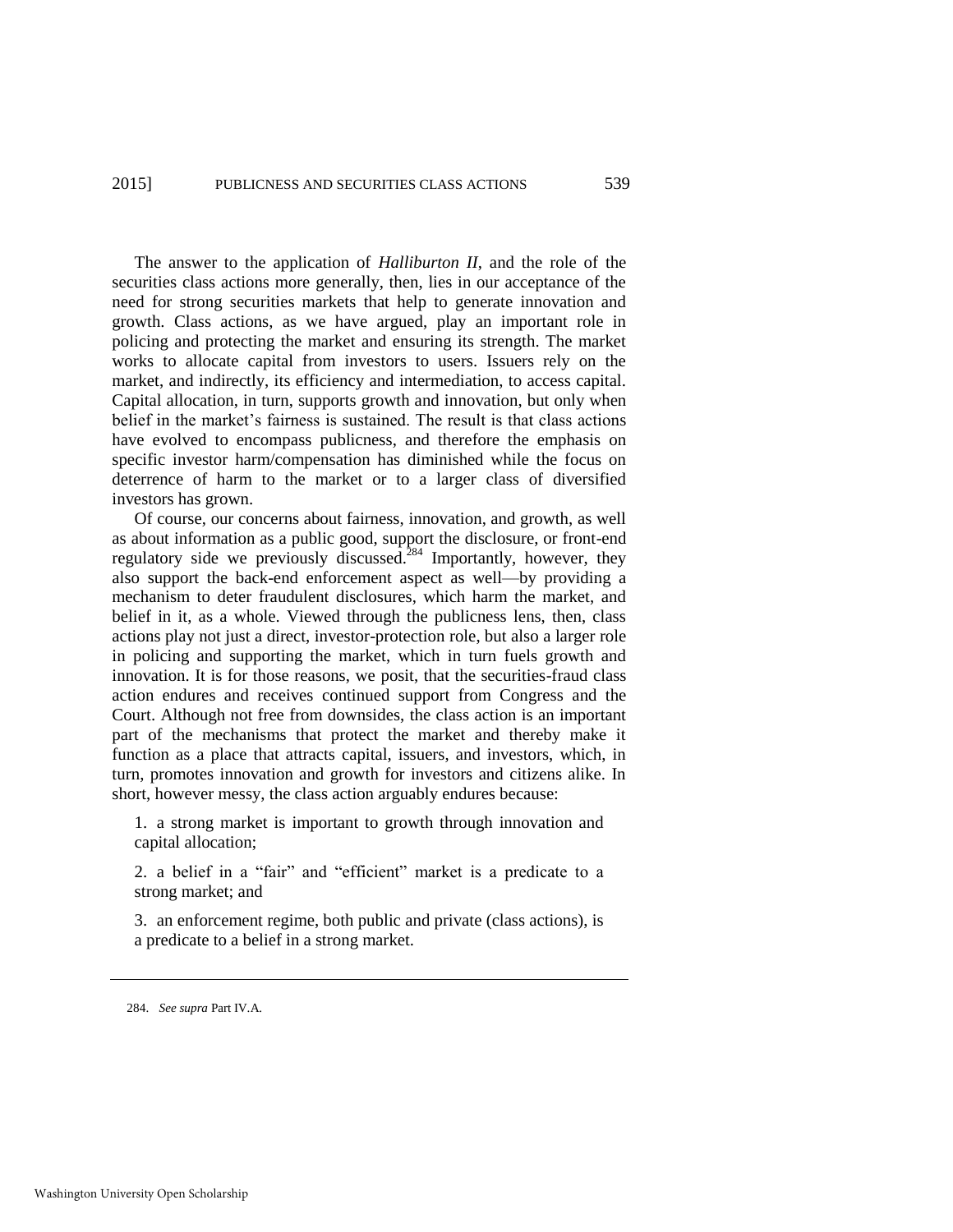The answer to the application of *Halliburton II*, and the role of the securities class actions more generally, then, lies in our acceptance of the need for strong securities markets that help to generate innovation and growth. Class actions, as we have argued, play an important role in policing and protecting the market and ensuring its strength. The market works to allocate capital from investors to users. Issuers rely on the market, and indirectly, its efficiency and intermediation, to access capital. Capital allocation, in turn, supports growth and innovation, but only when belief in the market's fairness is sustained. The result is that class actions have evolved to encompass publicness, and therefore the emphasis on specific investor harm/compensation has diminished while the focus on deterrence of harm to the market or to a larger class of diversified investors has grown.

Of course, our concerns about fairness, innovation, and growth, as well as about information as a public good, support the disclosure, or front-end regulatory side we previously discussed.[284] Importantly, however, they also support the back-end enforcement aspect as well—by providing a mechanism to deter fraudulent disclosures, which harm the market, and belief in it, as a whole. Viewed through the publicness lens, then, class actions play not just a direct, investor-protection role, but also a larger role in policing and supporting the market, which in turn fuels growth and innovation. It is for those reasons, we posit, that the securities-fraud class action endures and receives continued support from Congress and the Court. Although not free from downsides, the class action is an important part of the mechanisms that protect the market and thereby make it function as a place that attracts capital, issuers, and investors, which, in turn, promotes innovation and growth for investors and citizens alike. In short, however messy, the class action arguably endures because:

1. a strong market is important to growth through innovation and capital allocation;

2. a belief in a "fair" and "efficient" market is a predicate to a strong market; and

3. an enforcement regime, both public and private (class actions), is a predicate to a belief in a strong market.

---

284. *See supra* Part IV.A.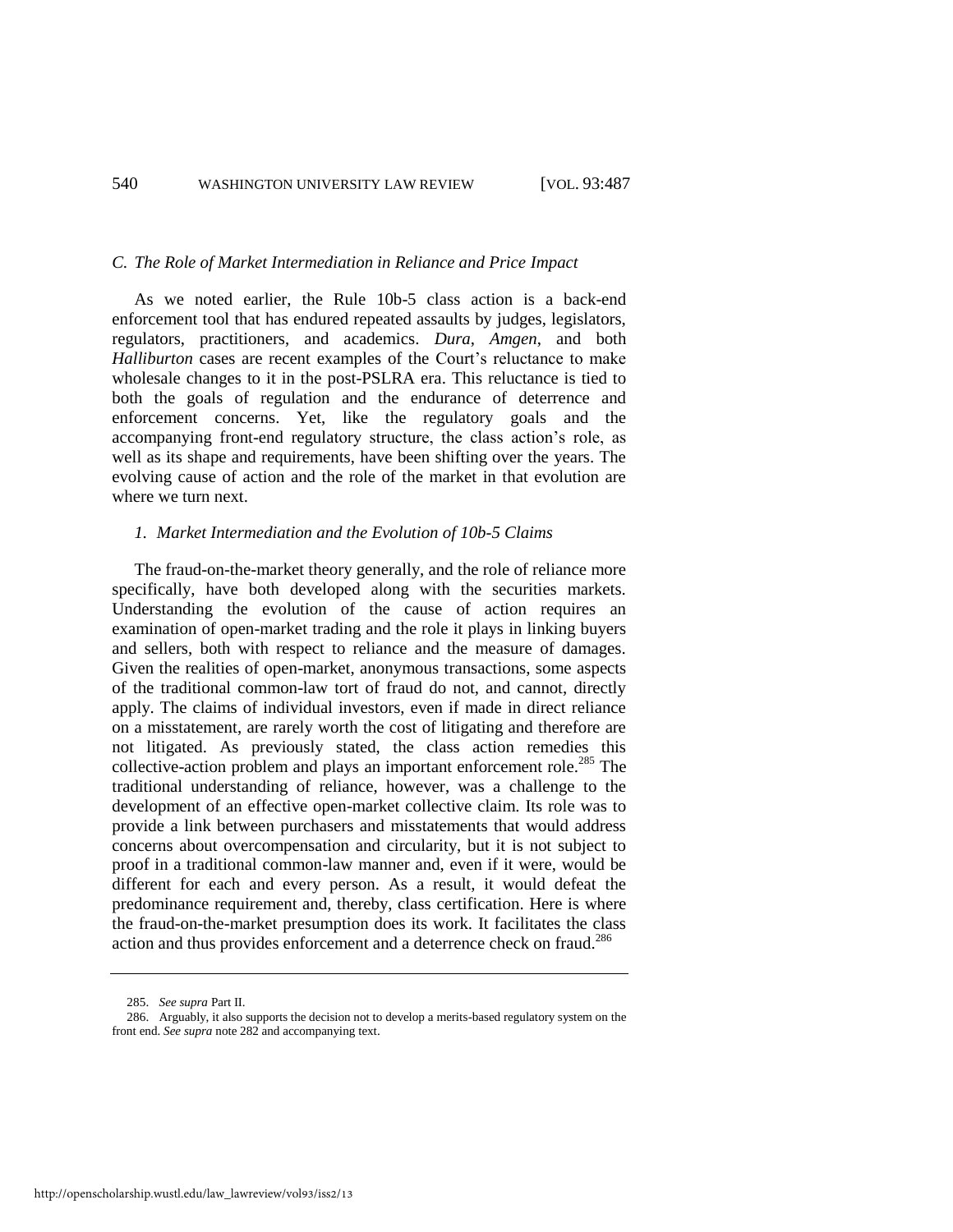### C. The Role of Market Intermediation in Reliance and Price Impact

As we noted earlier, the Rule 10b-5 class action is a back-end enforcement tool that has endured repeated assaults by judges, legislators, regulators, practitioners, and academics. *Dura*, *Amgen*, and both *Halliburton* cases are recent examples of the Court's reluctance to make wholesale changes to it in the post-PSLRA era. This reluctance is tied to both the goals of regulation and the endurance of deterrence and enforcement concerns. Yet, like the regulatory goals and the accompanying front-end regulatory structure, the class action's role, as well as its shape and requirements, have been shifting over the years. The evolving cause of action and the role of the market in that evolution are where we turn next.

#### 1. Market Intermediation and the Evolution of 10b-5 Claims

The fraud-on-the-market theory generally, and the role of reliance more specifically, have both developed along with the securities markets. Understanding the evolution of the cause of action requires an examination of open-market trading and the role it plays in linking buyers and sellers, both with respect to reliance and the measure of damages. Given the realities of open-market, anonymous transactions, some aspects of the traditional common-law tort of fraud do not, and cannot, directly apply. The claims of individual investors, even if made in direct reliance on a misstatement, are rarely worth the cost of litigating and therefore are not litigated. As previously stated, the class action remedies this collective-action problem and plays an important enforcement role.[285] The traditional understanding of reliance, however, was a challenge to the development of an effective open-market collective claim. Its role was to provide a link between purchasers and misstatements that would address concerns about overcompensation and circularity, but it is not subject to proof in a traditional common-law manner and, even if it were, would be different for each and every person. As a result, it would defeat the predominance requirement and, thereby, class certification. Here is where the fraud-on-the-market presumption does its work. It facilitates the class action and thus provides enforcement and a deterrence check on fraud.[286]

---

285. *See supra* Part II.

286. Arguably, it also supports the decision not to develop a merits-based regulatory system on the front end. *See supra* note 282 and accompanying text.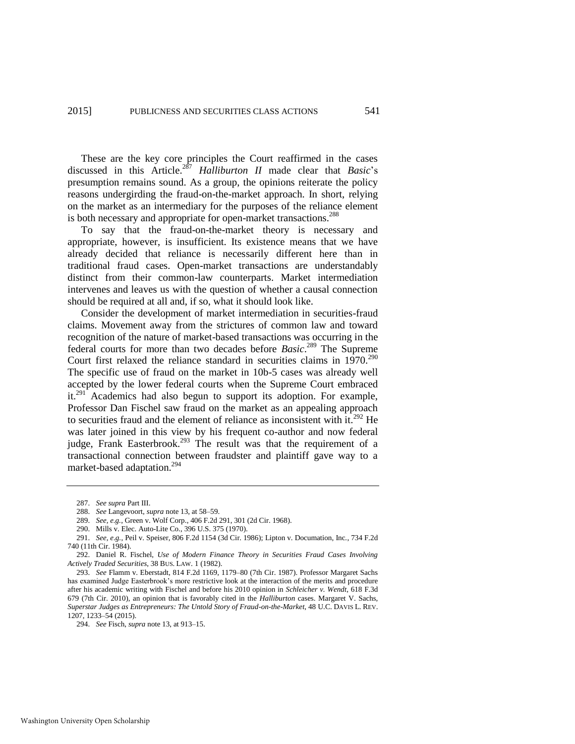These are the key core principles the Court reaffirmed in the cases discussed in this Article.[287] *Halliburton II* made clear that *Basic*'s presumption remains sound. As a group, the opinions reiterate the policy reasons undergirding the fraud-on-the-market approach. In short, relying on the market as an intermediary for the purposes of the reliance element is both necessary and appropriate for open-market transactions.[288]

To say that the fraud-on-the-market theory is necessary and appropriate, however, is insufficient. Its existence means that we have already decided that reliance is necessarily different here than in traditional fraud cases. Open-market transactions are understandably distinct from their common-law counterparts. Market intermediation intervenes and leaves us with the question of whether a causal connection should be required at all and, if so, what it should look like.

Consider the development of market intermediation in securities-fraud claims. Movement away from the strictures of common law and toward recognition of the nature of market-based transactions was occurring in the federal courts for more than two decades before *Basic*.[289] The Supreme Court first relaxed the reliance standard in securities claims in 1970.[290] The specific use of fraud on the market in 10b-5 cases was already well accepted by the lower federal courts when the Supreme Court embraced it.[291] Academics had also begun to support its adoption. For example, Professor Dan Fischel saw fraud on the market as an appealing approach to securities fraud and the element of reliance as inconsistent with it.[292] He was later joined in this view by his frequent co-author and now federal judge, Frank Easterbrook.[293] The result was that the requirement of a transactional connection between fraudster and plaintiff gave way to a market-based adaptation.[294]

---

287. *See supra* Part III.

288. *See* Langevoort, *supra* note 13, at 58–59.

289. *See, e.g.*, Green v. Wolf Corp., 406 F.2d 291, 301 (2d Cir. 1968).

290. Mills v. Elec. Auto-Lite Co., 396 U.S. 375 (1970).

291. *See, e.g.*, Peil v. Speiser, 806 F.2d 1154 (3d Cir. 1986); Lipton v. Documation, Inc., 734 F.2d 740 (11th Cir. 1984).

292. Daniel R. Fischel, *Use of Modern Finance Theory in Securities Fraud Cases Involving Actively Traded Securities*, 38 BUS. LAW. 1 (1982).

293. *See* Flamm v. Eberstadt, 814 F.2d 1169, 1179–80 (7th Cir. 1987). Professor Margaret Sachs has examined Judge Easterbrook's more restrictive look at the interaction of the merits and procedure after his academic writing with Fischel and before his 2010 opinion in *Schleicher v. Wendt*, 618 F.3d 679 (7th Cir. 2010), an opinion that is favorably cited in the *Halliburton* cases. Margaret V. Sachs, *Superstar Judges as Entrepreneurs: The Untold Story of Fraud-on-the-Market*, 48 U.C. DAVIS L. REV. 1207, 1233–54 (2015).

294. *See* Fisch, *supra* note 13, at 913–15.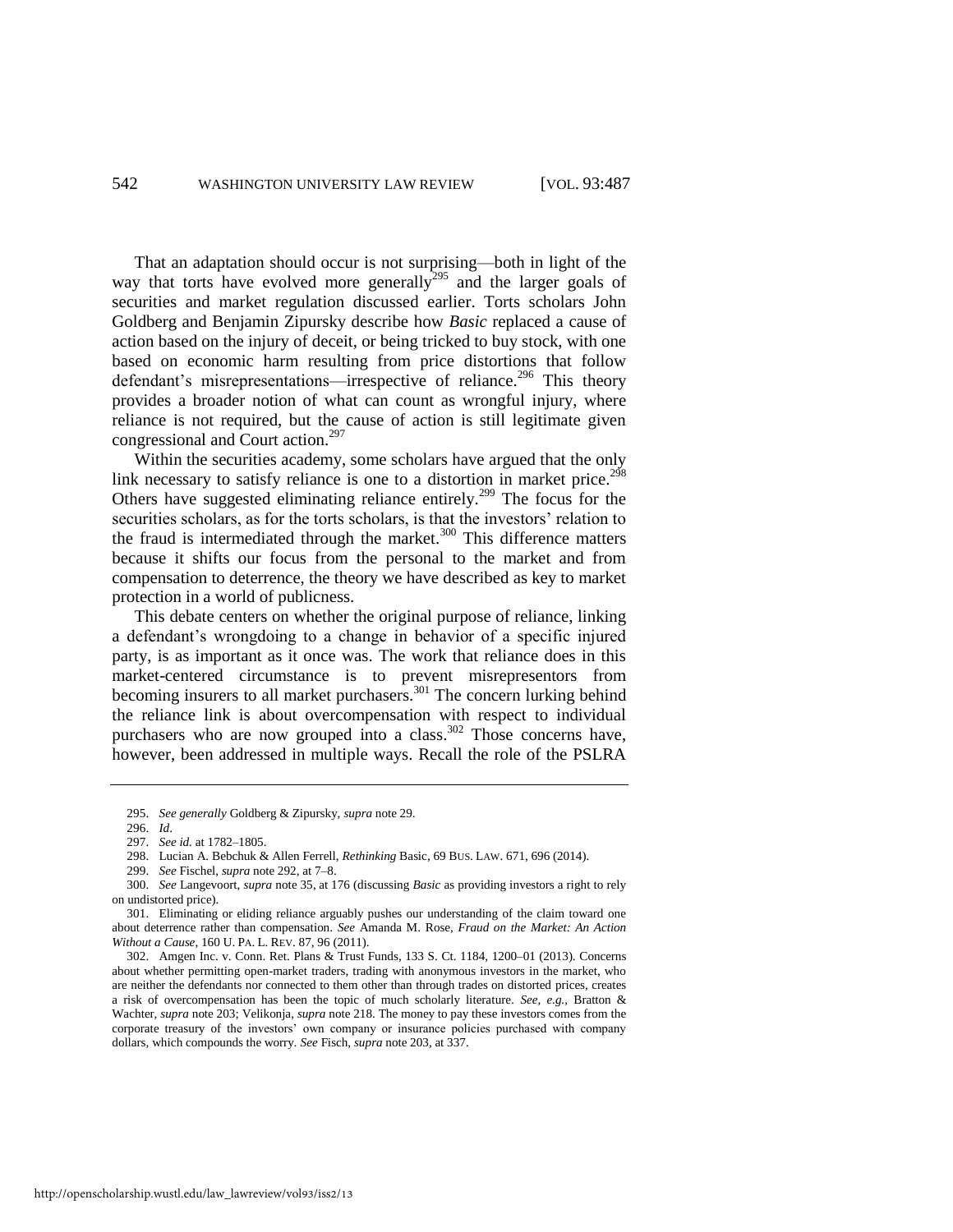That an adaptation should occur is not surprising—both in light of the way that torts have evolved more generally[295] and the larger goals of securities and market regulation discussed earlier. Torts scholars John Goldberg and Benjamin Zipursky describe how *Basic* replaced a cause of action based on the injury of deceit, or being tricked to buy stock, with one based on economic harm resulting from price distortions that follow defendant's misrepresentations—irrespective of reliance.[296] This theory provides a broader notion of what can count as wrongful injury, where reliance is not required, but the cause of action is still legitimate given congressional and Court action.[297]

Within the securities academy, some scholars have argued that the only link necessary to satisfy reliance is one to a distortion in market price.[298] Others have suggested eliminating reliance entirely.[299] The focus for the securities scholars, as for the torts scholars, is that the investors' relation to the fraud is intermediated through the market.[300] This difference matters because it shifts our focus from the personal to the market and from compensation to deterrence, the theory we have described as key to market protection in a world of publicness.

This debate centers on whether the original purpose of reliance, linking a defendant's wrongdoing to a change in behavior of a specific injured party, is as important as it once was. The work that reliance does in this market-centered circumstance is to prevent misrepresentors from becoming insurers to all market purchasers.[301] The concern lurking behind the reliance link is about overcompensation with respect to individual purchasers who are now grouped into a class.[302] Those concerns have, however, been addressed in multiple ways. Recall the role of the PSLRA

---

295. *See generally* Goldberg & Zipursky, *supra* note 29.

296. *Id*.

297. *See id.* at 1782–1805.

298. Lucian A. Bebchuk & Allen Ferrell, *Rethinking* Basic, 69 BUS. LAW. 671, 696 (2014).

299. *See* Fischel, *supra* note 292, at 7–8.

300. *See* Langevoort, *supra* note 35, at 176 (discussing *Basic* as providing investors a right to rely on undistorted price).

301. Eliminating or eliding reliance arguably pushes our understanding of the claim toward one about deterrence rather than compensation. *See* Amanda M. Rose, *Fraud on the Market: An Action Without a Cause*, 160 U. PA. L. REV. 87, 96 (2011).

302. Amgen Inc. v. Conn. Ret. Plans & Trust Funds, 133 S. Ct. 1184, 1200–01 (2013). Concerns about whether permitting open-market traders, trading with anonymous investors in the market, who are neither the defendants nor connected to them other than through trades on distorted prices, creates a risk of overcompensation has been the topic of much scholarly literature. *See, e.g.*, Bratton & Wachter, *supra* note 203; Velikonja, *supra* note 218. The money to pay these investors comes from the corporate treasury of the investors' own company or insurance policies purchased with company dollars, which compounds the worry. *See* Fisch, *supra* note 203, at 337.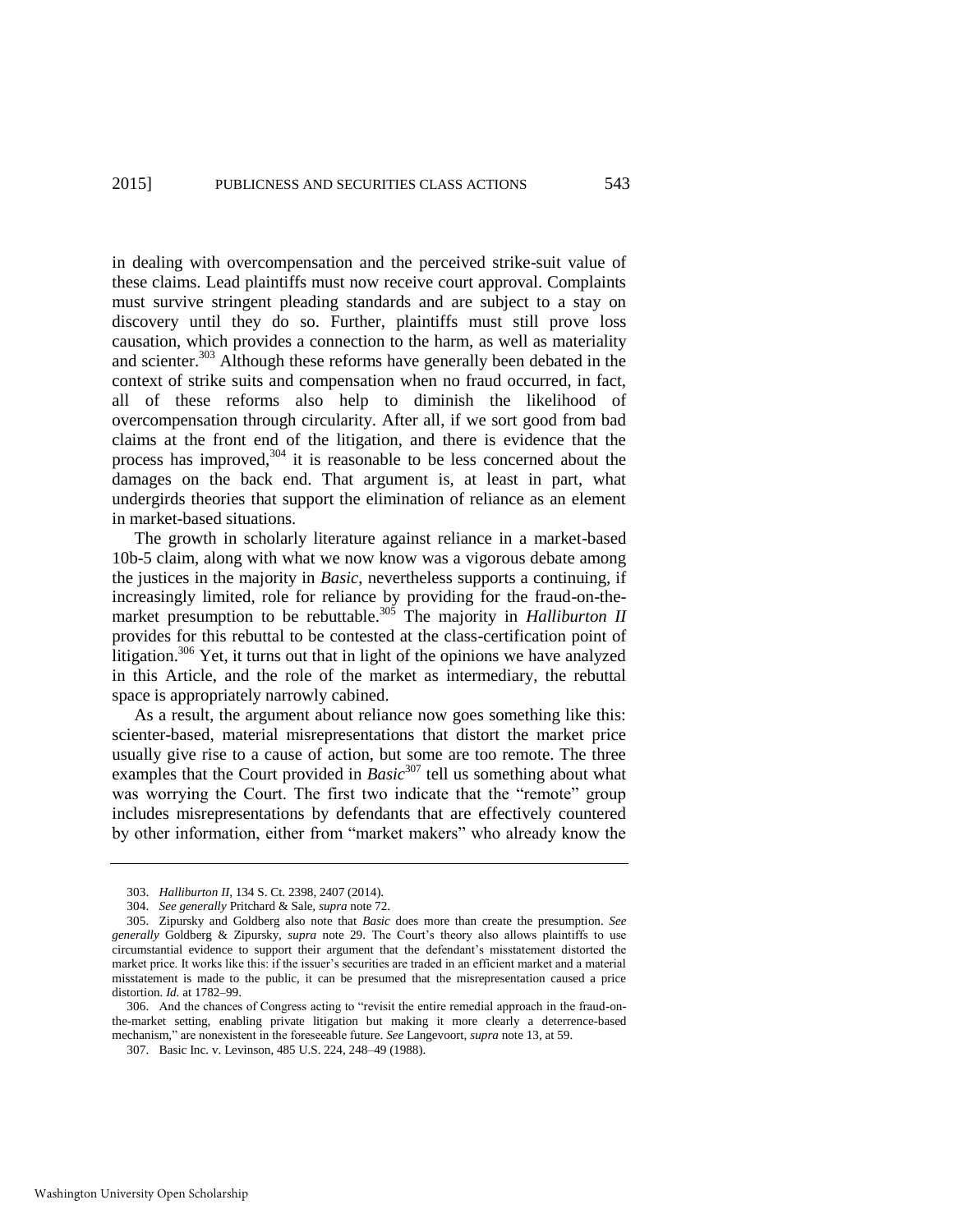in dealing with overcompensation and the perceived strike-suit value of these claims. Lead plaintiffs must now receive court approval. Complaints must survive stringent pleading standards and are subject to a stay on discovery until they do so. Further, plaintiffs must still prove loss causation, which provides a connection to the harm, as well as materiality and scienter.[303] Although these reforms have generally been debated in the context of strike suits and compensation when no fraud occurred, in fact, all of these reforms also help to diminish the likelihood of overcompensation through circularity. After all, if we sort good from bad claims at the front end of the litigation, and there is evidence that the process has improved,[304] it is reasonable to be less concerned about the damages on the back end. That argument is, at least in part, what undergirds theories that support the elimination of reliance as an element in market-based situations.

The growth in scholarly literature against reliance in a market-based 10b-5 claim, along with what we now know was a vigorous debate among the justices in the majority in *Basic*, nevertheless supports a continuing, if increasingly limited, role for reliance by providing for the fraud-on-the-market presumption to be rebuttable.[305] The majority in *Halliburton II* provides for this rebuttal to be contested at the class-certification point of litigation.[306] Yet, it turns out that in light of the opinions we have analyzed in this Article, and the role of the market as intermediary, the rebuttal space is appropriately narrowly cabined.

As a result, the argument about reliance now goes something like this: scienter-based, material misrepresentations that distort the market price usually give rise to a cause of action, but some are too remote. The three examples that the Court provided in *Basic*[307] tell us something about what was worrying the Court. The first two indicate that the "remote" group includes misrepresentations by defendants that are effectively countered by other information, either from "market makers" who already know the

---

303. *Halliburton II*, 134 S. Ct. 2398, 2407 (2014).

304. *See generally* Pritchard & Sale, *supra* note 72.

305. Zipursky and Goldberg also note that *Basic* does more than create the presumption. *See generally* Goldberg & Zipursky, *supra* note 29. The Court's theory also allows plaintiffs to use circumstantial evidence to support their argument that the defendant's misstatement distorted the market price. It works like this: if the issuer's securities are traded in an efficient market and a material misstatement is made to the public, it can be presumed that the misrepresentation caused a price distortion. *Id.* at 1782–99.

306. And the chances of Congress acting to "revisit the entire remedial approach in the fraud-on-the-market setting, enabling private litigation but making it more clearly a deterrence-based mechanism," are nonexistent in the foreseeable future. *See* Langevoort, *supra* note 13, at 59.

307. Basic Inc. v. Levinson, 485 U.S. 224, 248–49 (1988).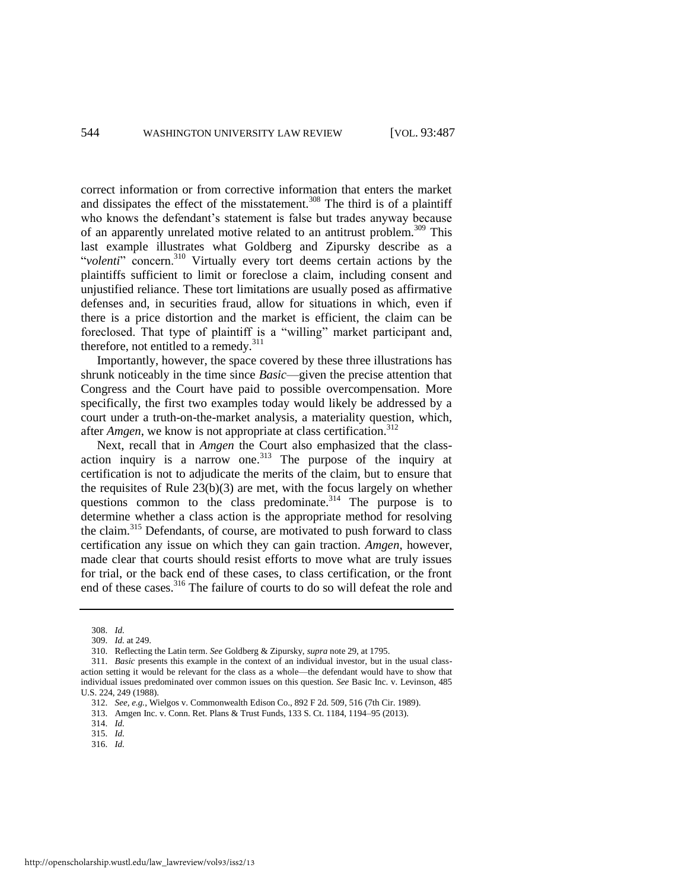correct information or from corrective information that enters the market and dissipates the effect of the misstatement.[308] The third is of a plaintiff who knows the defendant's statement is false but trades anyway because of an apparently unrelated motive related to an antitrust problem.[309] This last example illustrates what Goldberg and Zipursky describe as a "*volenti*" concern.[310] Virtually every tort deems certain actions by the plaintiffs sufficient to limit or foreclose a claim, including consent and unjustified reliance. These tort limitations are usually posed as affirmative defenses and, in securities fraud, allow for situations in which, even if there is a price distortion and the market is efficient, the claim can be foreclosed. That type of plaintiff is a "willing" market participant and, therefore, not entitled to a remedy.[311]

Importantly, however, the space covered by these three illustrations has shrunk noticeably in the time since *Basic*—given the precise attention that Congress and the Court have paid to possible overcompensation. More specifically, the first two examples today would likely be addressed by a court under a truth-on-the-market analysis, a materiality question, which, after *Amgen*, we know is not appropriate at class certification.[312]

Next, recall that in *Amgen* the Court also emphasized that the class-action inquiry is a narrow one.[313] The purpose of the inquiry at certification is not to adjudicate the merits of the claim, but to ensure that the requisites of Rule 23(b)(3) are met, with the focus largely on whether questions common to the class predominate.[314] The purpose is to determine whether a class action is the appropriate method for resolving the claim.[315] Defendants, of course, are motivated to push forward to class certification any issue on which they can gain traction. *Amgen*, however, made clear that courts should resist efforts to move what are truly issues for trial, or the back end of these cases, to class certification, or the front end of these cases.[316] The failure of courts to do so will defeat the role and

---

308. *Id.*

309. *Id.* at 249.

310. Reflecting the Latin term. *See* Goldberg & Zipursky, *supra* note 29, at 1795.

311. *Basic* presents this example in the context of an individual investor, but in the usual class-action setting it would be relevant for the class as a whole—the defendant would have to show that individual issues predominated over common issues on this question. *See* Basic Inc. v. Levinson, 485 U.S. 224, 249 (1988).

312. *See, e.g.*, Wielgos v. Commonwealth Edison Co., 892 F 2d. 509, 516 (7th Cir. 1989).

313. Amgen Inc. v. Conn. Ret. Plans & Trust Funds, 133 S. Ct. 1184, 1194–95 (2013).

314. *Id.*

315. *Id.*

316. *Id.*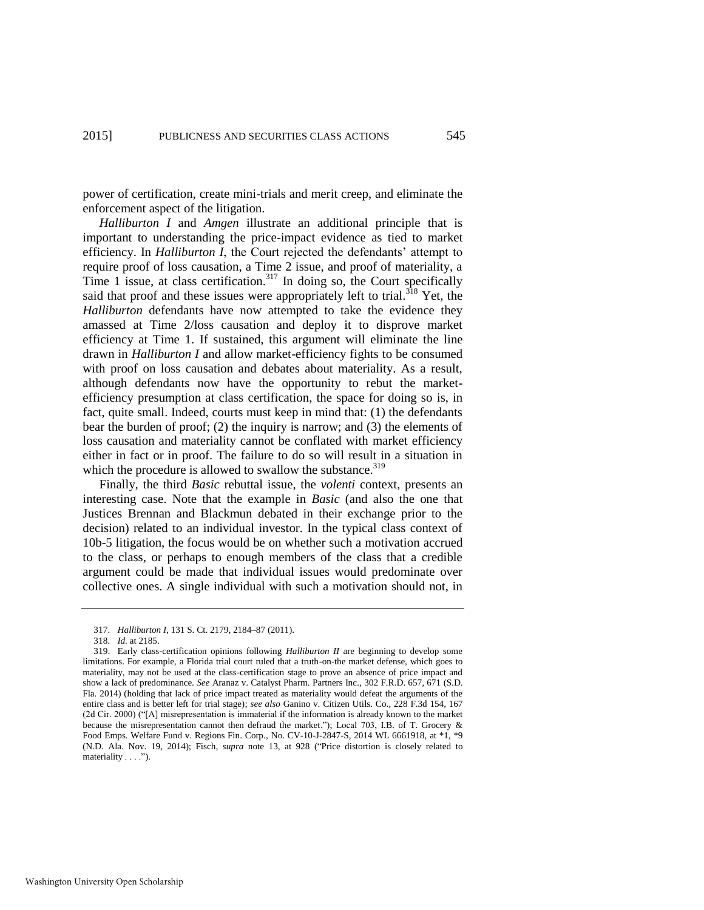power of certification, create mini-trials and merit creep, and eliminate the enforcement aspect of the litigation.

*Halliburton I* and *Amgen* illustrate an additional principle that is important to understanding the price-impact evidence as tied to market efficiency. In *Halliburton I*, the Court rejected the defendants' attempt to require proof of loss causation, a Time 2 issue, and proof of materiality, a Time 1 issue, at class certification.[317] In doing so, the Court specifically said that proof and these issues were appropriately left to trial.[318] Yet, the *Halliburton* defendants have now attempted to take the evidence they amassed at Time 2/loss causation and deploy it to disprove market efficiency at Time 1. If sustained, this argument will eliminate the line drawn in *Halliburton I* and allow market-efficiency fights to be consumed with proof on loss causation and debates about materiality. As a result, although defendants now have the opportunity to rebut the market-efficiency presumption at class certification, the space for doing so is, in fact, quite small. Indeed, courts must keep in mind that: (1) the defendants bear the burden of proof; (2) the inquiry is narrow; and (3) the elements of loss causation and materiality cannot be conflated with market efficiency either in fact or in proof. The failure to do so will result in a situation in which the procedure is allowed to swallow the substance.[319]

Finally, the third *Basic* rebuttal issue, the *volenti* context, presents an interesting case. Note that the example in *Basic* (and also the one that Justices Brennan and Blackmun debated in their exchange prior to the decision) related to an individual investor. In the typical class context of 10b-5 litigation, the focus would be on whether such a motivation accrued to the class, or perhaps to enough members of the class that a credible argument could be made that individual issues would predominate over collective ones. A single individual with such a motivation should not, in

---

317. *Halliburton I*, 131 S. Ct. 2179, 2184–87 (2011).

318. *Id.* at 2185.

319. Early class-certification opinions following *Halliburton II* are beginning to develop some limitations. For example, a Florida trial court ruled that a truth-on-the market defense, which goes to materiality, may not be used at the class-certification stage to prove an absence of price impact and show a lack of predominance. *See* Aranaz v. Catalyst Pharm. Partners Inc., 302 F.R.D. 657, 671 (S.D. Fla. 2014) (holding that lack of price impact treated as materiality would defeat the arguments of the entire class and is better left for trial stage); *see also* Ganino v. Citizen Utils. Co., 228 F.3d 154, 167 (2d Cir. 2000) ("[A] misrepresentation is immaterial if the information is already known to the market because the misrepresentation cannot then defraud the market."); Local 703, I.B. of T. Grocery & Food Emps. Welfare Fund v. Regions Fin. Corp., No. CV-10-J-2847-S, 2014 WL 6661918, at *1, *9 (N.D. Ala. Nov. 19, 2014); Fisch, *supra* note 13, at 928 ("Price distortion is closely related to materiality . . . .").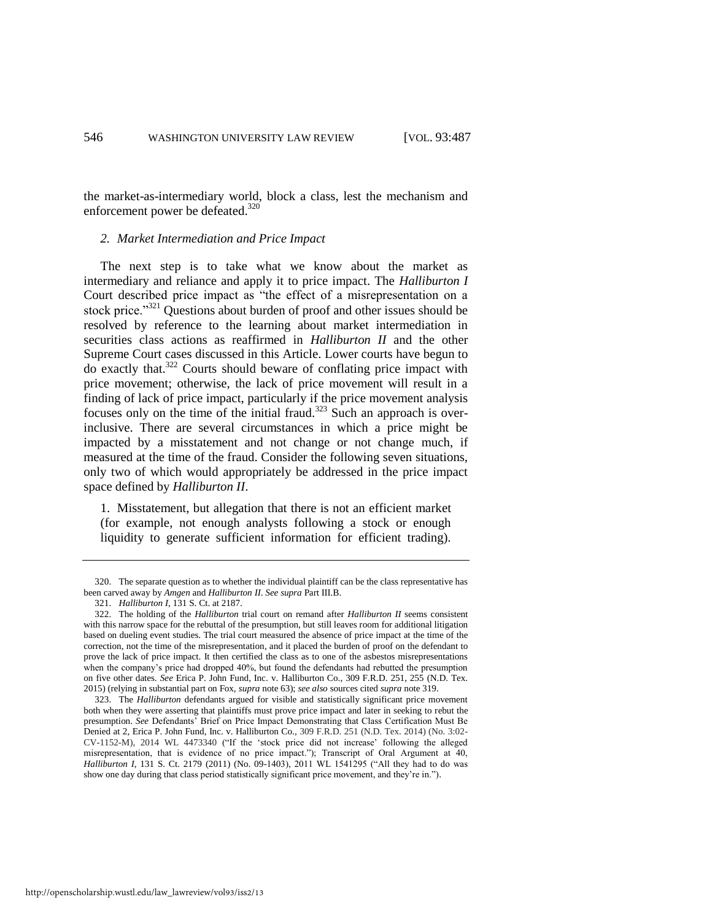the market-as-intermediary world, block a class, lest the mechanism and enforcement power be defeated.[320]

### *2. Market Intermediation and Price Impact*

The next step is to take what we know about the market as intermediary and reliance and apply it to price impact. The *Halliburton I* Court described price impact as "the effect of a misrepresentation on a stock price."[321] Questions about burden of proof and other issues should be resolved by reference to the learning about market intermediation in securities class actions as reaffirmed in *Halliburton II* and the other Supreme Court cases discussed in this Article. Lower courts have begun to do exactly that.[322] Courts should beware of conflating price impact with price movement; otherwise, the lack of price movement will result in a finding of lack of price impact, particularly if the price movement analysis focuses only on the time of the initial fraud.[323] Such an approach is over-inclusive. There are several circumstances in which a price might be impacted by a misstatement and not change or not change much, if measured at the time of the fraud. Consider the following seven situations, only two of which would appropriately be addressed in the price impact space defined by *Halliburton II*.

> 1. Misstatement, but allegation that there is not an efficient market (for example, not enough analysts following a stock or enough liquidity to generate sufficient information for efficient trading).

---

320. The separate question as to whether the individual plaintiff can be the class representative has been carved away by *Amgen* and *Halliburton II*. *See supra* Part III.B.

321. *Halliburton I*, 131 S. Ct. at 2187.

322. The holding of the *Halliburton* trial court on remand after *Halliburton II* seems consistent with this narrow space for the rebuttal of the presumption, but still leaves room for additional litigation based on dueling event studies. The trial court measured the absence of price impact at the time of the correction, not the time of the misrepresentation, and it placed the burden of proof on the defendant to prove the lack of price impact. It then certified the class as to one of the asbestos misrepresentations when the company's price had dropped 40%, but found the defendants had rebutted the presumption on five other dates. *See* Erica P. John Fund, Inc. v. Halliburton Co., 309 F.R.D. 251, 255 (N.D. Tex. 2015) (relying in substantial part on Fox, *supra* note 63); *see also* sources cited *supra* note 319.

323. The *Halliburton* defendants argued for visible and statistically significant price movement both when they were asserting that plaintiffs must prove price impact and later in seeking to rebut the presumption. *See* Defendants' Brief on Price Impact Demonstrating that Class Certification Must Be Denied at 2, Erica P. John Fund, Inc. v. Halliburton Co., 309 F.R.D. 251 (N.D. Tex. 2014) (No. 3:02-CV-1152-M), 2014 WL 4473340 ("If the 'stock price did not increase' following the alleged misrepresentation, that is evidence of no price impact."); Transcript of Oral Argument at 40, *Halliburton I*, 131 S. Ct. 2179 (2011) (No. 09-1403), 2011 WL 1541295 ("All they had to do was show one day during that class period statistically significant price movement, and they're in.").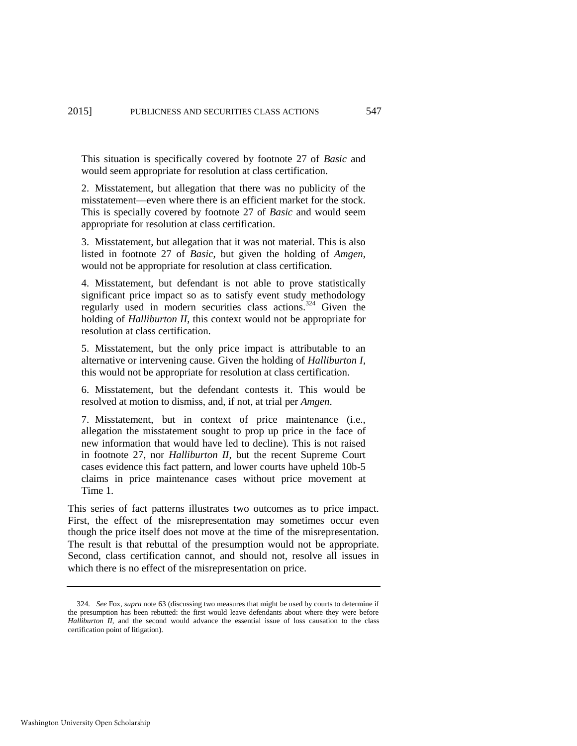This situation is specifically covered by footnote 27 of *Basic* and would seem appropriate for resolution at class certification.

2. Misstatement, but allegation that there was no publicity of the misstatement—even where there is an efficient market for the stock. This is specially covered by footnote 27 of *Basic* and would seem appropriate for resolution at class certification.

3. Misstatement, but allegation that it was not material. This is also listed in footnote 27 of *Basic*, but given the holding of *Amgen*, would not be appropriate for resolution at class certification.

4. Misstatement, but defendant is not able to prove statistically significant price impact so as to satisfy event study methodology regularly used in modern securities class actions.[324] Given the holding of *Halliburton II*, this context would not be appropriate for resolution at class certification.

5. Misstatement, but the only price impact is attributable to an alternative or intervening cause. Given the holding of *Halliburton I*, this would not be appropriate for resolution at class certification.

6. Misstatement, but the defendant contests it. This would be resolved at motion to dismiss, and, if not, at trial per *Amgen*.

7. Misstatement, but in context of price maintenance (i.e., allegation the misstatement sought to prop up price in the face of new information that would have led to decline). This is not raised in footnote 27, nor *Halliburton II*, but the recent Supreme Court cases evidence this fact pattern, and lower courts have upheld 10b-5 claims in price maintenance cases without price movement at Time 1.

This series of fact patterns illustrates two outcomes as to price impact. First, the effect of the misrepresentation may sometimes occur even though the price itself does not move at the time of the misrepresentation. The result is that rebuttal of the presumption would not be appropriate. Second, class certification cannot, and should not, resolve all issues in which there is no effect of the misrepresentation on price.

---

324. *See* Fox, *supra* note 63 (discussing two measures that might be used by courts to determine if the presumption has been rebutted: the first would leave defendants about where they were before *Halliburton II*, and the second would advance the essential issue of loss causation to the class certification point of litigation).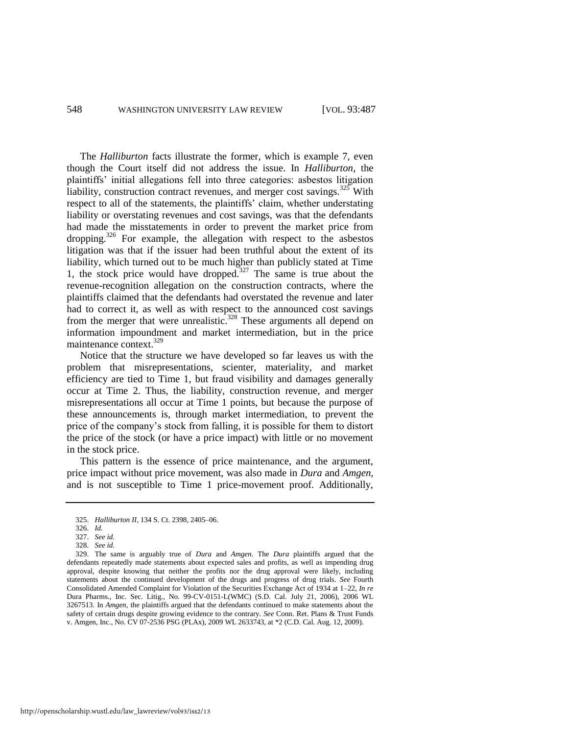The *Halliburton* facts illustrate the former, which is example 7, even though the Court itself did not address the issue. In *Halliburton*, the plaintiffs' initial allegations fell into three categories: asbestos litigation liability, construction contract revenues, and merger cost savings.[325] With respect to all of the statements, the plaintiffs' claim, whether understating liability or overstating revenues and cost savings, was that the defendants had made the misstatements in order to prevent the market price from dropping.[326] For example, the allegation with respect to the asbestos litigation was that if the issuer had been truthful about the extent of its liability, which turned out to be much higher than publicly stated at Time 1, the stock price would have dropped.[327] The same is true about the revenue-recognition allegation on the construction contracts, where the plaintiffs claimed that the defendants had overstated the revenue and later had to correct it, as well as with respect to the announced cost savings from the merger that were unrealistic.[328] These arguments all depend on information impoundment and market intermediation, but in the price maintenance context.[329]

Notice that the structure we have developed so far leaves us with the problem that misrepresentations, scienter, materiality, and market efficiency are tied to Time 1, but fraud visibility and damages generally occur at Time 2. Thus, the liability, construction revenue, and merger misrepresentations all occur at Time 1 points, but because the purpose of these announcements is, through market intermediation, to prevent the price of the company's stock from falling, it is possible for them to distort the price of the stock (or have a price impact) with little or no movement in the stock price.

This pattern is the essence of price maintenance, and the argument, price impact without price movement, was also made in *Dura* and *Amgen*, and is not susceptible to Time 1 price-movement proof. Additionally,

---

325. *Halliburton II*, 134 S. Ct. 2398, 2405–06.

326. *Id.*

327. *See id.*

328. *See id.*

329. The same is arguably true of *Dura* and *Amgen*. The *Dura* plaintiffs argued that the defendants repeatedly made statements about expected sales and profits, as well as impending drug approval, despite knowing that neither the profits nor the drug approval were likely, including statements about the continued development of the drugs and progress of drug trials. *See* Fourth Consolidated Amended Complaint for Violation of the Securities Exchange Act of 1934 at 1–22, *In re* Dura Pharms., Inc. Sec. Litig., No. 99-CV-0151-L(WMC) (S.D. Cal. July 21, 2006), 2006 WL 3267513. In *Amgen*, the plaintiffs argued that the defendants continued to make statements about the safety of certain drugs despite growing evidence to the contrary. *See* Conn. Ret. Plans & Trust Funds v. Amgen, Inc., No. CV 07-2536 PSG (PLAx), 2009 WL 2633743, at \*2 (C.D. Cal. Aug. 12, 2009).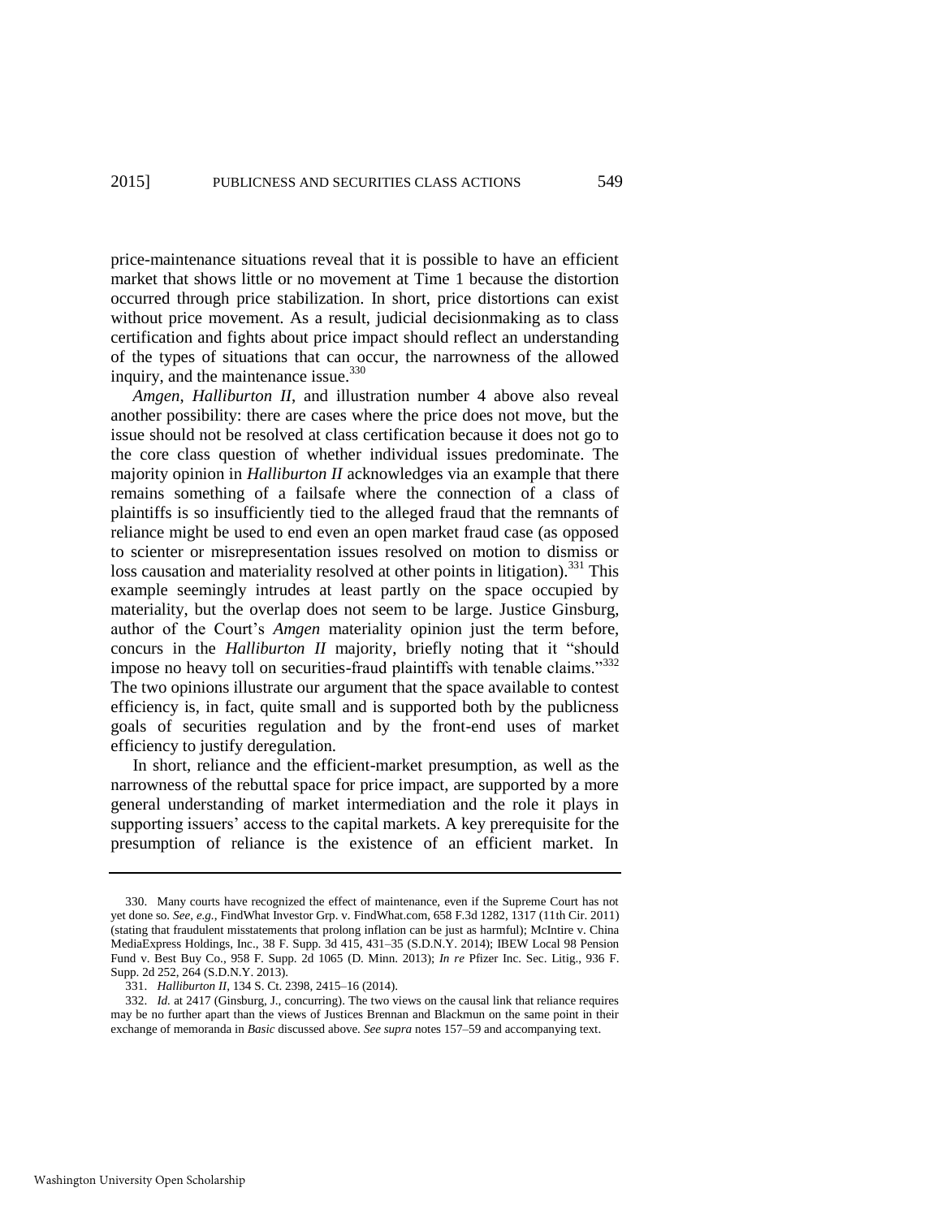price-maintenance situations reveal that it is possible to have an efficient market that shows little or no movement at Time 1 because the distortion occurred through price stabilization. In short, price distortions can exist without price movement. As a result, judicial decisionmaking as to class certification and fights about price impact should reflect an understanding of the types of situations that can occur, the narrowness of the allowed inquiry, and the maintenance issue.[330]

*Amgen*, *Halliburton II*, and illustration number 4 above also reveal another possibility: there are cases where the price does not move, but the issue should not be resolved at class certification because it does not go to the core class question of whether individual issues predominate. The majority opinion in *Halliburton II* acknowledges via an example that there remains something of a failsafe where the connection of a class of plaintiffs is so insufficiently tied to the alleged fraud that the remnants of reliance might be used to end even an open market fraud case (as opposed to scienter or misrepresentation issues resolved on motion to dismiss or loss causation and materiality resolved at other points in litigation).[331] This example seemingly intrudes at least partly on the space occupied by materiality, but the overlap does not seem to be large. Justice Ginsburg, author of the Court's *Amgen* materiality opinion just the term before, concurs in the *Halliburton II* majority, briefly noting that it "should impose no heavy toll on securities-fraud plaintiffs with tenable claims."[332] The two opinions illustrate our argument that the space available to contest efficiency is, in fact, quite small and is supported both by the publicness goals of securities regulation and by the front-end uses of market efficiency to justify deregulation.

In short, reliance and the efficient-market presumption, as well as the narrowness of the rebuttal space for price impact, are supported by a more general understanding of market intermediation and the role it plays in supporting issuers' access to the capital markets. A key prerequisite for the presumption of reliance is the existence of an efficient market. In

---

330. Many courts have recognized the effect of maintenance, even if the Supreme Court has not yet done so. *See, e.g.*, FindWhat Investor Grp. v. FindWhat.com, 658 F.3d 1282, 1317 (11th Cir. 2011) (stating that fraudulent misstatements that prolong inflation can be just as harmful); McIntire v. China MediaExpress Holdings, Inc., 38 F. Supp. 3d 415, 431–35 (S.D.N.Y. 2014); IBEW Local 98 Pension Fund v. Best Buy Co., 958 F. Supp. 2d 1065 (D. Minn. 2013); *In re* Pfizer Inc. Sec. Litig., 936 F. Supp. 2d 252, 264 (S.D.N.Y. 2013).

331. *Halliburton II*, 134 S. Ct. 2398, 2415–16 (2014).

332. *Id.* at 2417 (Ginsburg, J., concurring). The two views on the causal link that reliance requires may be no further apart than the views of Justices Brennan and Blackmun on the same point in their exchange of memoranda in *Basic* discussed above. *See supra* notes 157–59 and accompanying text.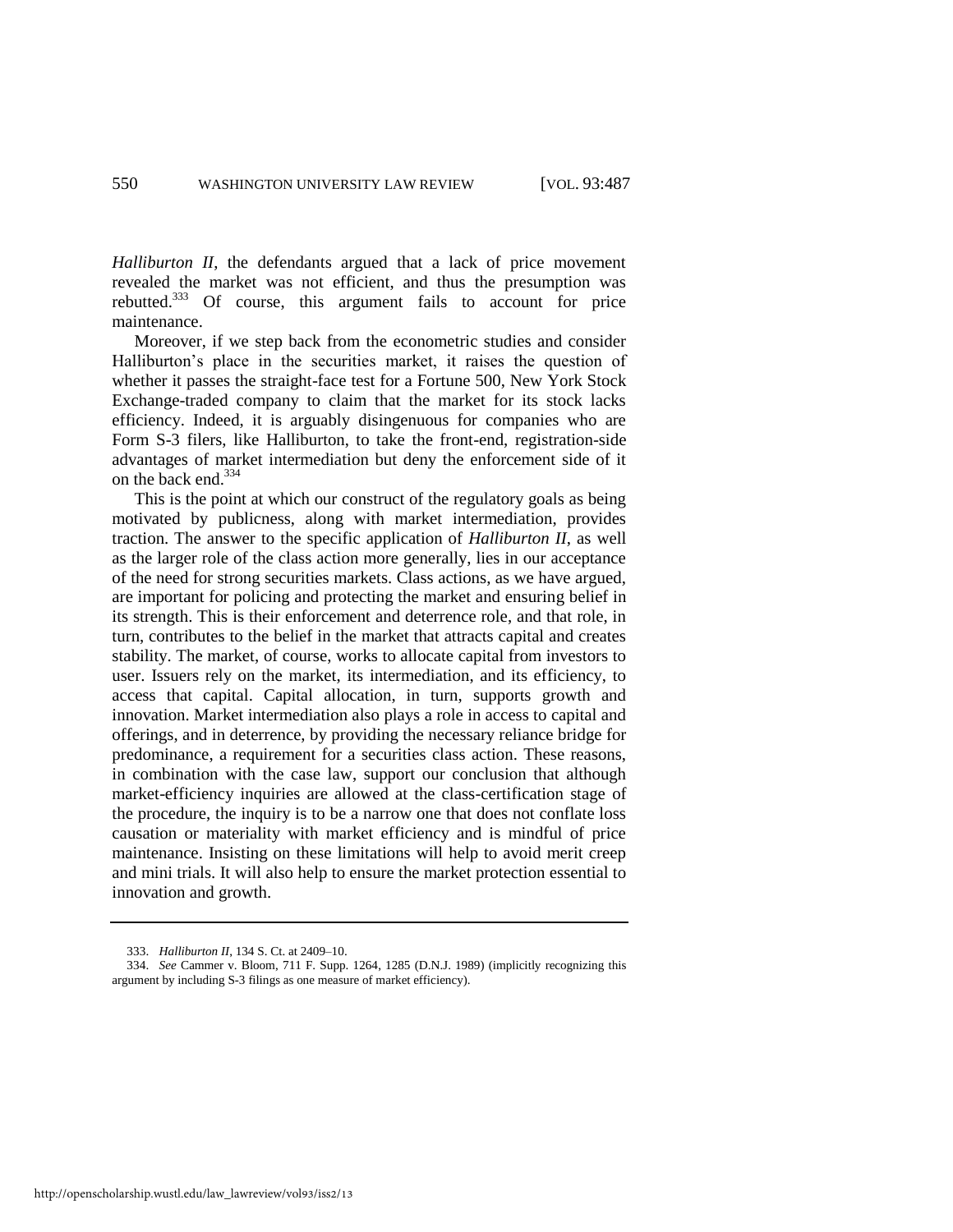*Halliburton II*, the defendants argued that a lack of price movement revealed the market was not efficient, and thus the presumption was rebutted.[333] Of course, this argument fails to account for price maintenance.

Moreover, if we step back from the econometric studies and consider Halliburton's place in the securities market, it raises the question of whether it passes the straight-face test for a Fortune 500, New York Stock Exchange-traded company to claim that the market for its stock lacks efficiency. Indeed, it is arguably disingenuous for companies who are Form S-3 filers, like Halliburton, to take the front-end, registration-side advantages of market intermediation but deny the enforcement side of it on the back end.[334]

This is the point at which our construct of the regulatory goals as being motivated by publicness, along with market intermediation, provides traction. The answer to the specific application of *Halliburton II*, as well as the larger role of the class action more generally, lies in our acceptance of the need for strong securities markets. Class actions, as we have argued, are important for policing and protecting the market and ensuring belief in its strength. This is their enforcement and deterrence role, and that role, in turn, contributes to the belief in the market that attracts capital and creates stability. The market, of course, works to allocate capital from investors to user. Issuers rely on the market, its intermediation, and its efficiency, to access that capital. Capital allocation, in turn, supports growth and innovation. Market intermediation also plays a role in access to capital and offerings, and in deterrence, by providing the necessary reliance bridge for predominance, a requirement for a securities class action. These reasons, in combination with the case law, support our conclusion that although market-efficiency inquiries are allowed at the class-certification stage of the procedure, the inquiry is to be a narrow one that does not conflate loss causation or materiality with market efficiency and is mindful of price maintenance. Insisting on these limitations will help to avoid merit creep and mini trials. It will also help to ensure the market protection essential to innovation and growth.

---

333. *Halliburton II*, 134 S. Ct. at 2409–10.

334. *See* Cammer v. Bloom, 711 F. Supp. 1264, 1285 (D.N.J. 1989) (implicitly recognizing this argument by including S-3 filings as one measure of market efficiency).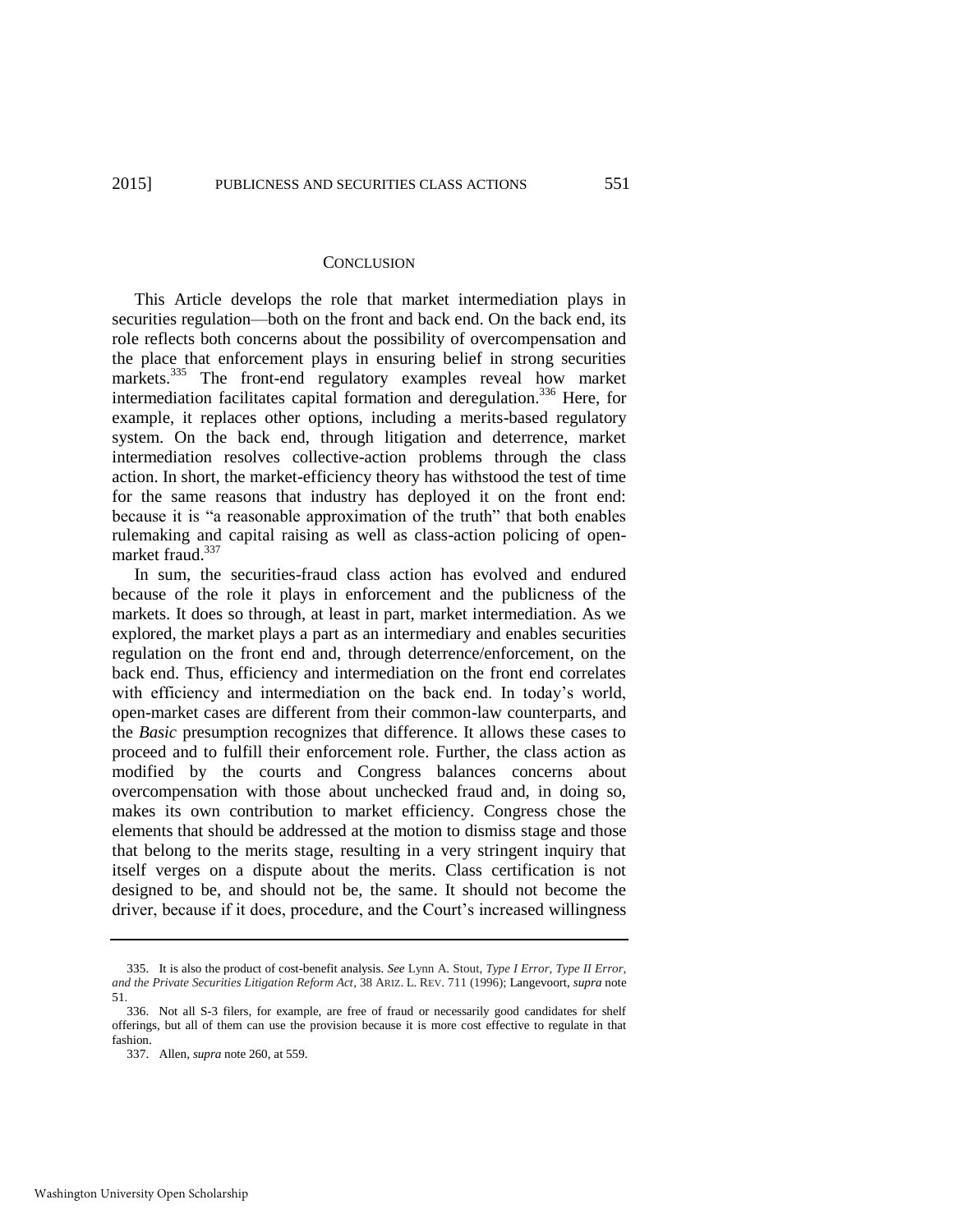## CONCLUSION

This Article develops the role that market intermediation plays in securities regulation—both on the front and back end. On the back end, its role reflects both concerns about the possibility of overcompensation and the place that enforcement plays in ensuring belief in strong securities markets.[335] The front-end regulatory examples reveal how market intermediation facilitates capital formation and deregulation.[336] Here, for example, it replaces other options, including a merits-based regulatory system. On the back end, through litigation and deterrence, market intermediation resolves collective-action problems through the class action. In short, the market-efficiency theory has withstood the test of time for the same reasons that industry has deployed it on the front end: because it is "a reasonable approximation of the truth" that both enables rulemaking and capital raising as well as class-action policing of open-market fraud.[337]

In sum, the securities-fraud class action has evolved and endured because of the role it plays in enforcement and the publicness of the markets. It does so through, at least in part, market intermediation. As we explored, the market plays a part as an intermediary and enables securities regulation on the front end and, through deterrence/enforcement, on the back end. Thus, efficiency and intermediation on the front end correlates with efficiency and intermediation on the back end. In today's world, open-market cases are different from their common-law counterparts, and the *Basic* presumption recognizes that difference. It allows these cases to proceed and to fulfill their enforcement role. Further, the class action as modified by the courts and Congress balances concerns about overcompensation with those about unchecked fraud and, in doing so, makes its own contribution to market efficiency. Congress chose the elements that should be addressed at the motion to dismiss stage and those that belong to the merits stage, resulting in a very stringent inquiry that itself verges on a dispute about the merits. Class certification is not designed to be, and should not be, the same. It should not become the driver, because if it does, procedure, and the Court's increased willingness

---

335. It is also the product of cost-benefit analysis. *See* Lynn A. Stout, *Type I Error, Type II Error, and the Private Securities Litigation Reform Act*, 38 ARIZ. L. REV. 711 (1996); Langevoort, *supra* note 51.

336. Not all S-3 filers, for example, are free of fraud or necessarily good candidates for shelf offerings, but all of them can use the provision because it is more cost effective to regulate in that fashion.

337. Allen, *supra* note 260, at 559.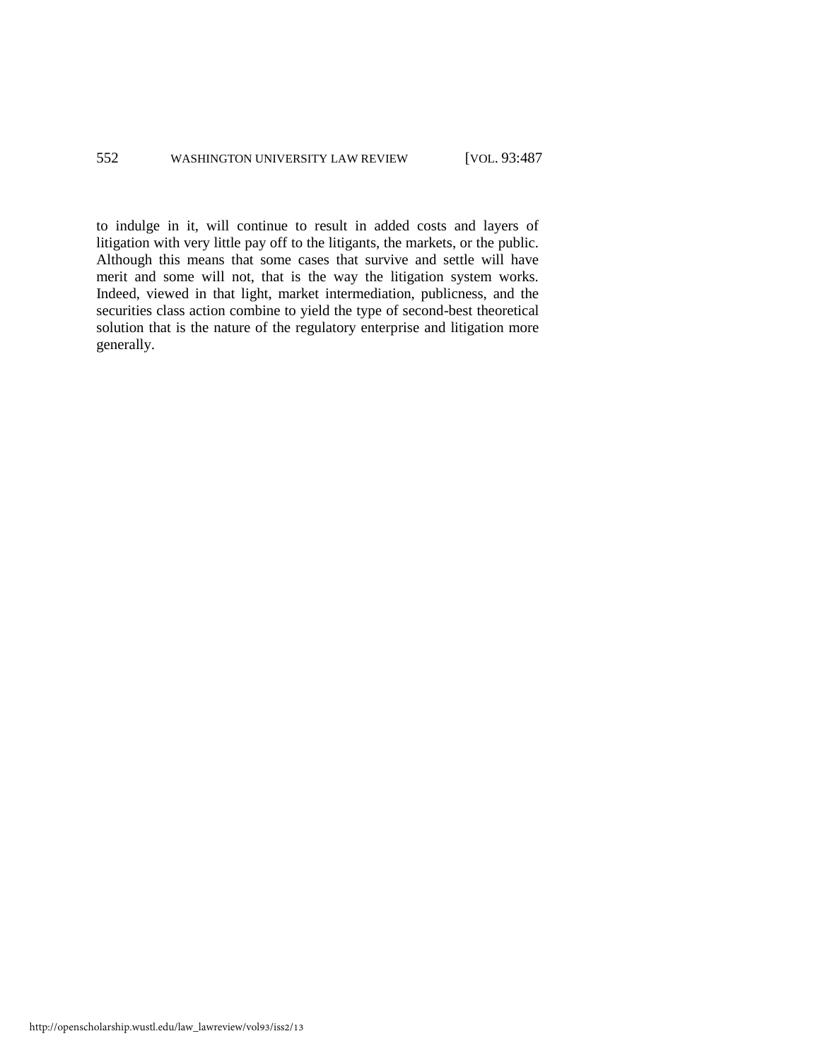to indulge in it, will continue to result in added costs and layers of litigation with very little pay off to the litigants, the markets, or the public. Although this means that some cases that survive and settle will have merit and some will not, that is the way the litigation system works. Indeed, viewed in that light, market intermediation, publicness, and the securities class action combine to yield the type of second-best theoretical solution that is the nature of the regulatory enterprise and litigation more generally.